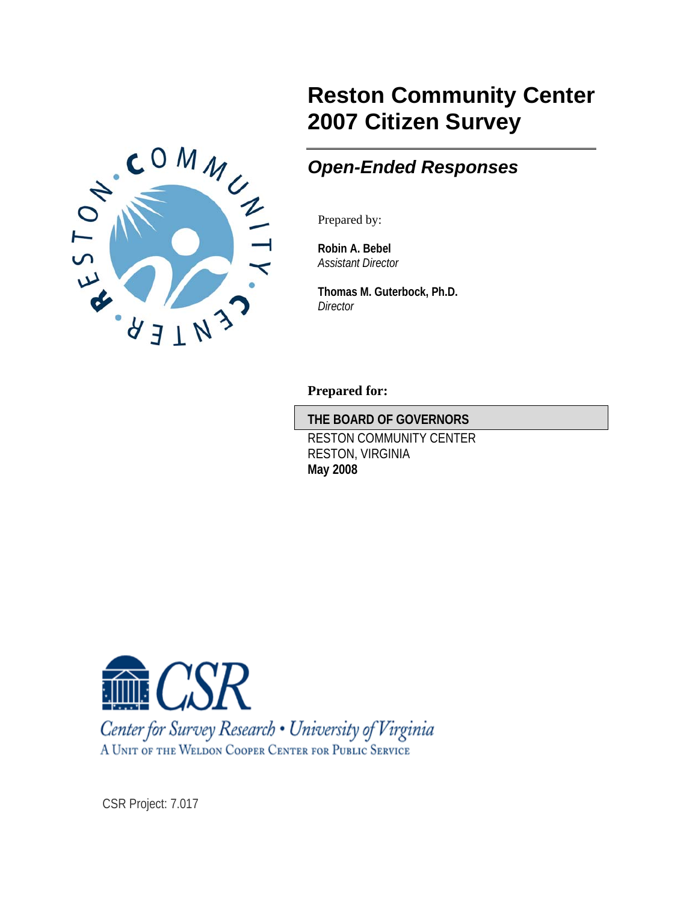# Reston Community Center 2007 Citizen Survey

## *Open-Ended Responses*

Prepared by:

**Robin A. Bebel**
*Assistant Director*

**Thomas M. Guterbock, Ph.D.**
*Director*

**Prepared for:**

**THE BOARD OF GOVERNORS**
RESTON COMMUNITY CENTER
RESTON, VIRGINIA
**May 2008**

CSR

Center for Survey Research • University of Virginia
A Unit of the Weldon Cooper Center for Public Service

CSR Project: 7.017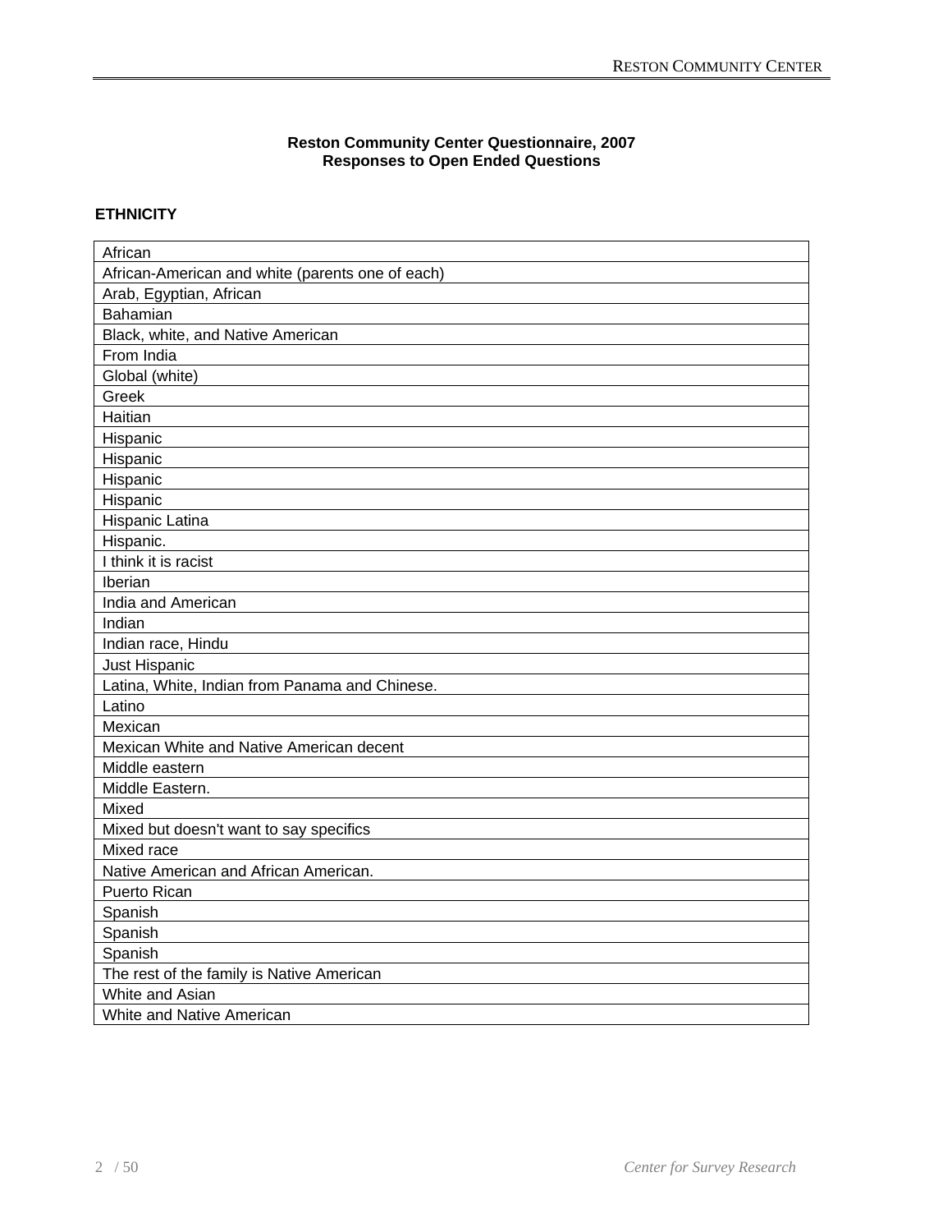**Reston Community Center Questionnaire, 2007**
**Responses to Open Ended Questions**

**ETHNICITY**

| |
|---|
| African |
| African-American and white (parents one of each) |
| Arab, Egyptian, African |
| Bahamian |
| Black, white, and Native American |
| From India |
| Global (white) |
| Greek |
| Haitian |
| Hispanic |
| Hispanic |
| Hispanic |
| Hispanic |
| Hispanic Latina |
| Hispanic. |
| I think it is racist |
| Iberian |
| India and American |
| Indian |
| Indian race, Hindu |
| Just Hispanic |
| Latina, White, Indian from Panama and Chinese. |
| Latino |
| Mexican |
| Mexican White and Native American decent |
| Middle eastern |
| Middle Eastern. |
| Mixed |
| Mixed but doesn't want to say specifics |
| Mixed race |
| Native American and African American. |
| Puerto Rican |
| Spanish |
| Spanish |
| Spanish |
| The rest of the family is Native American |
| White and Asian |
| White and Native American |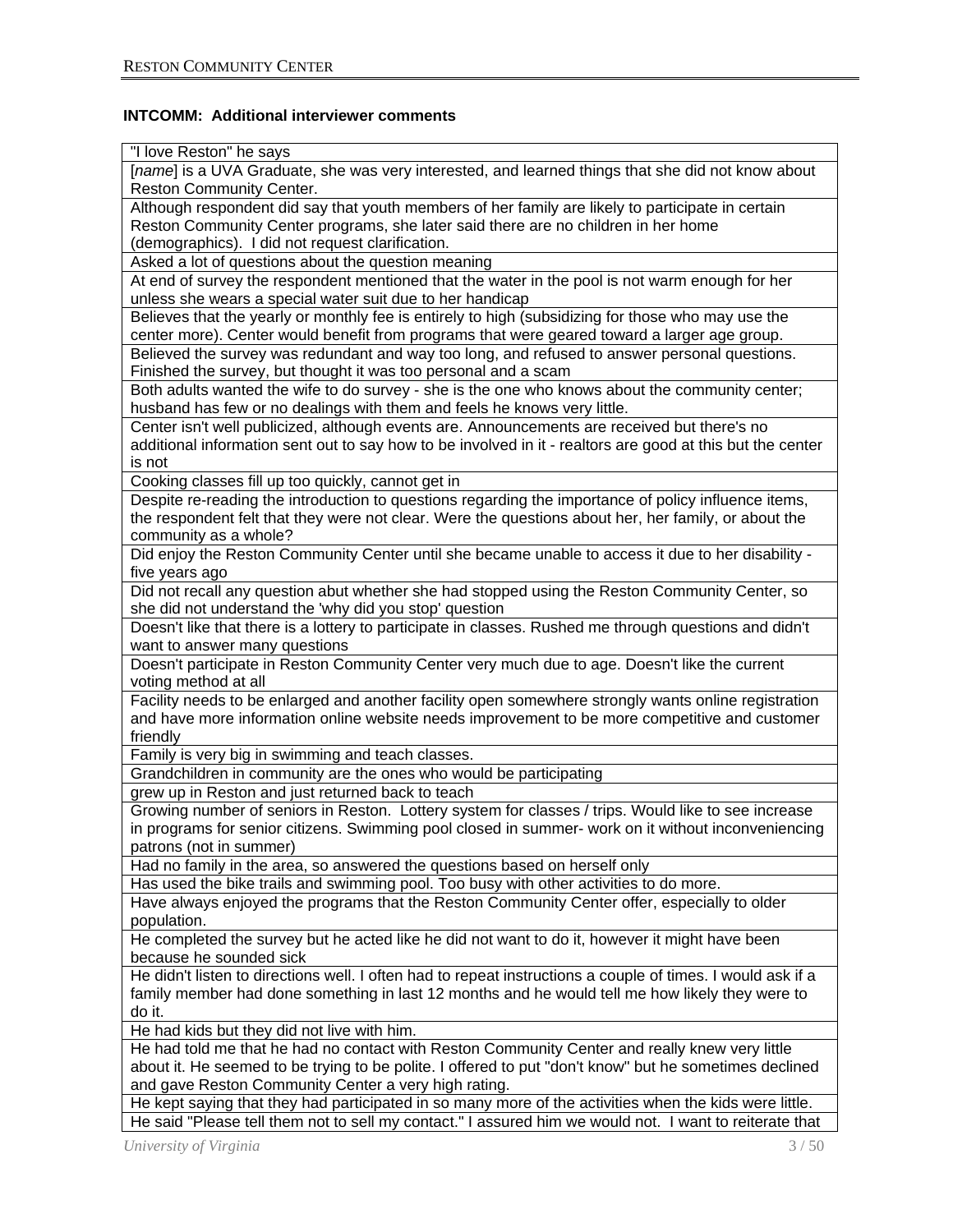**INTCOMM: Additional interviewer comments**

| |
|---|
| "I love Reston" he says |
| [*name*] is a UVA Graduate, she was very interested, and learned things that she did not know about Reston Community Center. |
| Although respondent did say that youth members of her family are likely to participate in certain Reston Community Center programs, she later said there are no children in her home (demographics). I did not request clarification. |
| Asked a lot of questions about the question meaning |
| At end of survey the respondent mentioned that the water in the pool is not warm enough for her unless she wears a special water suit due to her handicap |
| Believes that the yearly or monthly fee is entirely to high (subsidizing for those who may use the center more). Center would benefit from programs that were geared toward a larger age group. |
| Believed the survey was redundant and way too long, and refused to answer personal questions. Finished the survey, but thought it was too personal and a scam |
| Both adults wanted the wife to do survey - she is the one who knows about the community center; husband has few or no dealings with them and feels he knows very little. |
| Center isn't well publicized, although events are. Announcements are received but there's no additional information sent out to say how to be involved in it - realtors are good at this but the center is not |
| Cooking classes fill up too quickly, cannot get in |
| Despite re-reading the introduction to questions regarding the importance of policy influence items, the respondent felt that they were not clear. Were the questions about her, her family, or about the community as a whole? |
| Did enjoy the Reston Community Center until she became unable to access it due to her disability - five years ago |
| Did not recall any question abut whether she had stopped using the Reston Community Center, so she did not understand the 'why did you stop' question |
| Doesn't like that there is a lottery to participate in classes. Rushed me through questions and didn't want to answer many questions |
| Doesn't participate in Reston Community Center very much due to age. Doesn't like the current voting method at all |
| Facility needs to be enlarged and another facility open somewhere strongly wants online registration and have more information online website needs improvement to be more competitive and customer friendly |
| Family is very big in swimming and teach classes. |
| Grandchildren in community are the ones who would be participating |
| grew up in Reston and just returned back to teach |
| Growing number of seniors in Reston. Lottery system for classes / trips. Would like to see increase in programs for senior citizens. Swimming pool closed in summer- work on it without inconveniencing patrons (not in summer) |
| Had no family in the area, so answered the questions based on herself only |
| Has used the bike trails and swimming pool. Too busy with other activities to do more. |
| Have always enjoyed the programs that the Reston Community Center offer, especially to older population. |
| He completed the survey but he acted like he did not want to do it, however it might have been because he sounded sick |
| He didn't listen to directions well. I often had to repeat instructions a couple of times. I would ask if a family member had done something in last 12 months and he would tell me how likely they were to do it. |
| He had kids but they did not live with him. |
| He had told me that he had no contact with Reston Community Center and really knew very little about it. He seemed to be trying to be polite. I offered to put "don't know" but he sometimes declined and gave Reston Community Center a very high rating. |
| He kept saying that they had participated in so many more of the activities when the kids were little. |
| He said "Please tell them not to sell my contact." I assured him we would not. I want to reiterate that |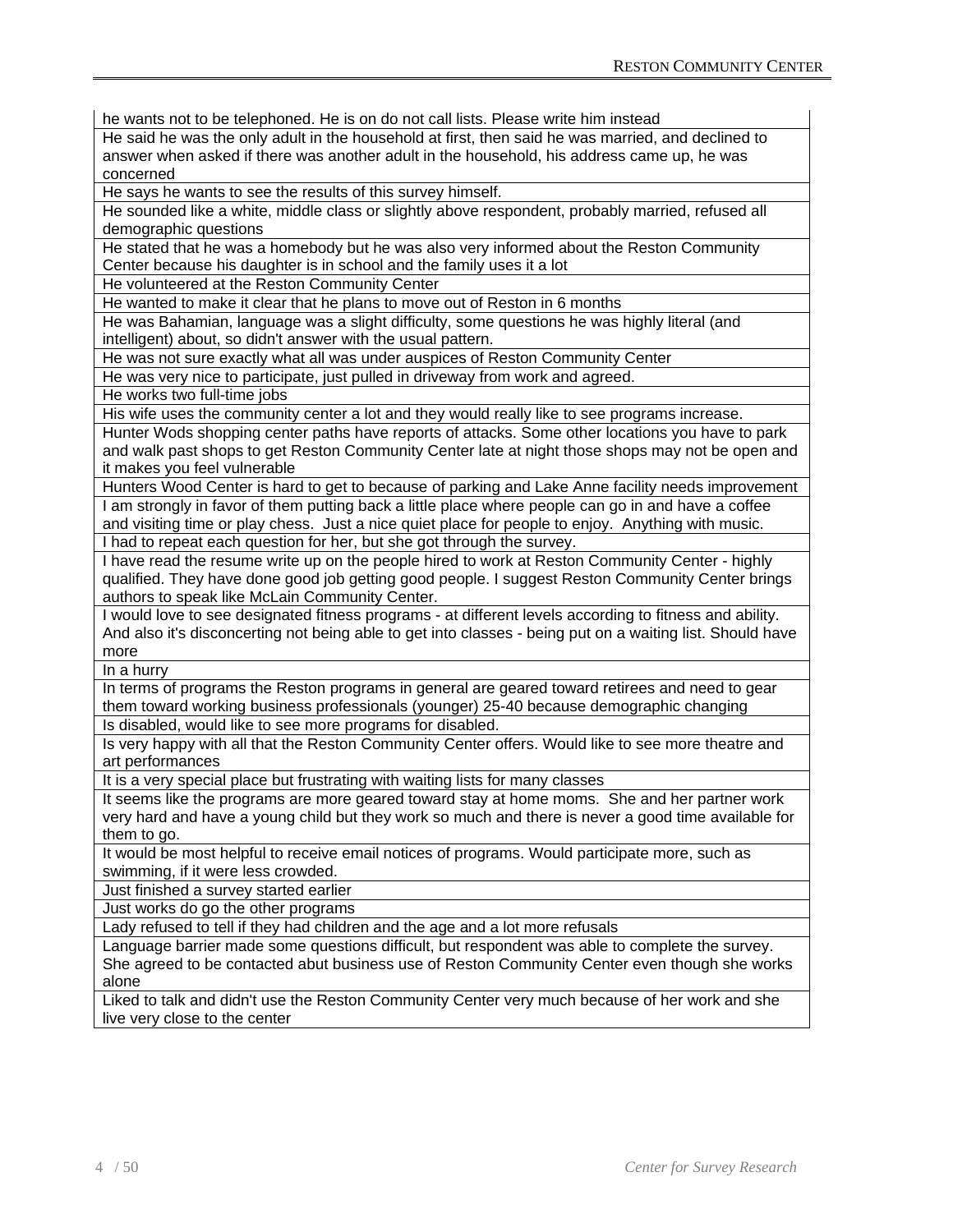| |
|---|
| he wants not to be telephoned. He is on do not call lists. Please write him instead |
| He said he was the only adult in the household at first, then said he was married, and declined to answer when asked if there was another adult in the household, his address came up, he was concerned |
| He says he wants to see the results of this survey himself. |
| He sounded like a white, middle class or slightly above respondent, probably married, refused all demographic questions |
| He stated that he was a homebody but he was also very informed about the Reston Community Center because his daughter is in school and the family uses it a lot |
| He volunteered at the Reston Community Center |
| He wanted to make it clear that he plans to move out of Reston in 6 months |
| He was Bahamian, language was a slight difficulty, some questions he was highly literal (and intelligent) about, so didn't answer with the usual pattern. |
| He was not sure exactly what all was under auspices of Reston Community Center |
| He was very nice to participate, just pulled in driveway from work and agreed. |
| He works two full-time jobs |
| His wife uses the community center a lot and they would really like to see programs increase. |
| Hunter Wods shopping center paths have reports of attacks. Some other locations you have to park and walk past shops to get Reston Community Center late at night those shops may not be open and it makes you feel vulnerable |
| Hunters Wood Center is hard to get to because of parking and Lake Anne facility needs improvement |
| I am strongly in favor of them putting back a little place where people can go in and have a coffee and visiting time or play chess. Just a nice quiet place for people to enjoy. Anything with music. |
| I had to repeat each question for her, but she got through the survey. |
| I have read the resume write up on the people hired to work at Reston Community Center - highly qualified. They have done good job getting good people. I suggest Reston Community Center brings authors to speak like McLain Community Center. |
| I would love to see designated fitness programs - at different levels according to fitness and ability. And also it's disconcerting not being able to get into classes - being put on a waiting list. Should have more |
| In a hurry |
| In terms of programs the Reston programs in general are geared toward retirees and need to gear them toward working business professionals (younger) 25-40 because demographic changing |
| Is disabled, would like to see more programs for disabled. |
| Is very happy with all that the Reston Community Center offers. Would like to see more theatre and art performances |
| It is a very special place but frustrating with waiting lists for many classes |
| It seems like the programs are more geared toward stay at home moms. She and her partner work very hard and have a young child but they work so much and there is never a good time available for them to go. |
| It would be most helpful to receive email notices of programs. Would participate more, such as swimming, if it were less crowded. |
| Just finished a survey started earlier |
| Just works do go the other programs |
| Lady refused to tell if they had children and the age and a lot more refusals |
| Language barrier made some questions difficult, but respondent was able to complete the survey. She agreed to be contacted abut business use of Reston Community Center even though she works alone |
| Liked to talk and didn't use the Reston Community Center very much because of her work and she live very close to the center |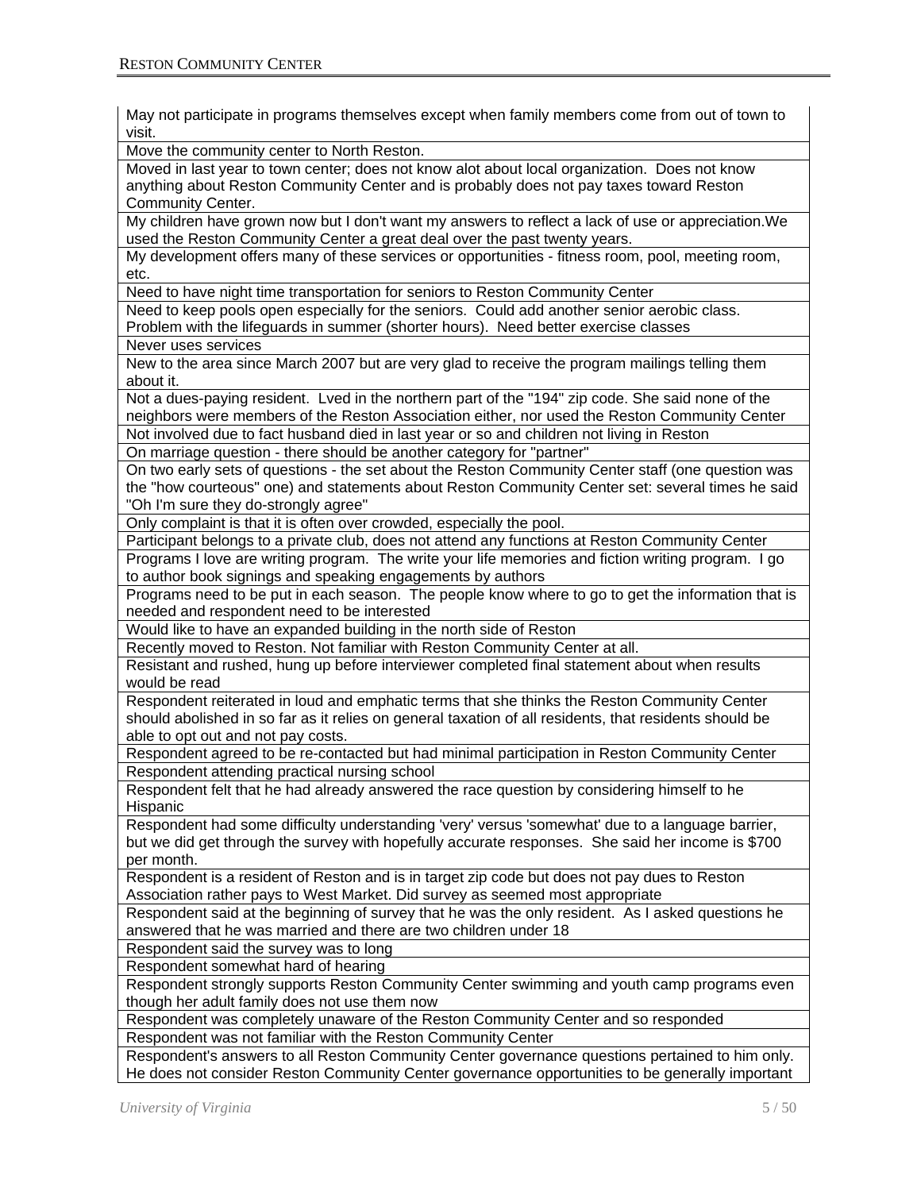| May not participate in programs themselves except when family members come from out of town to visit. |
|---|
| Move the community center to North Reston. |
| Moved in last year to town center; does not know alot about local organization. Does not know anything about Reston Community Center and is probably does not pay taxes toward Reston Community Center. |
| My children have grown now but I don't want my answers to reflect a lack of use or appreciation.We used the Reston Community Center a great deal over the past twenty years. |
| My development offers many of these services or opportunities - fitness room, pool, meeting room, etc. |
| Need to have night time transportation for seniors to Reston Community Center |
| Need to keep pools open especially for the seniors. Could add another senior aerobic class. Problem with the lifeguards in summer (shorter hours). Need better exercise classes |
| Never uses services |
| New to the area since March 2007 but are very glad to receive the program mailings telling them about it. |
| Not a dues-paying resident. Lved in the northern part of the "194" zip code. She said none of the neighbors were members of the Reston Association either, nor used the Reston Community Center |
| Not involved due to fact husband died in last year or so and children not living in Reston |
| On marriage question - there should be another category for "partner" |
| On two early sets of questions - the set about the Reston Community Center staff (one question was the "how courteous" one) and statements about Reston Community Center set: several times he said "Oh I'm sure they do-strongly agree" |
| Only complaint is that it is often over crowded, especially the pool. |
| Participant belongs to a private club, does not attend any functions at Reston Community Center |
| Programs I love are writing program. The write your life memories and fiction writing program. I go to author book signings and speaking engagements by authors |
| Programs need to be put in each season. The people know where to go to get the information that is needed and respondent need to be interested |
| Would like to have an expanded building in the north side of Reston |
| Recently moved to Reston. Not familiar with Reston Community Center at all. |
| Resistant and rushed, hung up before interviewer completed final statement about when results would be read |
| Respondent reiterated in loud and emphatic terms that she thinks the Reston Community Center should abolished in so far as it relies on general taxation of all residents, that residents should be able to opt out and not pay costs. |
| Respondent agreed to be re-contacted but had minimal participation in Reston Community Center |
| Respondent attending practical nursing school |
| Respondent felt that he had already answered the race question by considering himself to he Hispanic |
| Respondent had some difficulty understanding 'very' versus 'somewhat' due to a language barrier, but we did get through the survey with hopefully accurate responses. She said her income is $700 per month. |
| Respondent is a resident of Reston and is in target zip code but does not pay dues to Reston Association rather pays to West Market. Did survey as seemed most appropriate |
| Respondent said at the beginning of survey that he was the only resident. As I asked questions he answered that he was married and there are two children under 18 |
| Respondent said the survey was to long |
| Respondent somewhat hard of hearing |
| Respondent strongly supports Reston Community Center swimming and youth camp programs even though her adult family does not use them now |
| Respondent was completely unaware of the Reston Community Center and so responded |
| Respondent was not familiar with the Reston Community Center |
| Respondent's answers to all Reston Community Center governance questions pertained to him only. He does not consider Reston Community Center governance opportunities to be generally important |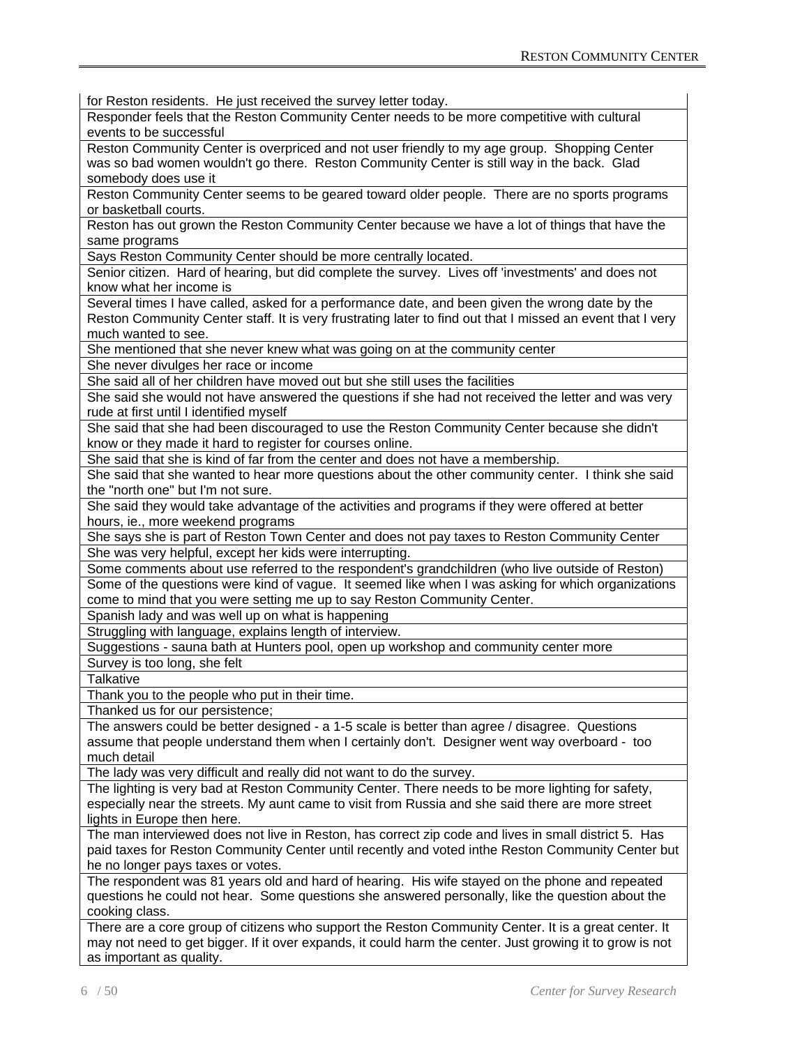| |
|---|
| for Reston residents. He just received the survey letter today. |
| Responder feels that the Reston Community Center needs to be more competitive with cultural events to be successful |
| Reston Community Center is overpriced and not user friendly to my age group. Shopping Center was so bad women wouldn't go there. Reston Community Center is still way in the back. Glad somebody does use it |
| Reston Community Center seems to be geared toward older people. There are no sports programs or basketball courts. |
| Reston has out grown the Reston Community Center because we have a lot of things that have the same programs |
| Says Reston Community Center should be more centrally located. |
| Senior citizen. Hard of hearing, but did complete the survey. Lives off 'investments' and does not know what her income is |
| Several times I have called, asked for a performance date, and been given the wrong date by the Reston Community Center staff. It is very frustrating later to find out that I missed an event that I very much wanted to see. |
| She mentioned that she never knew what was going on at the community center |
| She never divulges her race or income |
| She said all of her children have moved out but she still uses the facilities |
| She said she would not have answered the questions if she had not received the letter and was very rude at first until I identified myself |
| She said that she had been discouraged to use the Reston Community Center because she didn't know or they made it hard to register for courses online. |
| She said that she is kind of far from the center and does not have a membership. |
| She said that she wanted to hear more questions about the other community center. I think she said the "north one" but I'm not sure. |
| She said they would take advantage of the activities and programs if they were offered at better hours, ie., more weekend programs |
| She says she is part of Reston Town Center and does not pay taxes to Reston Community Center |
| She was very helpful, except her kids were interrupting. |
| Some comments about use referred to the respondent's grandchildren (who live outside of Reston) |
| Some of the questions were kind of vague. It seemed like when I was asking for which organizations come to mind that you were setting me up to say Reston Community Center. |
| Spanish lady and was well up on what is happening |
| Struggling with language, explains length of interview. |
| Suggestions - sauna bath at Hunters pool, open up workshop and community center more |
| Survey is too long, she felt |
| Talkative |
| Thank you to the people who put in their time. |
| Thanked us for our persistence; |
| The answers could be better designed - a 1-5 scale is better than agree / disagree. Questions assume that people understand them when I certainly don't. Designer went way overboard - too much detail |
| The lady was very difficult and really did not want to do the survey. |
| The lighting is very bad at Reston Community Center. There needs to be more lighting for safety, especially near the streets. My aunt came to visit from Russia and she said there are more street lights in Europe then here. |
| The man interviewed does not live in Reston, has correct zip code and lives in small district 5. Has paid taxes for Reston Community Center until recently and voted inthe Reston Community Center but he no longer pays taxes or votes. |
| The respondent was 81 years old and hard of hearing. His wife stayed on the phone and repeated questions he could not hear. Some questions she answered personally, like the question about the cooking class. |
| There are a core group of citizens who support the Reston Community Center. It is a great center. It may not need to get bigger. If it over expands, it could harm the center. Just growing it to grow is not as important as quality. |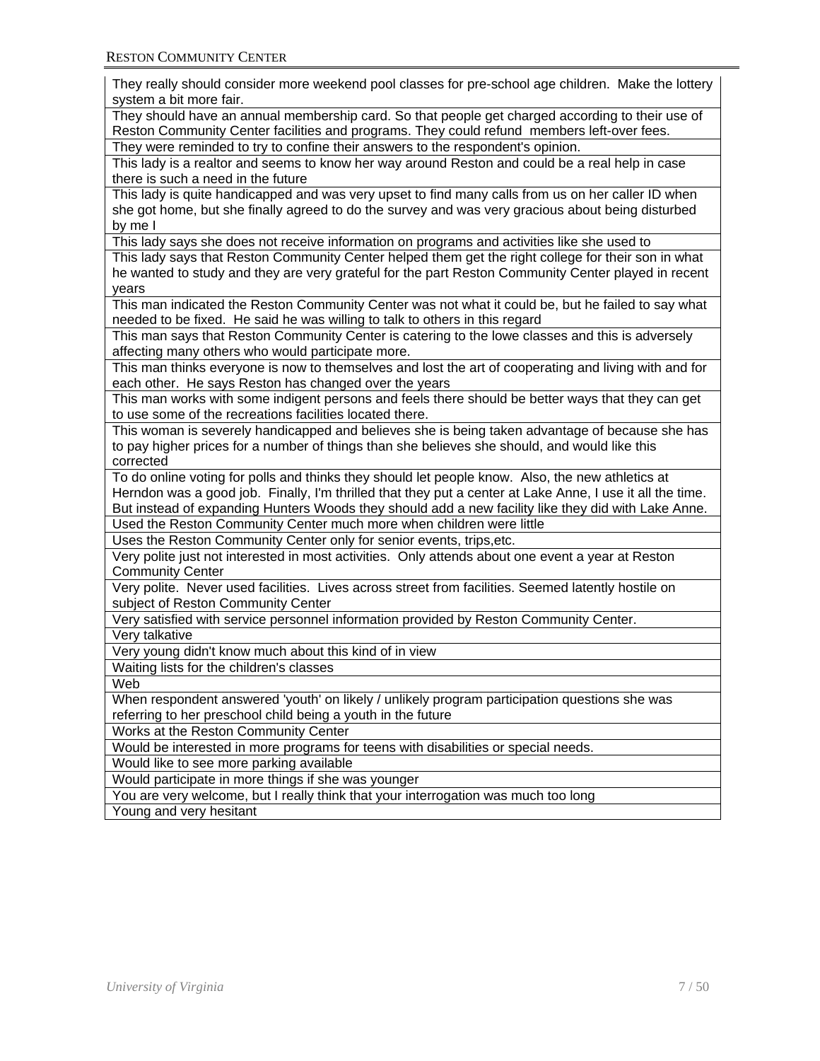| |
|---|
| They really should consider more weekend pool classes for pre-school age children. Make the lottery system a bit more fair. |
| They should have an annual membership card. So that people get charged according to their use of Reston Community Center facilities and programs. They could refund members left-over fees. |
| They were reminded to try to confine their answers to the respondent's opinion. |
| This lady is a realtor and seems to know her way around Reston and could be a real help in case there is such a need in the future |
| This lady is quite handicapped and was very upset to find many calls from us on her caller ID when she got home, but she finally agreed to do the survey and was very gracious about being disturbed by me I |
| This lady says she does not receive information on programs and activities like she used to |
| This lady says that Reston Community Center helped them get the right college for their son in what he wanted to study and they are very grateful for the part Reston Community Center played in recent years |
| This man indicated the Reston Community Center was not what it could be, but he failed to say what needed to be fixed. He said he was willing to talk to others in this regard |
| This man says that Reston Community Center is catering to the lowe classes and this is adversely affecting many others who would participate more. |
| This man thinks everyone is now to themselves and lost the art of cooperating and living with and for each other. He says Reston has changed over the years |
| This man works with some indigent persons and feels there should be better ways that they can get to use some of the recreations facilities located there. |
| This woman is severely handicapped and believes she is being taken advantage of because she has to pay higher prices for a number of things than she believes she should, and would like this corrected |
| To do online voting for polls and thinks they should let people know. Also, the new athletics at Herndon was a good job. Finally, I'm thrilled that they put a center at Lake Anne, I use it all the time. But instead of expanding Hunters Woods they should add a new facility like they did with Lake Anne. |
| Used the Reston Community Center much more when children were little |
| Uses the Reston Community Center only for senior events, trips,etc. |
| Very polite just not interested in most activities. Only attends about one event a year at Reston Community Center |
| Very polite. Never used facilities. Lives across street from facilities. Seemed latently hostile on subject of Reston Community Center |
| Very satisfied with service personnel information provided by Reston Community Center. |
| Very talkative |
| Very young didn't know much about this kind of in view |
| Waiting lists for the children's classes |
| Web |
| When respondent answered 'youth' on likely / unlikely program participation questions she was referring to her preschool child being a youth in the future |
| Works at the Reston Community Center |
| Would be interested in more programs for teens with disabilities or special needs. |
| Would like to see more parking available |
| Would participate in more things if she was younger |
| You are very welcome, but I really think that your interrogation was much too long |
| Young and very hesitant |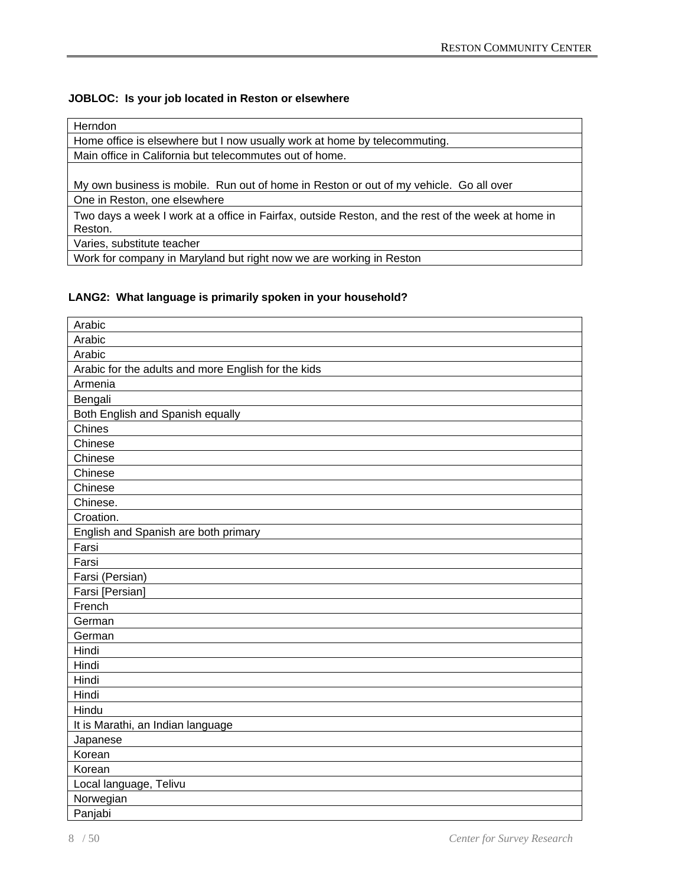**JOBLOC: Is your job located in Reston or elsewhere**

| |
|---|
| Herndon |
| Home office is elsewhere but I now usually work at home by telecommuting. |
| Main office in California but telecommutes out of home. |
| My own business is mobile. Run out of home in Reston or out of my vehicle. Go all over |
| One in Reston, one elsewhere |
| Two days a week I work at a office in Fairfax, outside Reston, and the rest of the week at home in Reston. |
| Varies, substitute teacher |
| Work for company in Maryland but right now we are working in Reston |

**LANG2: What language is primarily spoken in your household?**

| |
|---|
| Arabic |
| Arabic |
| Arabic |
| Arabic for the adults and more English for the kids |
| Armenia |
| Bengali |
| Both English and Spanish equally |
| Chines |
| Chinese |
| Chinese |
| Chinese |
| Chinese |
| Chinese. |
| Croation. |
| English and Spanish are both primary |
| Farsi |
| Farsi |
| Farsi (Persian) |
| Farsi [Persian] |
| French |
| German |
| German |
| Hindi |
| Hindi |
| Hindi |
| Hindi |
| Hindu |
| It is Marathi, an Indian language |
| Japanese |
| Korean |
| Korean |
| Local language, Telivu |
| Norwegian |
| Panjabi |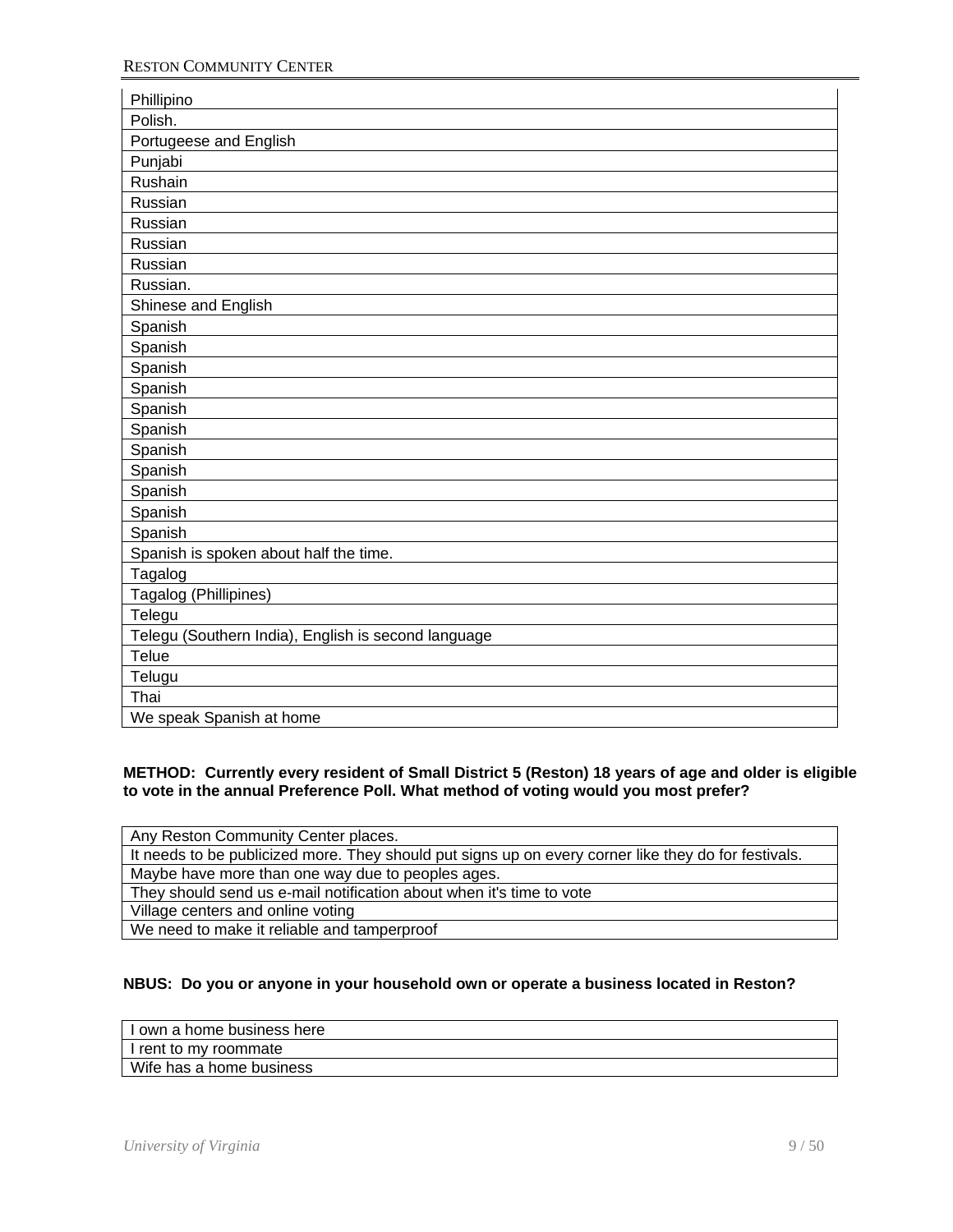| |
|---|
| Phillipino |
| Polish. |
| Portugeese and English |
| Punjabi |
| Rushain |
| Russian |
| Russian |
| Russian |
| Russian |
| Russian. |
| Shinese and English |
| Spanish |
| Spanish |
| Spanish |
| Spanish |
| Spanish |
| Spanish |
| Spanish |
| Spanish |
| Spanish |
| Spanish |
| Spanish |
| Spanish is spoken about half the time. |
| Tagalog |
| Tagalog (Phillipines) |
| Telegu |
| Telegu (Southern India), English is second language |
| Telue |
| Telugu |
| Thai |
| We speak Spanish at home |

**METHOD: Currently every resident of Small District 5 (Reston) 18 years of age and older is eligible to vote in the annual Preference Poll. What method of voting would you most prefer?**

| |
|---|
| Any Reston Community Center places. |
| It needs to be publicized more. They should put signs up on every corner like they do for festivals. |
| Maybe have more than one way due to peoples ages. |
| They should send us e-mail notification about when it's time to vote |
| Village centers and online voting |
| We need to make it reliable and tamperproof |

**NBUS: Do you or anyone in your household own or operate a business located in Reston?**

| |
|---|
| I own a home business here |
| I rent to my roommate |
| Wife has a home business |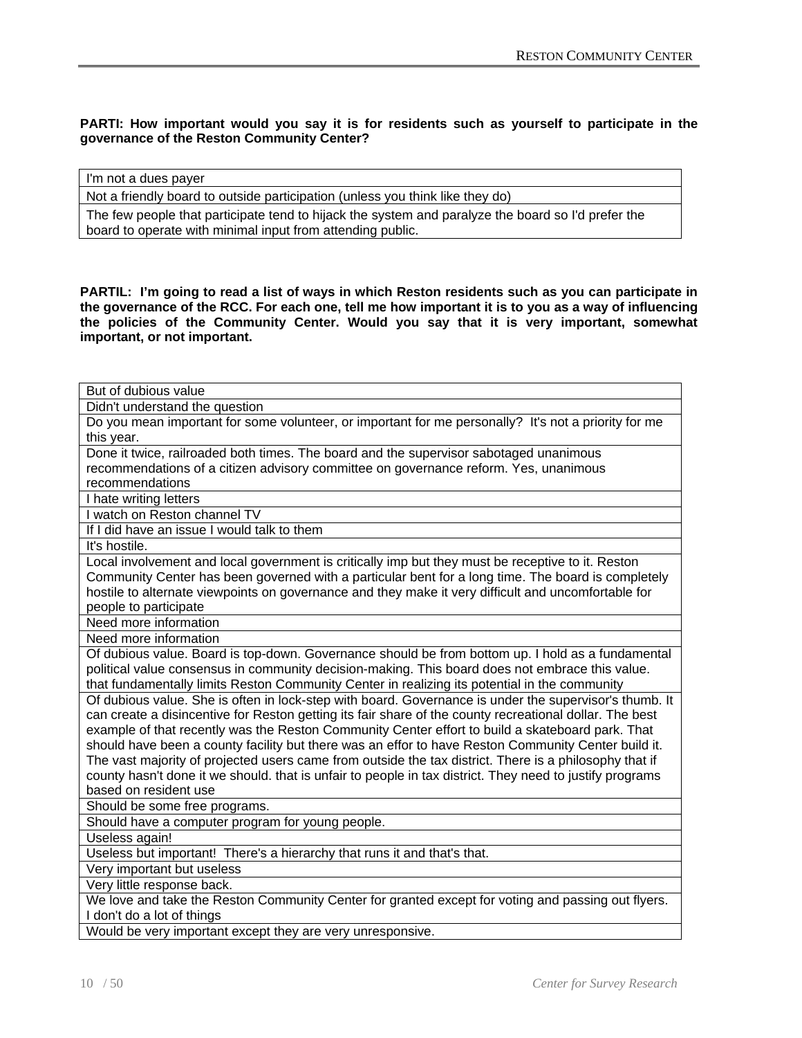**PARTI: How important would you say it is for residents such as yourself to participate in the governance of the Reston Community Center?**

| I'm not a dues payer |
|---|
| Not a friendly board to outside participation (unless you think like they do) |
| The few people that participate tend to hijack the system and paralyze the board so I'd prefer the board to operate with minimal input from attending public. |

**PARTIL: I'm going to read a list of ways in which Reston residents such as you can participate in the governance of the RCC. For each one, tell me how important it is to you as a way of influencing the policies of the Community Center. Would you say that it is very important, somewhat important, or not important.**

| But of dubious value |
|---|
| Didn't understand the question |
| Do you mean important for some volunteer, or important for me personally? It's not a priority for me this year. |
| Done it twice, railroaded both times. The board and the supervisor sabotaged unanimous recommendations of a citizen advisory committee on governance reform. Yes, unanimous recommendations |
| I hate writing letters |
| I watch on Reston channel TV |
| If I did have an issue I would talk to them |
| It's hostile. |
| Local involvement and local government is critically imp but they must be receptive to it. Reston Community Center has been governed with a particular bent for a long time. The board is completely hostile to alternate viewpoints on governance and they make it very difficult and uncomfortable for people to participate |
| Need more information |
| Need more information |
| Of dubious value. Board is top-down. Governance should be from bottom up. I hold as a fundamental political value consensus in community decision-making. This board does not embrace this value. that fundamentally limits Reston Community Center in realizing its potential in the community |
| Of dubious value. She is often in lock-step with board. Governance is under the supervisor's thumb. It can create a disincentive for Reston getting its fair share of the county recreational dollar. The best example of that recently was the Reston Community Center effort to build a skateboard park. That should have been a county facility but there was an effor to have Reston Community Center build it. The vast majority of projected users came from outside the tax district. There is a philosophy that if county hasn't done it we should. that is unfair to people in tax district. They need to justify programs based on resident use |
| Should be some free programs. |
| Should have a computer program for young people. |
| Useless again! |
| Useless but important! There's a hierarchy that runs it and that's that. |
| Very important but useless |
| Very little response back. |
| We love and take the Reston Community Center for granted except for voting and passing out flyers. I don't do a lot of things |
| Would be very important except they are very unresponsive. |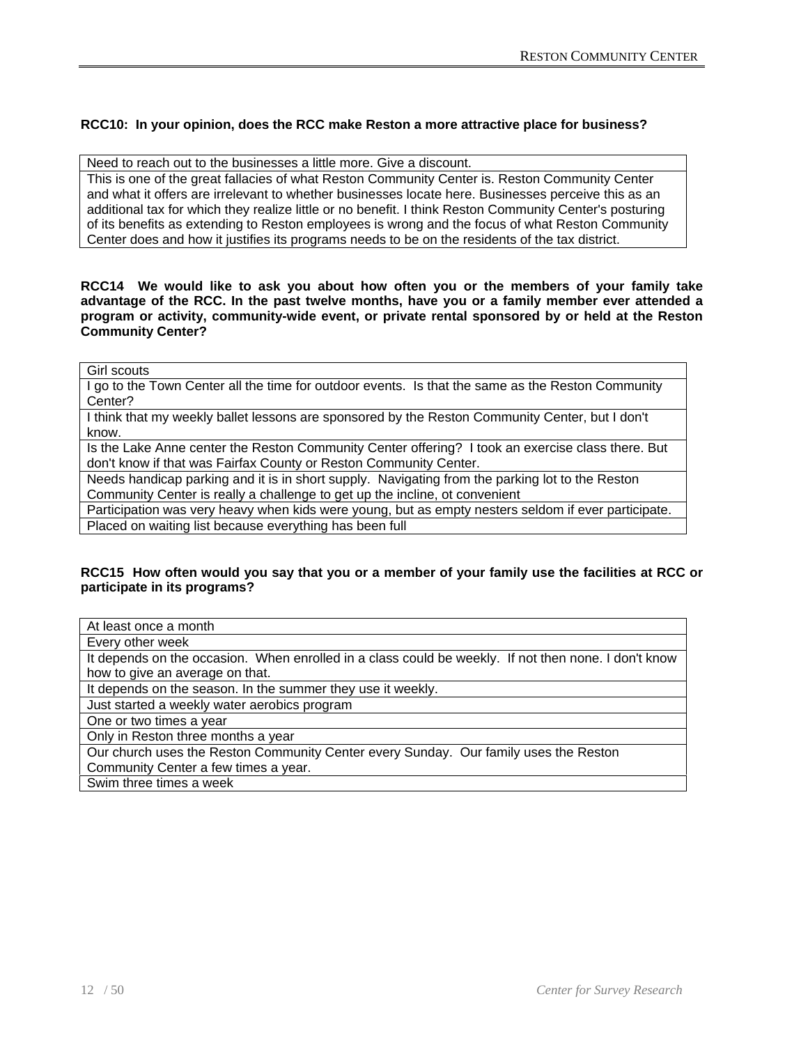**RCC10: In your opinion, does the RCC make Reston a more attractive place for business?**

| |
|---|
| Need to reach out to the businesses a little more. Give a discount. |
| This is one of the great fallacies of what Reston Community Center is. Reston Community Center and what it offers are irrelevant to whether businesses locate here. Businesses perceive this as an additional tax for which they realize little or no benefit. I think Reston Community Center's posturing of its benefits as extending to Reston employees is wrong and the focus of what Reston Community Center does and how it justifies its programs needs to be on the residents of the tax district. |

**RCC14 We would like to ask you about how often you or the members of your family take advantage of the RCC. In the past twelve months, have you or a family member ever attended a program or activity, community-wide event, or private rental sponsored by or held at the Reston Community Center?**

| |
|---|
| Girl scouts |
| I go to the Town Center all the time for outdoor events. Is that the same as the Reston Community Center? |
| I think that my weekly ballet lessons are sponsored by the Reston Community Center, but I don't know. |
| Is the Lake Anne center the Reston Community Center offering? I took an exercise class there. But don't know if that was Fairfax County or Reston Community Center. |
| Needs handicap parking and it is in short supply. Navigating from the parking lot to the Reston Community Center is really a challenge to get up the incline, ot convenient |
| Participation was very heavy when kids were young, but as empty nesters seldom if ever participate. |
| Placed on waiting list because everything has been full |

**RCC15 How often would you say that you or a member of your family use the facilities at RCC or participate in its programs?**

| |
|---|
| At least once a month |
| Every other week |
| It depends on the occasion. When enrolled in a class could be weekly. If not then none. I don't know how to give an average on that. |
| It depends on the season. In the summer they use it weekly. |
| Just started a weekly water aerobics program |
| One or two times a year |
| Only in Reston three months a year |
| Our church uses the Reston Community Center every Sunday. Our family uses the Reston Community Center a few times a year. |
| Swim three times a week |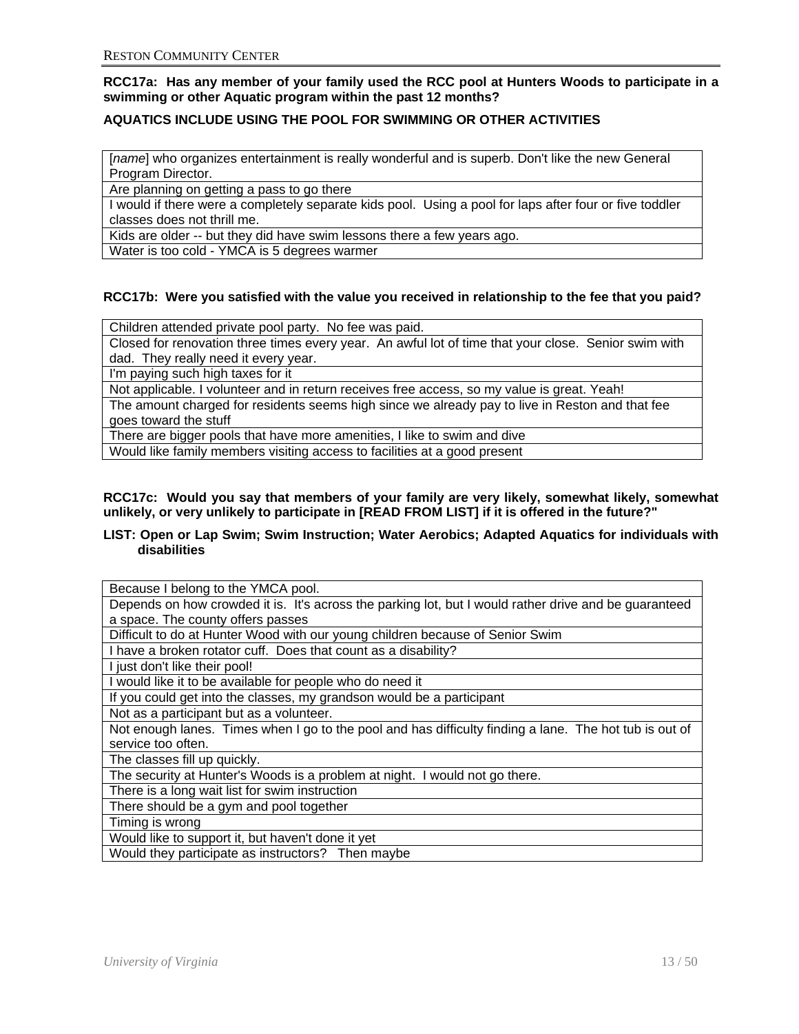**RCC17a: Has any member of your family used the RCC pool at Hunters Woods to participate in a swimming or other Aquatic program within the past 12 months?**

**AQUATICS INCLUDE USING THE POOL FOR SWIMMING OR OTHER ACTIVITIES**

| |
|---|
| [*name*] who organizes entertainment is really wonderful and is superb. Don't like the new General Program Director. |
| Are planning on getting a pass to go there |
| I would if there were a completely separate kids pool. Using a pool for laps after four or five toddler classes does not thrill me. |
| Kids are older -- but they did have swim lessons there a few years ago. |
| Water is too cold - YMCA is 5 degrees warmer |

**RCC17b: Were you satisfied with the value you received in relationship to the fee that you paid?**

| |
|---|
| Children attended private pool party. No fee was paid. |
| Closed for renovation three times every year. An awful lot of time that your close. Senior swim with dad. They really need it every year. |
| I'm paying such high taxes for it |
| Not applicable. I volunteer and in return receives free access, so my value is great. Yeah! |
| The amount charged for residents seems high since we already pay to live in Reston and that fee goes toward the stuff |
| There are bigger pools that have more amenities, I like to swim and dive |
| Would like family members visiting access to facilities at a good present |

**RCC17c: Would you say that members of your family are very likely, somewhat likely, somewhat unlikely, or very unlikely to participate in [READ FROM LIST] if it is offered in the future?"**

**LIST: Open or Lap Swim; Swim Instruction; Water Aerobics; Adapted Aquatics for individuals with disabilities**

| |
|---|
| Because I belong to the YMCA pool. |
| Depends on how crowded it is. It's across the parking lot, but I would rather drive and be guaranteed a space. The county offers passes |
| Difficult to do at Hunter Wood with our young children because of Senior Swim |
| I have a broken rotator cuff. Does that count as a disability? |
| I just don't like their pool! |
| I would like it to be available for people who do need it |
| If you could get into the classes, my grandson would be a participant |
| Not as a participant but as a volunteer. |
| Not enough lanes. Times when I go to the pool and has difficulty finding a lane. The hot tub is out of service too often. |
| The classes fill up quickly. |
| The security at Hunter's Woods is a problem at night. I would not go there. |
| There is a long wait list for swim instruction |
| There should be a gym and pool together |
| Timing is wrong |
| Would like to support it, but haven't done it yet |
| Would they participate as instructors? Then maybe |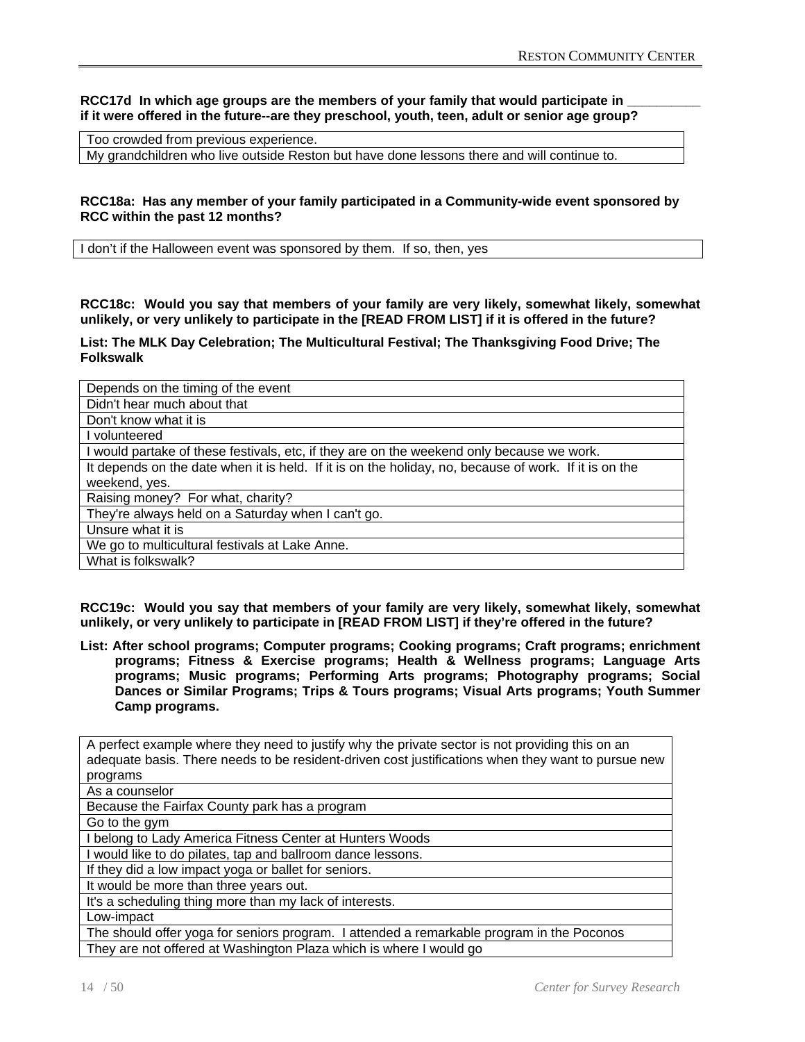**RCC17d In which age groups are the members of your family that would participate in __________ if it were offered in the future--are they preschool, youth, teen, adult or senior age group?**

| |
|---|
| Too crowded from previous experience. |
| My grandchildren who live outside Reston but have done lessons there and will continue to. |

**RCC18a: Has any member of your family participated in a Community-wide event sponsored by RCC within the past 12 months?**

| |
|---|
| I don't if the Halloween event was sponsored by them. If so, then, yes |

**RCC18c: Would you say that members of your family are very likely, somewhat likely, somewhat unlikely, or very unlikely to participate in the [READ FROM LIST] if it is offered in the future?**

**List: The MLK Day Celebration; The Multicultural Festival; The Thanksgiving Food Drive; The Folkswalk**

| |
|---|
| Depends on the timing of the event |
| Didn't hear much about that |
| Don't know what it is |
| I volunteered |
| I would partake of these festivals, etc, if they are on the weekend only because we work. |
| It depends on the date when it is held. If it is on the holiday, no, because of work. If it is on the weekend, yes. |
| Raising money? For what, charity? |
| They're always held on a Saturday when I can't go. |
| Unsure what it is |
| We go to multicultural festivals at Lake Anne. |
| What is folkswalk? |

**RCC19c: Would you say that members of your family are very likely, somewhat likely, somewhat unlikely, or very unlikely to participate in [READ FROM LIST] if they're offered in the future?**

**List: After school programs; Computer programs; Cooking programs; Craft programs; enrichment programs; Fitness & Exercise programs; Health & Wellness programs; Language Arts programs; Music programs; Performing Arts programs; Photography programs; Social Dances or Similar Programs; Trips & Tours programs; Visual Arts programs; Youth Summer Camp programs.**

| |
|---|
| A perfect example where they need to justify why the private sector is not providing this on an adequate basis. There needs to be resident-driven cost justifications when they want to pursue new programs |
| As a counselor |
| Because the Fairfax County park has a program |
| Go to the gym |
| I belong to Lady America Fitness Center at Hunters Woods |
| I would like to do pilates, tap and ballroom dance lessons. |
| If they did a low impact yoga or ballet for seniors. |
| It would be more than three years out. |
| It's a scheduling thing more than my lack of interests. |
| Low-impact |
| The should offer yoga for seniors program. I attended a remarkable program in the Poconos |
| They are not offered at Washington Plaza which is where I would go |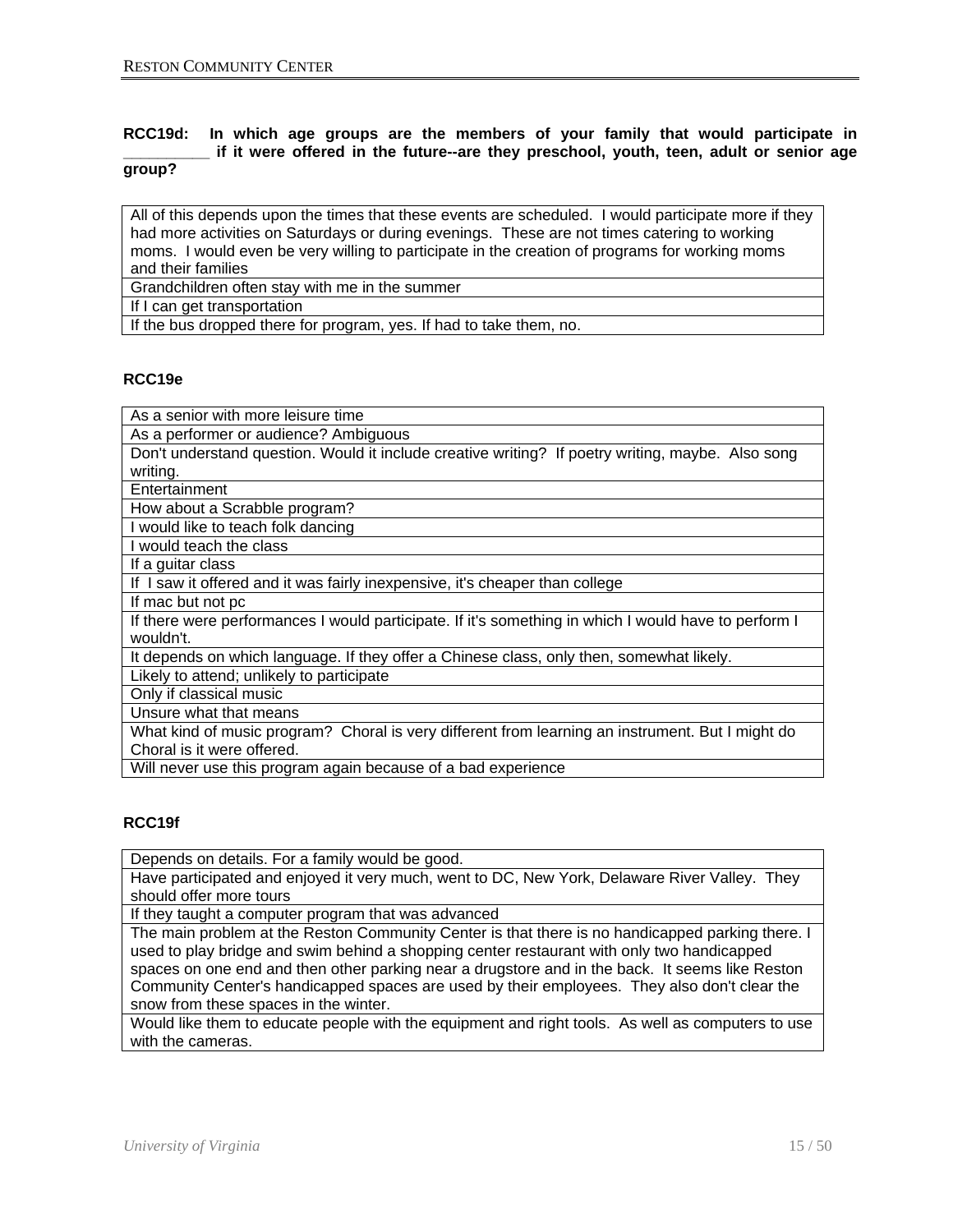**RCC19d: In which age groups are the members of your family that would participate in __________ if it were offered in the future--are they preschool, youth, teen, adult or senior age group?**

| |
|---|
| All of this depends upon the times that these events are scheduled. I would participate more if they had more activities on Saturdays or during evenings. These are not times catering to working moms. I would even be very willing to participate in the creation of programs for working moms and their families |
| Grandchildren often stay with me in the summer |
| If I can get transportation |
| If the bus dropped there for program, yes. If had to take them, no. |

**RCC19e**

| |
|---|
| As a senior with more leisure time |
| As a performer or audience? Ambiguous |
| Don't understand question. Would it include creative writing? If poetry writing, maybe. Also song writing. |
| Entertainment |
| How about a Scrabble program? |
| I would like to teach folk dancing |
| I would teach the class |
| If a guitar class |
| If I saw it offered and it was fairly inexpensive, it's cheaper than college |
| If mac but not pc |
| If there were performances I would participate. If it's something in which I would have to perform I wouldn't. |
| It depends on which language. If they offer a Chinese class, only then, somewhat likely. |
| Likely to attend; unlikely to participate |
| Only if classical music |
| Unsure what that means |
| What kind of music program? Choral is very different from learning an instrument. But I might do Choral is it were offered. |
| Will never use this program again because of a bad experience |

**RCC19f**

| |
|---|
| Depends on details. For a family would be good. |
| Have participated and enjoyed it very much, went to DC, New York, Delaware River Valley. They should offer more tours |
| If they taught a computer program that was advanced |
| The main problem at the Reston Community Center is that there is no handicapped parking there. I used to play bridge and swim behind a shopping center restaurant with only two handicapped spaces on one end and then other parking near a drugstore and in the back. It seems like Reston Community Center's handicapped spaces are used by their employees. They also don't clear the snow from these spaces in the winter. |
| Would like them to educate people with the equipment and right tools. As well as computers to use with the cameras. |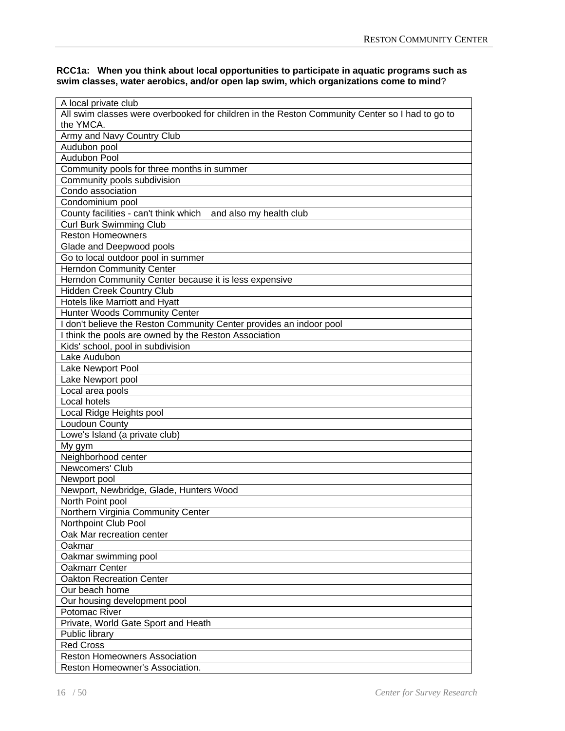**RCC1a: When you think about local opportunities to participate in aquatic programs such as swim classes, water aerobics, and/or open lap swim, which organizations come to mind**?

| A local private club |
|---|
| All swim classes were overbooked for children in the Reston Community Center so I had to go to the YMCA. |
| Army and Navy Country Club |
| Audubon pool |
| Audubon Pool |
| Community pools for three months in summer |
| Community pools subdivision |
| Condo association |
| Condominium pool |
| County facilities - can't think which and also my health club |
| Curl Burk Swimming Club |
| Reston Homeowners |
| Glade and Deepwood pools |
| Go to local outdoor pool in summer |
| Herndon Community Center |
| Herndon Community Center because it is less expensive |
| Hidden Creek Country Club |
| Hotels like Marriott and Hyatt |
| Hunter Woods Community Center |
| I don't believe the Reston Community Center provides an indoor pool |
| I think the pools are owned by the Reston Association |
| Kids' school, pool in subdivision |
| Lake Audubon |
| Lake Newport Pool |
| Lake Newport pool |
| Local area pools |
| Local hotels |
| Local Ridge Heights pool |
| Loudoun County |
| Lowe's Island (a private club) |
| My gym |
| Neighborhood center |
| Newcomers' Club |
| Newport pool |
| Newport, Newbridge, Glade, Hunters Wood |
| North Point pool |
| Northern Virginia Community Center |
| Northpoint Club Pool |
| Oak Mar recreation center |
| Oakmar |
| Oakmar swimming pool |
| Oakmarr Center |
| Oakton Recreation Center |
| Our beach home |
| Our housing development pool |
| Potomac River |
| Private, World Gate Sport and Heath |
| Public library |
| Red Cross |
| Reston Homeowners Association |
| Reston Homeowner's Association. |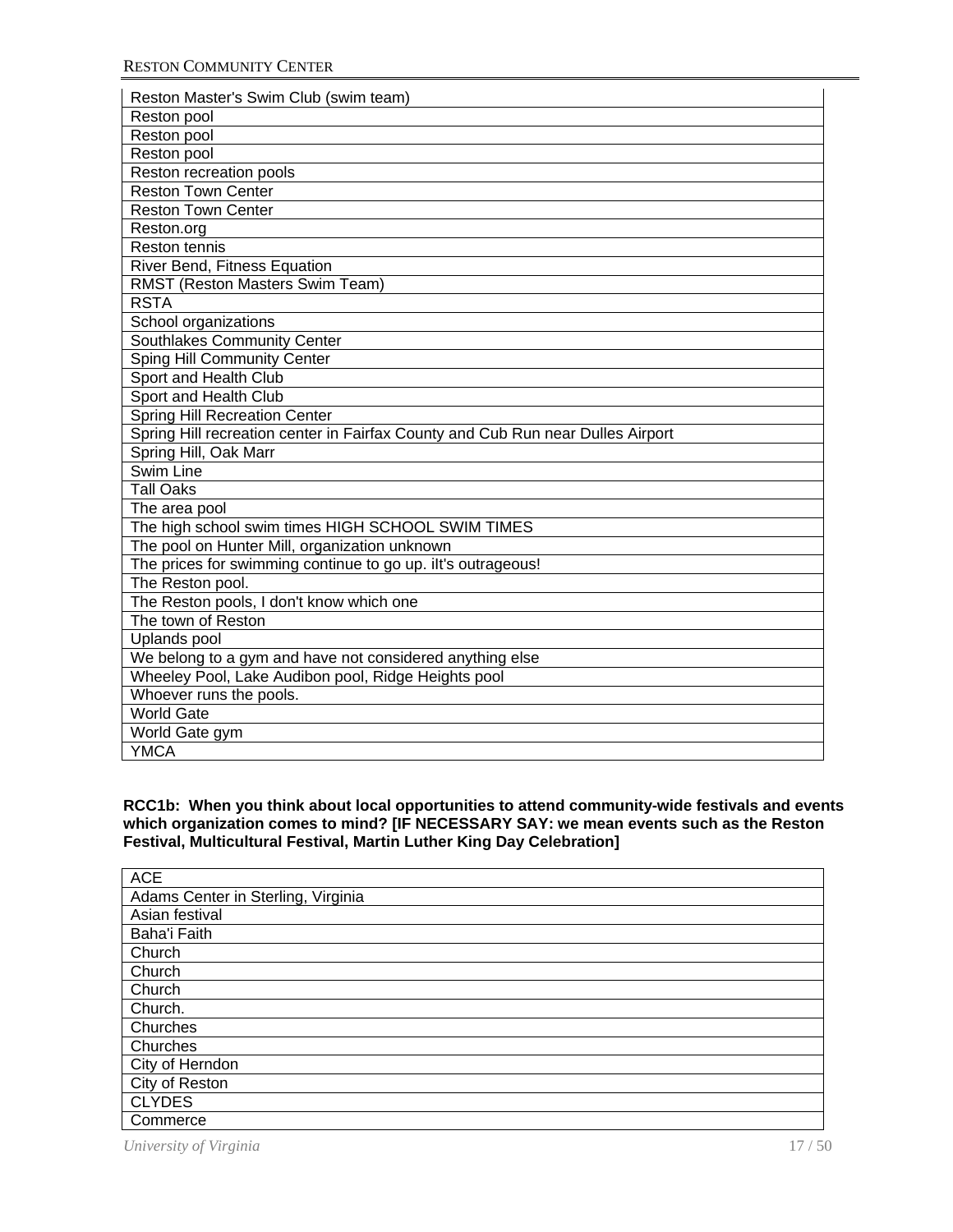| Reston Master's Swim Club (swim team) |
|---|
| Reston pool |
| Reston pool |
| Reston pool |
| Reston recreation pools |
| Reston Town Center |
| Reston Town Center |
| Reston.org |
| Reston tennis |
| River Bend, Fitness Equation |
| RMST (Reston Masters Swim Team) |
| RSTA |
| School organizations |
| Southlakes Community Center |
| Sping Hill Community Center |
| Sport and Health Club |
| Sport and Health Club |
| Spring Hill Recreation Center |
| Spring Hill recreation center in Fairfax County and Cub Run near Dulles Airport |
| Spring Hill, Oak Marr |
| Swim Line |
| Tall Oaks |
| The area pool |
| The high school swim times HIGH SCHOOL SWIM TIMES |
| The pool on Hunter Mill, organization unknown |
| The prices for swimming continue to go up. iIt's outrageous! |
| The Reston pool. |
| The Reston pools, I don't know which one |
| The town of Reston |
| Uplands pool |
| We belong to a gym and have not considered anything else |
| Wheeley Pool, Lake Audibon pool, Ridge Heights pool |
| Whoever runs the pools. |
| World Gate |
| World Gate gym |
| YMCA |

**RCC1b: When you think about local opportunities to attend community-wide festivals and events which organization comes to mind? [IF NECESSARY SAY: we mean events such as the Reston Festival, Multicultural Festival, Martin Luther King Day Celebration]**

| ACE |
|---|
| Adams Center in Sterling, Virginia |
| Asian festival |
| Baha'i Faith |
| Church |
| Church |
| Church |
| Church. |
| Churches |
| Churches |
| City of Herndon |
| City of Reston |
| CLYDES |
| Commerce |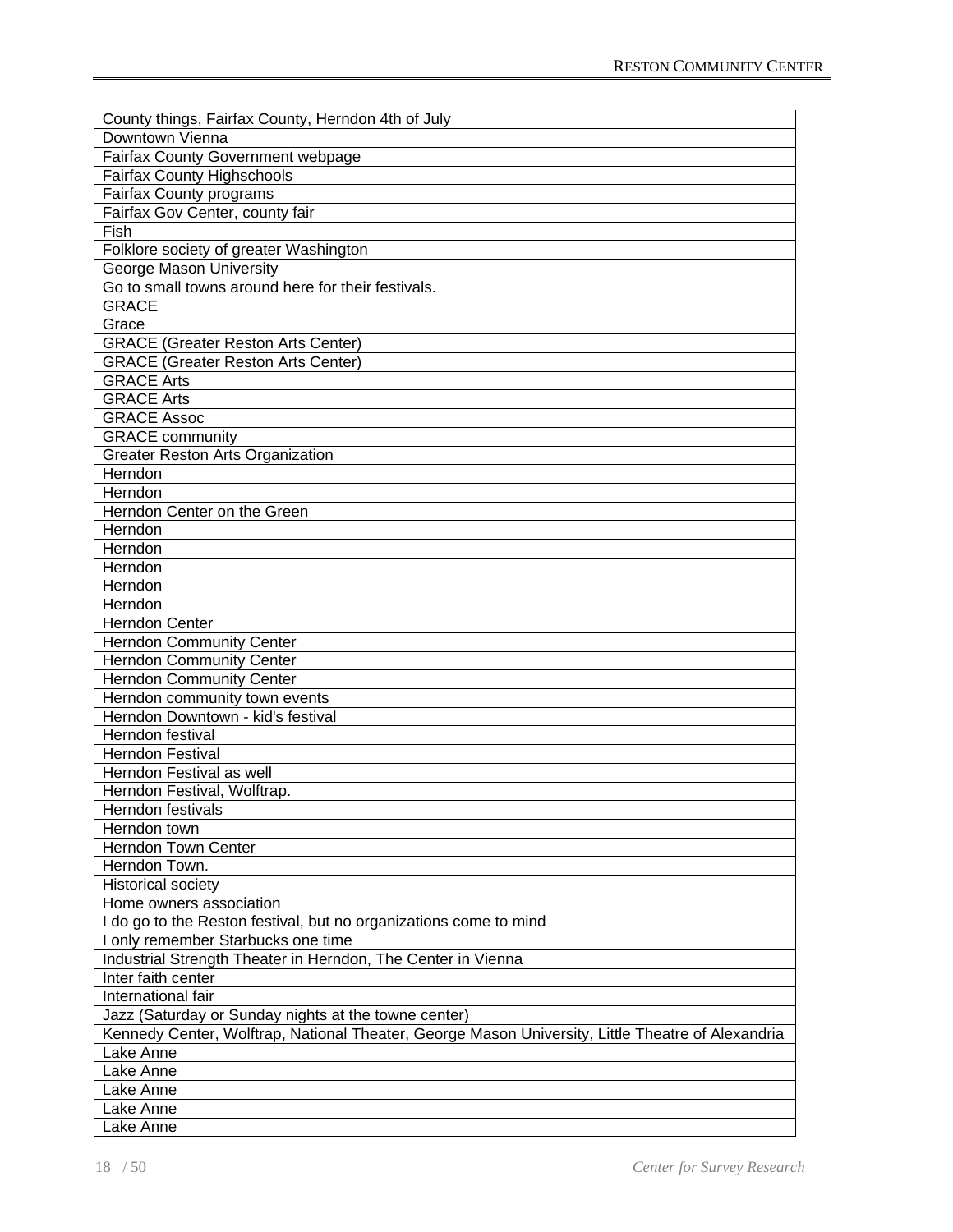| County things, Fairfax County, Herndon 4th of July |
|---|
| Downtown Vienna |
| Fairfax County Government webpage |
| Fairfax County Highschools |
| Fairfax County programs |
| Fairfax Gov Center, county fair |
| Fish |
| Folklore society of greater Washington |
| George Mason University |
| Go to small towns around here for their festivals. |
| GRACE |
| Grace |
| GRACE (Greater Reston Arts Center) |
| GRACE (Greater Reston Arts Center) |
| GRACE Arts |
| GRACE Arts |
| GRACE Assoc |
| GRACE community |
| Greater Reston Arts Organization |
| Herndon |
| Herndon |
| Herndon Center on the Green |
| Herndon |
| Herndon |
| Herndon |
| Herndon |
| Herndon |
| Herndon Center |
| Herndon Community Center |
| Herndon Community Center |
| Herndon Community Center |
| Herndon community town events |
| Herndon Downtown - kid's festival |
| Herndon festival |
| Herndon Festival |
| Herndon Festival as well |
| Herndon Festival, Wolftrap. |
| Herndon festivals |
| Herndon town |
| Herndon Town Center |
| Herndon Town. |
| Historical society |
| Home owners association |
| I do go to the Reston festival, but no organizations come to mind |
| I only remember Starbucks one time |
| Industrial Strength Theater in Herndon, The Center in Vienna |
| Inter faith center |
| International fair |
| Jazz (Saturday or Sunday nights at the towne center) |
| Kennedy Center, Wolftrap, National Theater, George Mason University, Little Theatre of Alexandria |
| Lake Anne |
| Lake Anne |
| Lake Anne |
| Lake Anne |
| Lake Anne |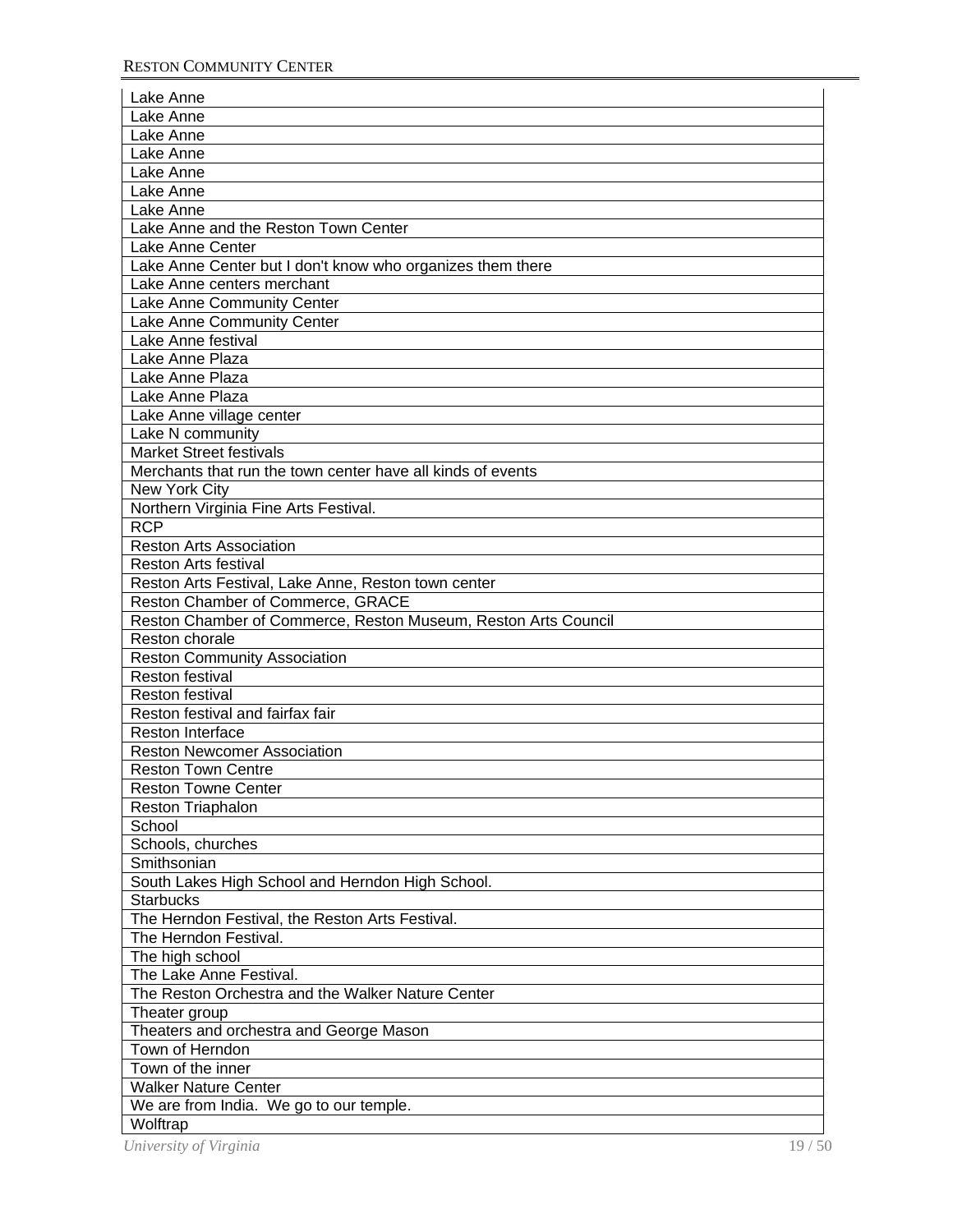| Lake Anne |
|---|
| Lake Anne |
| Lake Anne |
| Lake Anne |
| Lake Anne |
| Lake Anne |
| Lake Anne |
| Lake Anne and the Reston Town Center |
| Lake Anne Center |
| Lake Anne Center but I don't know who organizes them there |
| Lake Anne centers merchant |
| Lake Anne Community Center |
| Lake Anne Community Center |
| Lake Anne festival |
| Lake Anne Plaza |
| Lake Anne Plaza |
| Lake Anne Plaza |
| Lake Anne village center |
| Lake N community |
| Market Street festivals |
| Merchants that run the town center have all kinds of events |
| New York City |
| Northern Virginia Fine Arts Festival. |
| RCP |
| Reston Arts Association |
| Reston Arts festival |
| Reston Arts Festival, Lake Anne, Reston town center |
| Reston Chamber of Commerce, GRACE |
| Reston Chamber of Commerce, Reston Museum, Reston Arts Council |
| Reston chorale |
| Reston Community Association |
| Reston festival |
| Reston festival |
| Reston festival and fairfax fair |
| Reston Interface |
| Reston Newcomer Association |
| Reston Town Centre |
| Reston Towne Center |
| Reston Triaphalon |
| School |
| Schools, churches |
| Smithsonian |
| South Lakes High School and Herndon High School. |
| Starbucks |
| The Herndon Festival, the Reston Arts Festival. |
| The Herndon Festival. |
| The high school |
| The Lake Anne Festival. |
| The Reston Orchestra and the Walker Nature Center |
| Theater group |
| Theaters and orchestra and George Mason |
| Town of Herndon |
| Town of the inner |
| Walker Nature Center |
| We are from India. We go to our temple. |
| Wolftrap |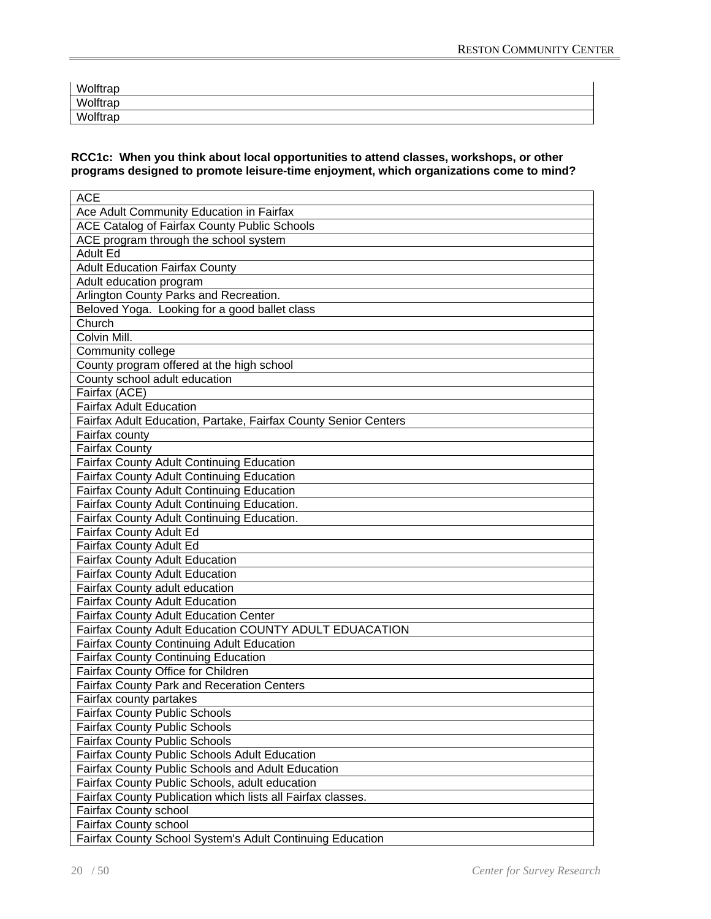| Wolftrap |
| --- |
| Wolftrap |
| Wolftrap |

**RCC1c: When you think about local opportunities to attend classes, workshops, or other programs designed to promote leisure-time enjoyment, which organizations come to mind?**

| ACE |
| --- |
| Ace Adult Community Education in Fairfax |
| ACE Catalog of Fairfax County Public Schools |
| ACE program through the school system |
| Adult Ed |
| Adult Education Fairfax County |
| Adult education program |
| Arlington County Parks and Recreation. |
| Beloved Yoga. Looking for a good ballet class |
| Church |
| Colvin Mill. |
| Community college |
| County program offered at the high school |
| County school adult education |
| Fairfax (ACE) |
| Fairfax Adult Education |
| Fairfax Adult Education, Partake, Fairfax County Senior Centers |
| Fairfax county |
| Fairfax County |
| Fairfax County Adult Continuing Education |
| Fairfax County Adult Continuing Education |
| Fairfax County Adult Continuing Education |
| Fairfax County Adult Continuing Education. |
| Fairfax County Adult Continuing Education. |
| Fairfax County Adult Ed |
| Fairfax County Adult Ed |
| Fairfax County Adult Education |
| Fairfax County Adult Education |
| Fairfax County adult education |
| Fairfax County Adult Education |
| Fairfax County Adult Education Center |
| Fairfax County Adult Education COUNTY ADULT EDUACATION |
| Fairfax County Continuing Adult Education |
| Fairfax County Continuing Education |
| Fairfax County Office for Children |
| Fairfax County Park and Receration Centers |
| Fairfax county partakes |
| Fairfax County Public Schools |
| Fairfax County Public Schools |
| Fairfax County Public Schools |
| Fairfax County Public Schools Adult Education |
| Fairfax County Public Schools and Adult Education |
| Fairfax County Public Schools, adult education |
| Fairfax County Publication which lists all Fairfax classes. |
| Fairfax County school |
| Fairfax County school |
| Fairfax County School System's Adult Continuing Education |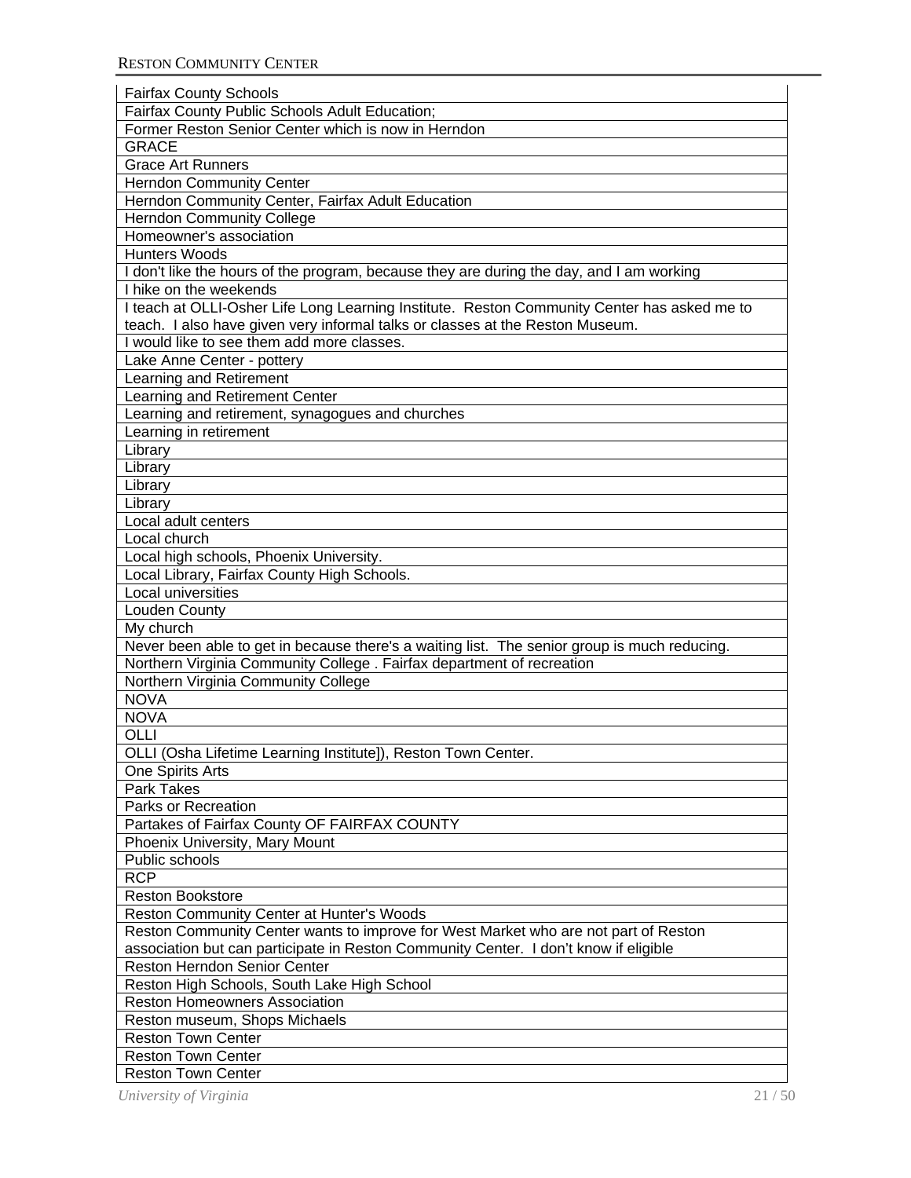| Fairfax County Schools |
|---|
| Fairfax County Public Schools Adult Education; |
| Former Reston Senior Center which is now in Herndon |
| GRACE |
| Grace Art Runners |
| Herndon Community Center |
| Herndon Community Center, Fairfax Adult Education |
| Herndon Community College |
| Homeowner's association |
| Hunters Woods |
| I don't like the hours of the program, because they are during the day, and I am working |
| I hike on the weekends |
| I teach at OLLI-Osher Life Long Learning Institute. Reston Community Center has asked me to teach. I also have given very informal talks or classes at the Reston Museum. |
| I would like to see them add more classes. |
| Lake Anne Center - pottery |
| Learning and Retirement |
| Learning and Retirement Center |
| Learning and retirement, synagogues and churches |
| Learning in retirement |
| Library |
| Library |
| Library |
| Library |
| Local adult centers |
| Local church |
| Local high schools, Phoenix University. |
| Local Library, Fairfax County High Schools. |
| Local universities |
| Louden County |
| My church |
| Never been able to get in because there's a waiting list. The senior group is much reducing. |
| Northern Virginia Community College . Fairfax department of recreation |
| Northern Virginia Community College |
| NOVA |
| NOVA |
| OLLI |
| OLLI (Osha Lifetime Learning Institute]), Reston Town Center. |
| One Spirits Arts |
| Park Takes |
| Parks or Recreation |
| Partakes of Fairfax County OF FAIRFAX COUNTY |
| Phoenix University, Mary Mount |
| Public schools |
| RCP |
| Reston Bookstore |
| Reston Community Center at Hunter's Woods |
| Reston Community Center wants to improve for West Market who are not part of Reston association but can participate in Reston Community Center. I don't know if eligible |
| Reston Herndon Senior Center |
| Reston High Schools, South Lake High School |
| Reston Homeowners Association |
| Reston museum, Shops Michaels |
| Reston Town Center |
| Reston Town Center |
| Reston Town Center |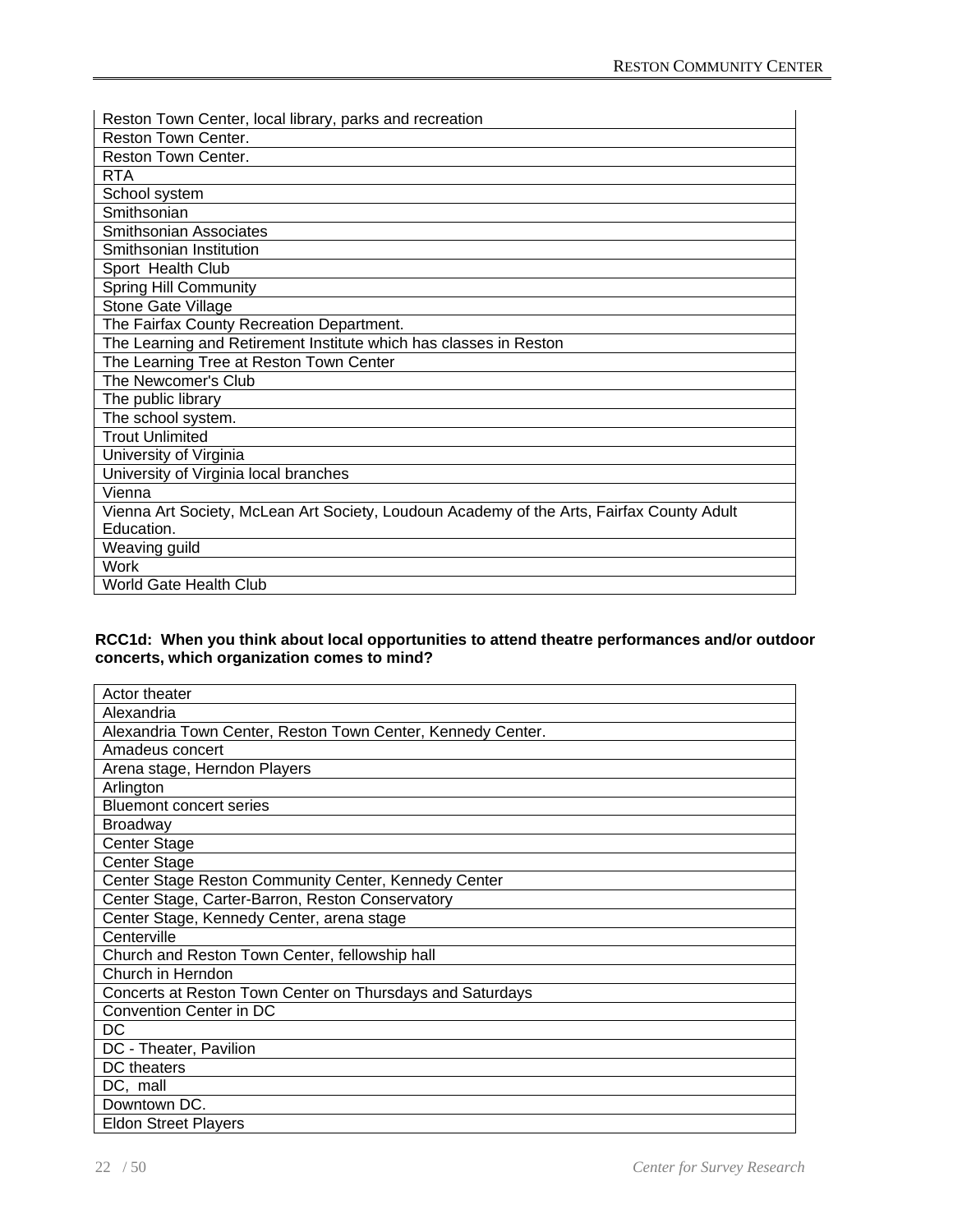| Reston Town Center, local library, parks and recreation |
|---|
| Reston Town Center. |
| Reston Town Center. |
| RTA |
| School system |
| Smithsonian |
| Smithsonian Associates |
| Smithsonian Institution |
| Sport Health Club |
| Spring Hill Community |
| Stone Gate Village |
| The Fairfax County Recreation Department. |
| The Learning and Retirement Institute which has classes in Reston |
| The Learning Tree at Reston Town Center |
| The Newcomer's Club |
| The public library |
| The school system. |
| Trout Unlimited |
| University of Virginia |
| University of Virginia local branches |
| Vienna |
| Vienna Art Society, McLean Art Society, Loudoun Academy of the Arts, Fairfax County Adult Education. |
| Weaving guild |
| Work |
| World Gate Health Club |

**RCC1d: When you think about local opportunities to attend theatre performances and/or outdoor concerts, which organization comes to mind?**

| Actor theater |
|---|
| Alexandria |
| Alexandria Town Center, Reston Town Center, Kennedy Center. |
| Amadeus concert |
| Arena stage, Herndon Players |
| Arlington |
| Bluemont concert series |
| Broadway |
| Center Stage |
| Center Stage |
| Center Stage Reston Community Center, Kennedy Center |
| Center Stage, Carter-Barron, Reston Conservatory |
| Center Stage, Kennedy Center, arena stage |
| Centerville |
| Church and Reston Town Center, fellowship hall |
| Church in Herndon |
| Concerts at Reston Town Center on Thursdays and Saturdays |
| Convention Center in DC |
| DC |
| DC - Theater, Pavilion |
| DC theaters |
| DC, mall |
| Downtown DC. |
| Eldon Street Players |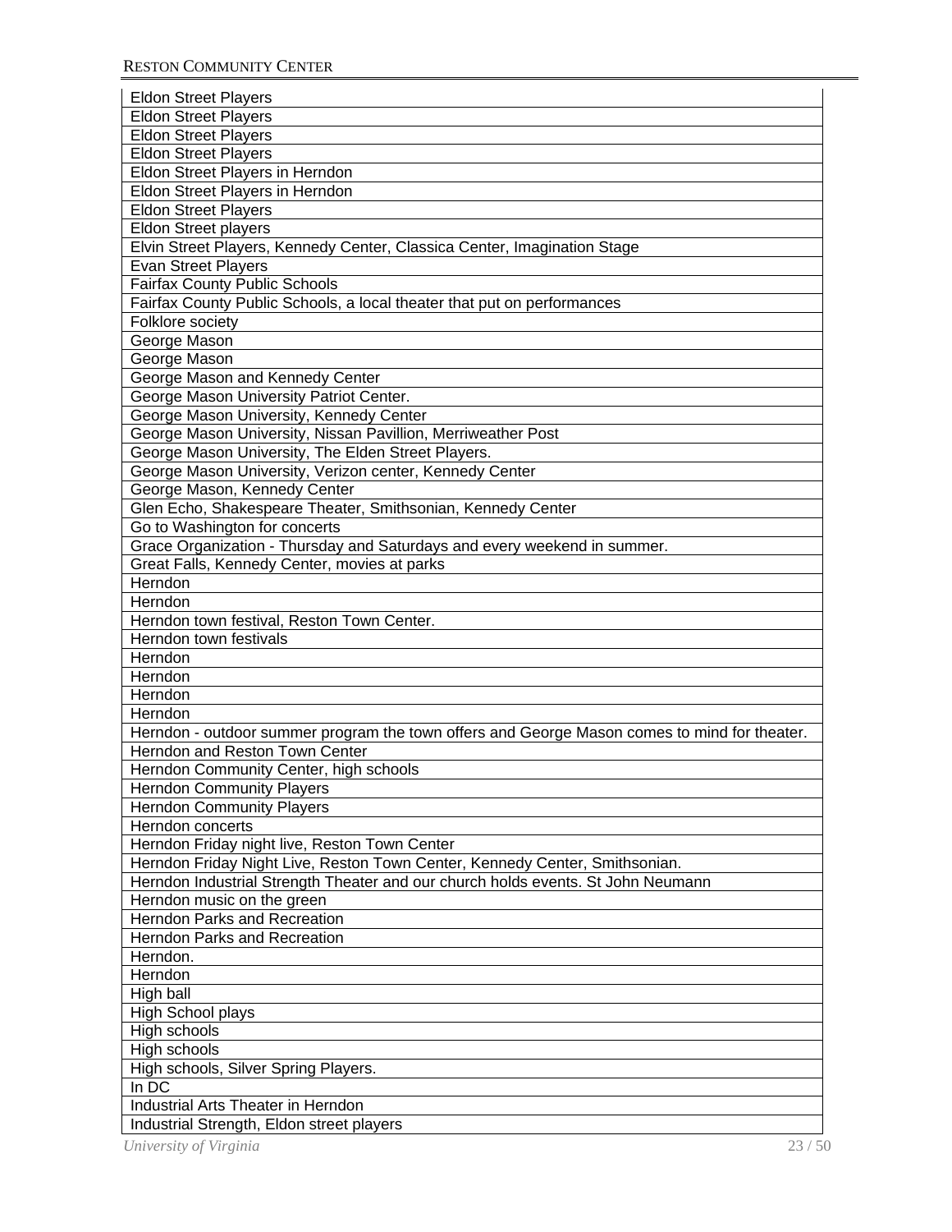| Eldon Street Players |
|---|
| Eldon Street Players |
| Eldon Street Players |
| Eldon Street Players |
| Eldon Street Players in Herndon |
| Eldon Street Players in Herndon |
| Eldon Street Players |
| Eldon Street players |
| Elvin Street Players, Kennedy Center, Classica Center, Imagination Stage |
| Evan Street Players |
| Fairfax County Public Schools |
| Fairfax County Public Schools, a local theater that put on performances |
| Folklore society |
| George Mason |
| George Mason |
| George Mason and Kennedy Center |
| George Mason University Patriot Center. |
| George Mason University, Kennedy Center |
| George Mason University, Nissan Pavillion, Merriweather Post |
| George Mason University, The Elden Street Players. |
| George Mason University, Verizon center, Kennedy Center |
| George Mason, Kennedy Center |
| Glen Echo, Shakespeare Theater, Smithsonian, Kennedy Center |
| Go to Washington for concerts |
| Grace Organization - Thursday and Saturdays and every weekend in summer. |
| Great Falls, Kennedy Center, movies at parks |
| Herndon |
| Herndon |
| Herndon town festival, Reston Town Center. |
| Herndon town festivals |
| Herndon |
| Herndon |
| Herndon |
| Herndon |
| Herndon - outdoor summer program the town offers and George Mason comes to mind for theater. |
| Herndon and Reston Town Center |
| Herndon Community Center, high schools |
| Herndon Community Players |
| Herndon Community Players |
| Herndon concerts |
| Herndon Friday night live, Reston Town Center |
| Herndon Friday Night Live, Reston Town Center, Kennedy Center, Smithsonian. |
| Herndon Industrial Strength Theater and our church holds events. St John Neumann |
| Herndon music on the green |
| Herndon Parks and Recreation |
| Herndon Parks and Recreation |
| Herndon. |
| Herndon |
| High ball |
| High School plays |
| High schools |
| High schools |
| High schools, Silver Spring Players. |
| In DC |
| Industrial Arts Theater in Herndon |
| Industrial Strength, Eldon street players |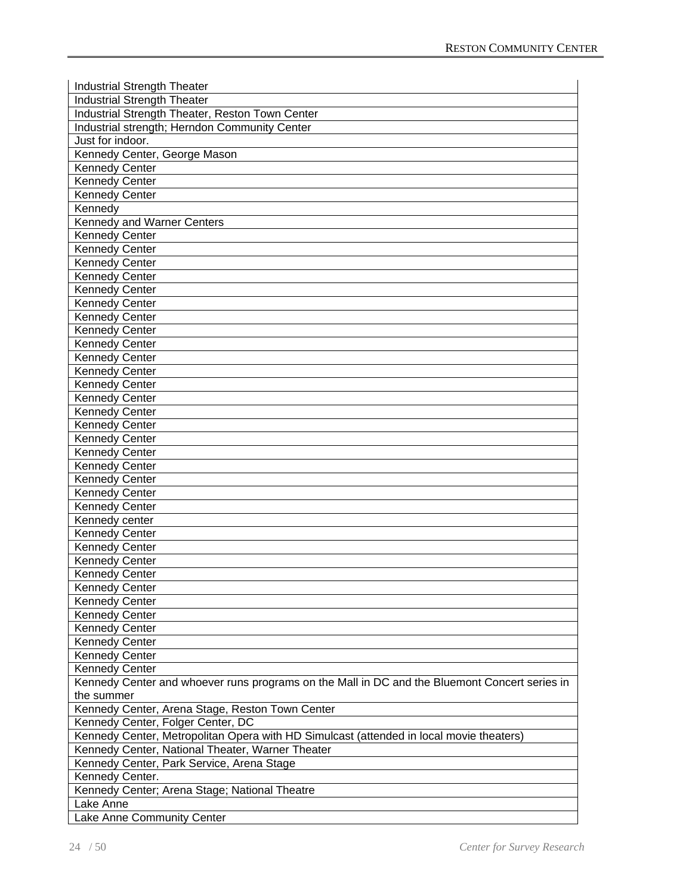| |
|---|
| Industrial Strength Theater |
| Industrial Strength Theater |
| Industrial Strength Theater, Reston Town Center |
| Industrial strength; Herndon Community Center |
| Just for indoor. |
| Kennedy Center, George Mason |
| Kennedy Center |
| Kennedy Center |
| Kennedy Center |
| Kennedy |
| Kennedy and Warner Centers |
| Kennedy Center |
| Kennedy Center |
| Kennedy Center |
| Kennedy Center |
| Kennedy Center |
| Kennedy Center |
| Kennedy Center |
| Kennedy Center |
| Kennedy Center |
| Kennedy Center |
| Kennedy Center |
| Kennedy Center |
| Kennedy Center |
| Kennedy Center |
| Kennedy Center |
| Kennedy Center |
| Kennedy Center |
| Kennedy Center |
| Kennedy Center |
| Kennedy Center |
| Kennedy Center |
| Kennedy center |
| Kennedy Center |
| Kennedy Center |
| Kennedy Center |
| Kennedy Center |
| Kennedy Center |
| Kennedy Center |
| Kennedy Center |
| Kennedy Center |
| Kennedy Center |
| Kennedy Center |
| Kennedy Center |
| Kennedy Center and whoever runs programs on the Mall in DC and the Bluemont Concert series in the summer |
| Kennedy Center, Arena Stage, Reston Town Center |
| Kennedy Center, Folger Center, DC |
| Kennedy Center, Metropolitan Opera with HD Simulcast (attended in local movie theaters) |
| Kennedy Center, National Theater, Warner Theater |
| Kennedy Center, Park Service, Arena Stage |
| Kennedy Center. |
| Kennedy Center; Arena Stage; National Theatre |
| Lake Anne |
| Lake Anne Community Center |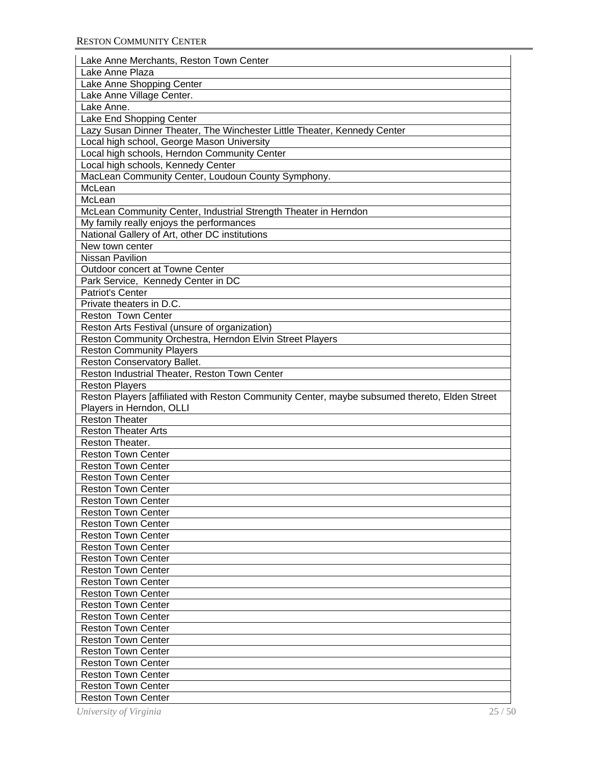| Lake Anne Merchants, Reston Town Center |
| --- |
| Lake Anne Plaza |
| Lake Anne Shopping Center |
| Lake Anne Village Center. |
| Lake Anne. |
| Lake End Shopping Center |
| Lazy Susan Dinner Theater, The Winchester Little Theater, Kennedy Center |
| Local high school, George Mason University |
| Local high schools, Herndon Community Center |
| Local high schools, Kennedy Center |
| MacLean Community Center, Loudoun County Symphony. |
| McLean |
| McLean |
| McLean Community Center, Industrial Strength Theater in Herndon |
| My family really enjoys the performances |
| National Gallery of Art, other DC institutions |
| New town center |
| Nissan Pavilion |
| Outdoor concert at Towne Center |
| Park Service,  Kennedy Center in DC |
| Patriot's Center |
| Private theaters in D.C. |
| Reston  Town Center |
| Reston Arts Festival (unsure of organization) |
| Reston Community Orchestra, Herndon Elvin Street Players |
| Reston Community Players |
| Reston Conservatory Ballet. |
| Reston Industrial Theater, Reston Town Center |
| Reston Players |
| Reston Players [affiliated with Reston Community Center, maybe subsumed thereto, Elden Street Players in Herndon, OLLI |
| Reston Theater |
| Reston Theater Arts |
| Reston Theater. |
| Reston Town Center |
| Reston Town Center |
| Reston Town Center |
| Reston Town Center |
| Reston Town Center |
| Reston Town Center |
| Reston Town Center |
| Reston Town Center |
| Reston Town Center |
| Reston Town Center |
| Reston Town Center |
| Reston Town Center |
| Reston Town Center |
| Reston Town Center |
| Reston Town Center |
| Reston Town Center |
| Reston Town Center |
| Reston Town Center |
| Reston Town Center |
| Reston Town Center |
| Reston Town Center |
| Reston Town Center |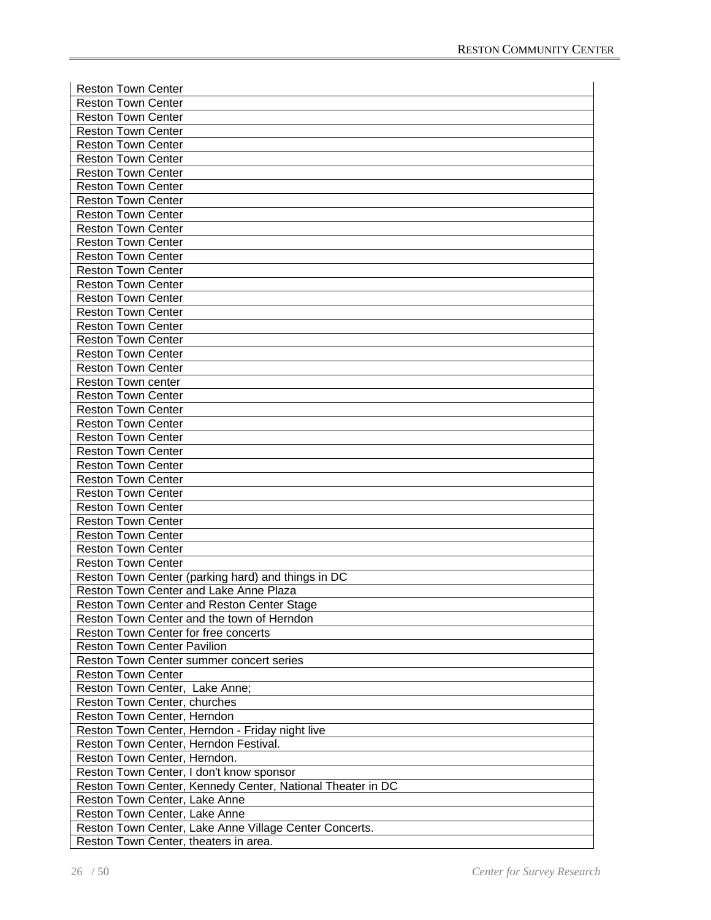| Reston Town Center |
|---|
| Reston Town Center |
| Reston Town Center |
| Reston Town Center |
| Reston Town Center |
| Reston Town Center |
| Reston Town Center |
| Reston Town Center |
| Reston Town Center |
| Reston Town Center |
| Reston Town Center |
| Reston Town Center |
| Reston Town Center |
| Reston Town Center |
| Reston Town Center |
| Reston Town Center |
| Reston Town Center |
| Reston Town Center |
| Reston Town Center |
| Reston Town Center |
| Reston Town Center |
| Reston Town center |
| Reston Town Center |
| Reston Town Center |
| Reston Town Center |
| Reston Town Center |
| Reston Town Center |
| Reston Town Center |
| Reston Town Center |
| Reston Town Center |
| Reston Town Center |
| Reston Town Center |
| Reston Town Center |
| Reston Town Center |
| Reston Town Center |
| Reston Town Center (parking hard) and things in DC |
| Reston Town Center and Lake Anne Plaza |
| Reston Town Center and Reston Center Stage |
| Reston Town Center and the town of Herndon |
| Reston Town Center for free concerts |
| Reston Town Center Pavilion |
| Reston Town Center summer concert series |
| Reston Town Center |
| Reston Town Center, Lake Anne; |
| Reston Town Center, churches |
| Reston Town Center, Herndon |
| Reston Town Center, Herndon - Friday night live |
| Reston Town Center, Herndon Festival. |
| Reston Town Center, Herndon. |
| Reston Town Center, I don't know sponsor |
| Reston Town Center, Kennedy Center, National Theater in DC |
| Reston Town Center, Lake Anne |
| Reston Town Center, Lake Anne |
| Reston Town Center, Lake Anne Village Center Concerts. |
| Reston Town Center, theaters in area. |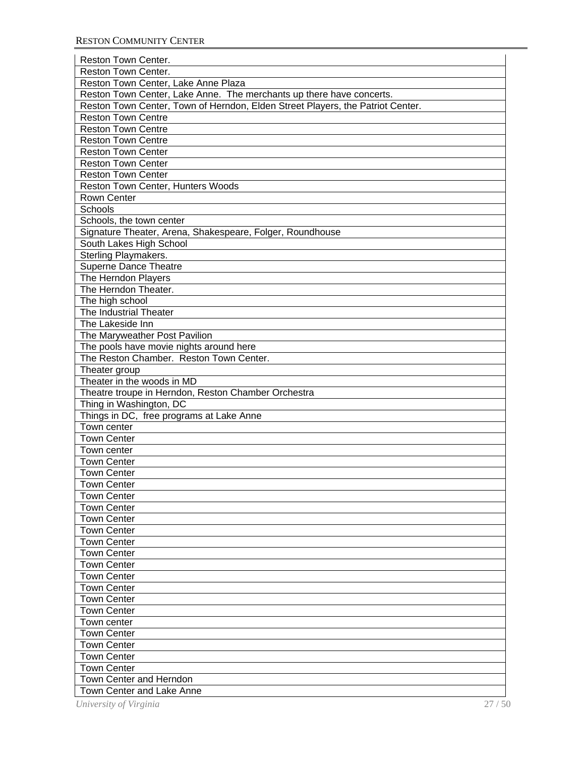| Reston Town Center. |
|---|
| Reston Town Center. |
| Reston Town Center, Lake Anne Plaza |
| Reston Town Center, Lake Anne. The merchants up there have concerts. |
| Reston Town Center, Town of Herndon, Elden Street Players, the Patriot Center. |
| Reston Town Centre |
| Reston Town Centre |
| Reston Town Centre |
| Reston Town Center |
| Reston Town Center |
| Reston Town Center |
| Reston Town Center, Hunters Woods |
| Rown Center |
| Schools |
| Schools, the town center |
| Signature Theater, Arena, Shakespeare, Folger, Roundhouse |
| South Lakes High School |
| Sterling Playmakers. |
| Superne Dance Theatre |
| The Herndon Players |
| The Herndon Theater. |
| The high school |
| The Industrial Theater |
| The Lakeside Inn |
| The Maryweather Post Pavilion |
| The pools have movie nights around here |
| The Reston Chamber. Reston Town Center. |
| Theater group |
| Theater in the woods in MD |
| Theatre troupe in Herndon, Reston Chamber Orchestra |
| Thing in Washington, DC |
| Things in DC, free programs at Lake Anne |
| Town center |
| Town Center |
| Town center |
| Town Center |
| Town Center |
| Town Center |
| Town Center |
| Town Center |
| Town Center |
| Town Center |
| Town Center |
| Town Center |
| Town Center |
| Town Center |
| Town Center |
| Town Center |
| Town Center |
| Town center |
| Town Center |
| Town Center |
| Town Center |
| Town Center |
| Town Center and Herndon |
| Town Center and Lake Anne |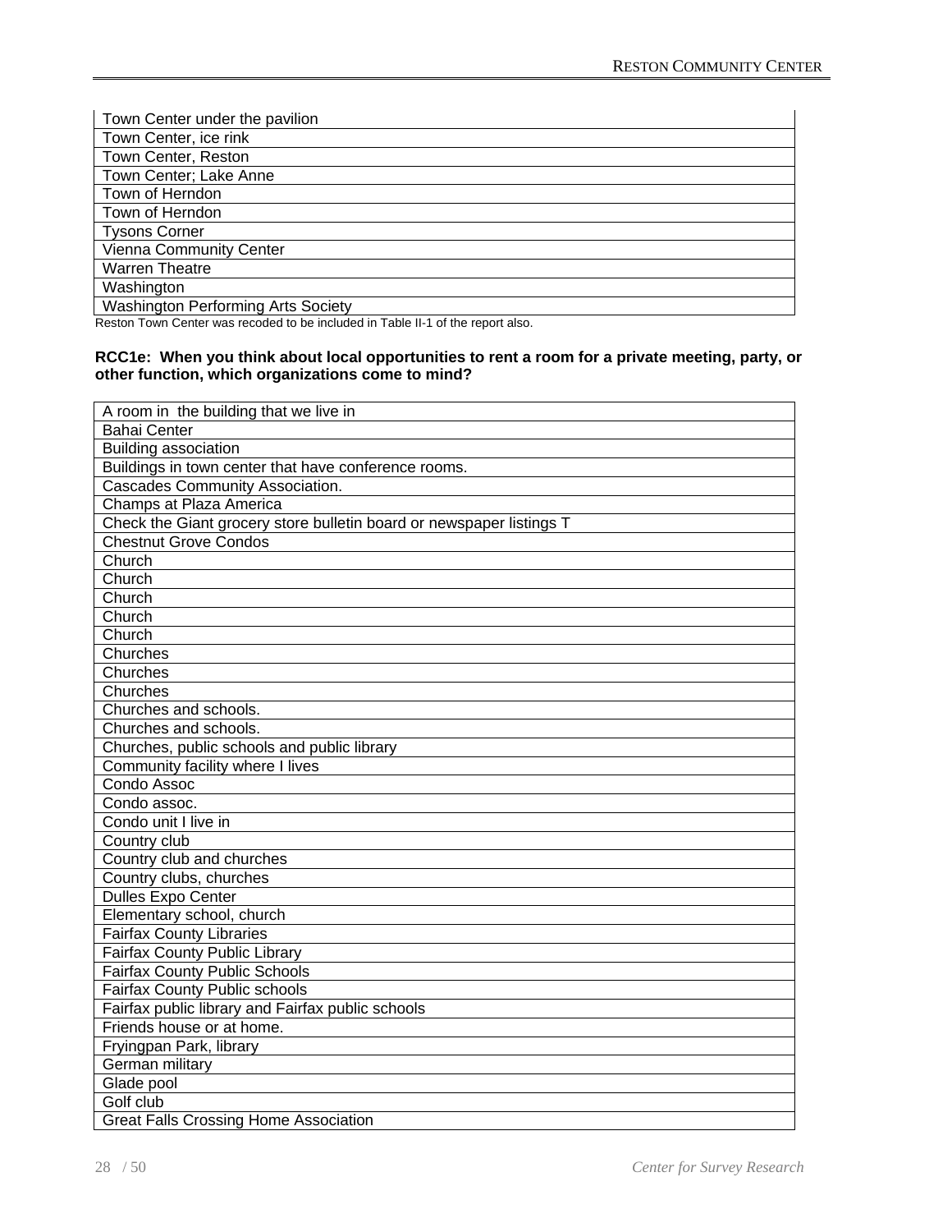| Town Center under the pavilion |
|---|
| Town Center, ice rink |
| Town Center, Reston |
| Town Center; Lake Anne |
| Town of Herndon |
| Town of Herndon |
| Tysons Corner |
| Vienna Community Center |
| Warren Theatre |
| Washington |
| Washington Performing Arts Society |

Reston Town Center was recoded to be included in Table II-1 of the report also.

**RCC1e: When you think about local opportunities to rent a room for a private meeting, party, or other function, which organizations come to mind?**

| A room in the building that we live in |
|---|
| Bahai Center |
| Building association |
| Buildings in town center that have conference rooms. |
| Cascades Community Association. |
| Champs at Plaza America |
| Check the Giant grocery store bulletin board or newspaper listings T |
| Chestnut Grove Condos |
| Church |
| Church |
| Church |
| Church |
| Church |
| Churches |
| Churches |
| Churches |
| Churches and schools. |
| Churches and schools. |
| Churches, public schools and public library |
| Community facility where I lives |
| Condo Assoc |
| Condo assoc. |
| Condo unit I live in |
| Country club |
| Country club and churches |
| Country clubs, churches |
| Dulles Expo Center |
| Elementary school, church |
| Fairfax County Libraries |
| Fairfax County Public Library |
| Fairfax County Public Schools |
| Fairfax County Public schools |
| Fairfax public library and Fairfax public schools |
| Friends house or at home. |
| Fryingpan Park, library |
| German military |
| Glade pool |
| Golf club |
| Great Falls Crossing Home Association |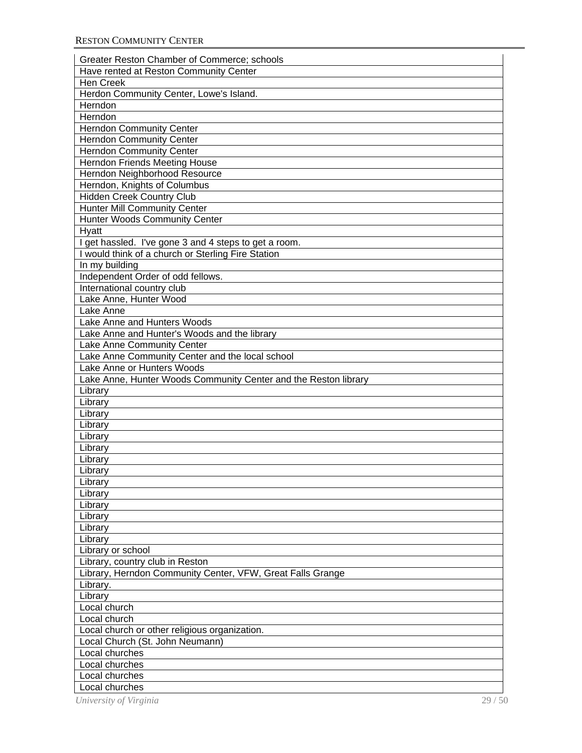| Greater Reston Chamber of Commerce; schools |
|---|
| Have rented at Reston Community Center |
| Hen Creek |
| Herdon Community Center, Lowe's Island. |
| Herndon |
| Herndon |
| Herndon Community Center |
| Herndon Community Center |
| Herndon Community Center |
| Herndon Friends Meeting House |
| Herndon Neighborhood Resource |
| Herndon, Knights of Columbus |
| Hidden Creek Country Club |
| Hunter Mill Community Center |
| Hunter Woods Community Center |
| Hyatt |
| I get hassled. I've gone 3 and 4 steps to get a room. |
| I would think of a church or Sterling Fire Station |
| In my building |
| Independent Order of odd fellows. |
| International country club |
| Lake Anne, Hunter Wood |
| Lake Anne |
| Lake Anne and Hunters Woods |
| Lake Anne and Hunter's Woods and the library |
| Lake Anne Community Center |
| Lake Anne Community Center and the local school |
| Lake Anne or Hunters Woods |
| Lake Anne, Hunter Woods Community Center and the Reston library |
| Library |
| Library |
| Library |
| Library |
| Library |
| Library |
| Library |
| Library |
| Library |
| Library |
| Library |
| Library |
| Library |
| Library |
| Library or school |
| Library, country club in Reston |
| Library, Herndon Community Center, VFW, Great Falls Grange |
| Library. |
| Library |
| Local church |
| Local church |
| Local church or other religious organization. |
| Local Church (St. John Neumann) |
| Local churches |
| Local churches |
| Local churches |
| Local churches |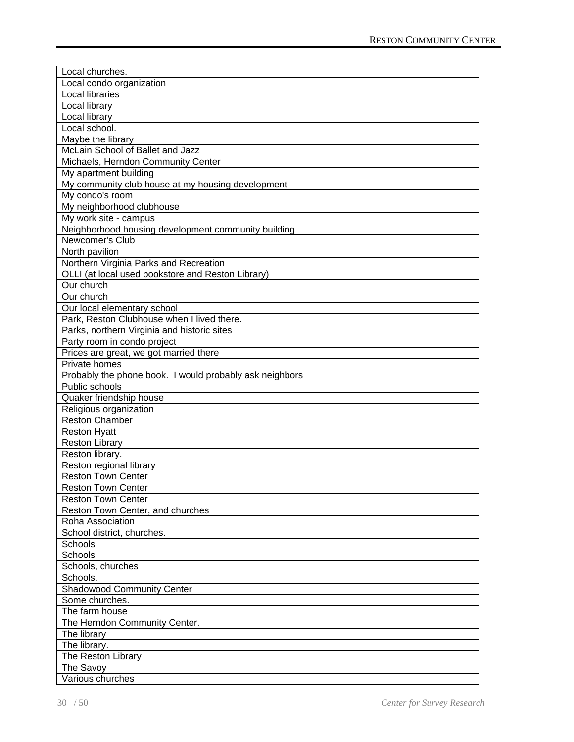| Local churches. |
|---|
| Local condo organization |
| Local libraries |
| Local library |
| Local library |
| Local school. |
| Maybe the library |
| McLain School of Ballet and Jazz |
| Michaels, Herndon Community Center |
| My apartment building |
| My community club house at my housing development |
| My condo's room |
| My neighborhood clubhouse |
| My work site - campus |
| Neighborhood housing development community building |
| Newcomer's Club |
| North pavilion |
| Northern Virginia Parks and Recreation |
| OLLI (at local used bookstore and Reston Library) |
| Our church |
| Our church |
| Our local elementary school |
| Park, Reston Clubhouse when I lived there. |
| Parks, northern Virginia and historic sites |
| Party room in condo project |
| Prices are great, we got married there |
| Private homes |
| Probably the phone book.  I would probably ask neighbors |
| Public schools |
| Quaker friendship house |
| Religious organization |
| Reston Chamber |
| Reston Hyatt |
| Reston Library |
| Reston library. |
| Reston regional library |
| Reston Town Center |
| Reston Town Center |
| Reston Town Center |
| Reston Town Center, and churches |
| Roha Association |
| School district, churches. |
| Schools |
| Schools |
| Schools, churches |
| Schools. |
| Shadowood Community Center |
| Some churches. |
| The farm house |
| The Herndon Community Center. |
| The library |
| The library. |
| The Reston Library |
| The Savoy |
| Various churches |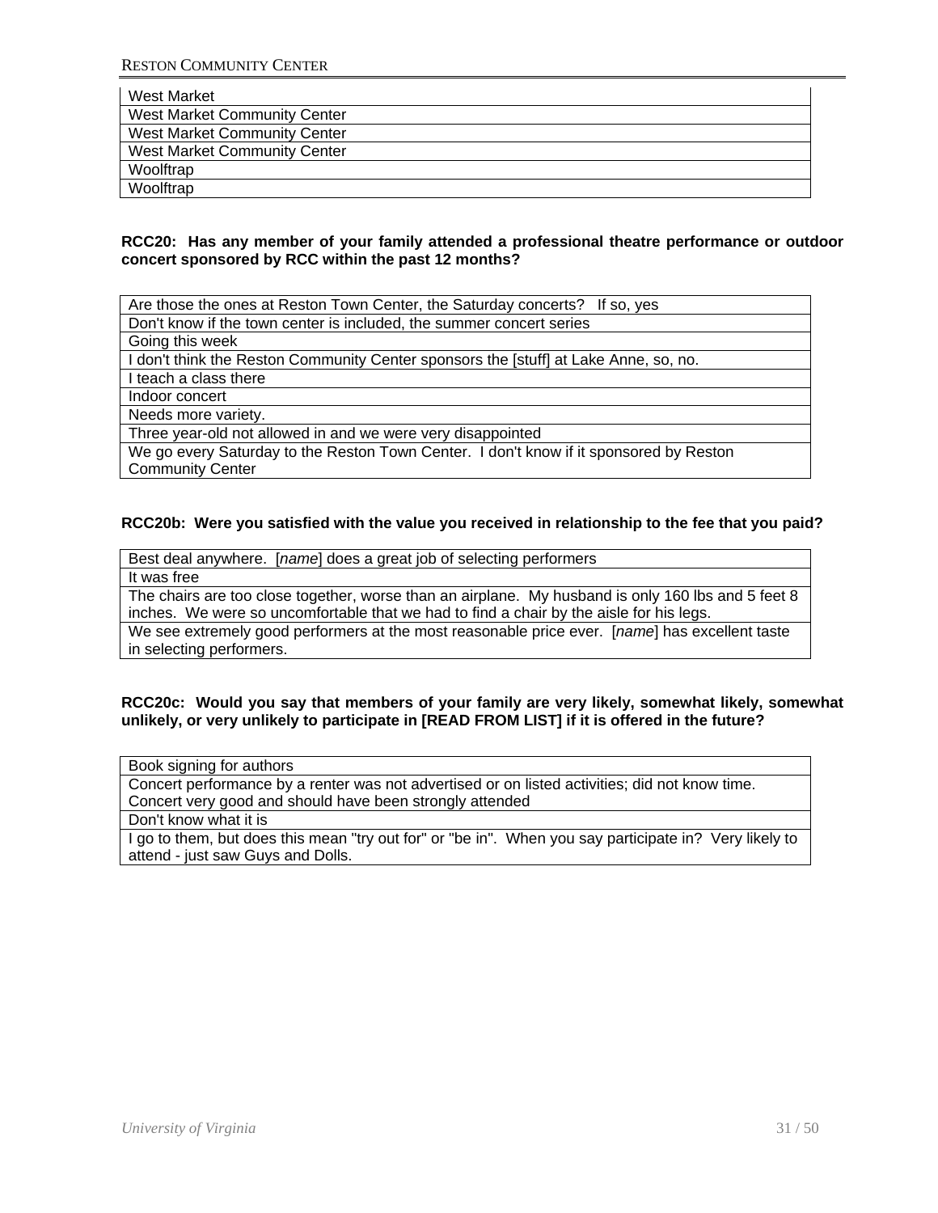| West Market |
|---|
| West Market Community Center |
| West Market Community Center |
| West Market Community Center |
| Woolftrap |
| Woolftrap |

**RCC20: Has any member of your family attended a professional theatre performance or outdoor concert sponsored by RCC within the past 12 months?**

| Are those the ones at Reston Town Center, the Saturday concerts? If so, yes |
|---|
| Don't know if the town center is included, the summer concert series |
| Going this week |
| I don't think the Reston Community Center sponsors the [stuff] at Lake Anne, so, no. |
| I teach a class there |
| Indoor concert |
| Needs more variety. |
| Three year-old not allowed in and we were very disappointed |
| We go every Saturday to the Reston Town Center. I don't know if it sponsored by Reston Community Center |

**RCC20b: Were you satisfied with the value you received in relationship to the fee that you paid?**

| Best deal anywhere. [*name*] does a great job of selecting performers |
|---|
| It was free |
| The chairs are too close together, worse than an airplane. My husband is only 160 lbs and 5 feet 8 inches. We were so uncomfortable that we had to find a chair by the aisle for his legs. |
| We see extremely good performers at the most reasonable price ever. [*name*] has excellent taste in selecting performers. |

**RCC20c: Would you say that members of your family are very likely, somewhat likely, somewhat unlikely, or very unlikely to participate in [READ FROM LIST] if it is offered in the future?**

| Book signing for authors |
|---|
| Concert performance by a renter was not advertised or on listed activities; did not know time. Concert very good and should have been strongly attended |
| Don't know what it is |
| I go to them, but does this mean "try out for" or "be in". When you say participate in? Very likely to attend - just saw Guys and Dolls. |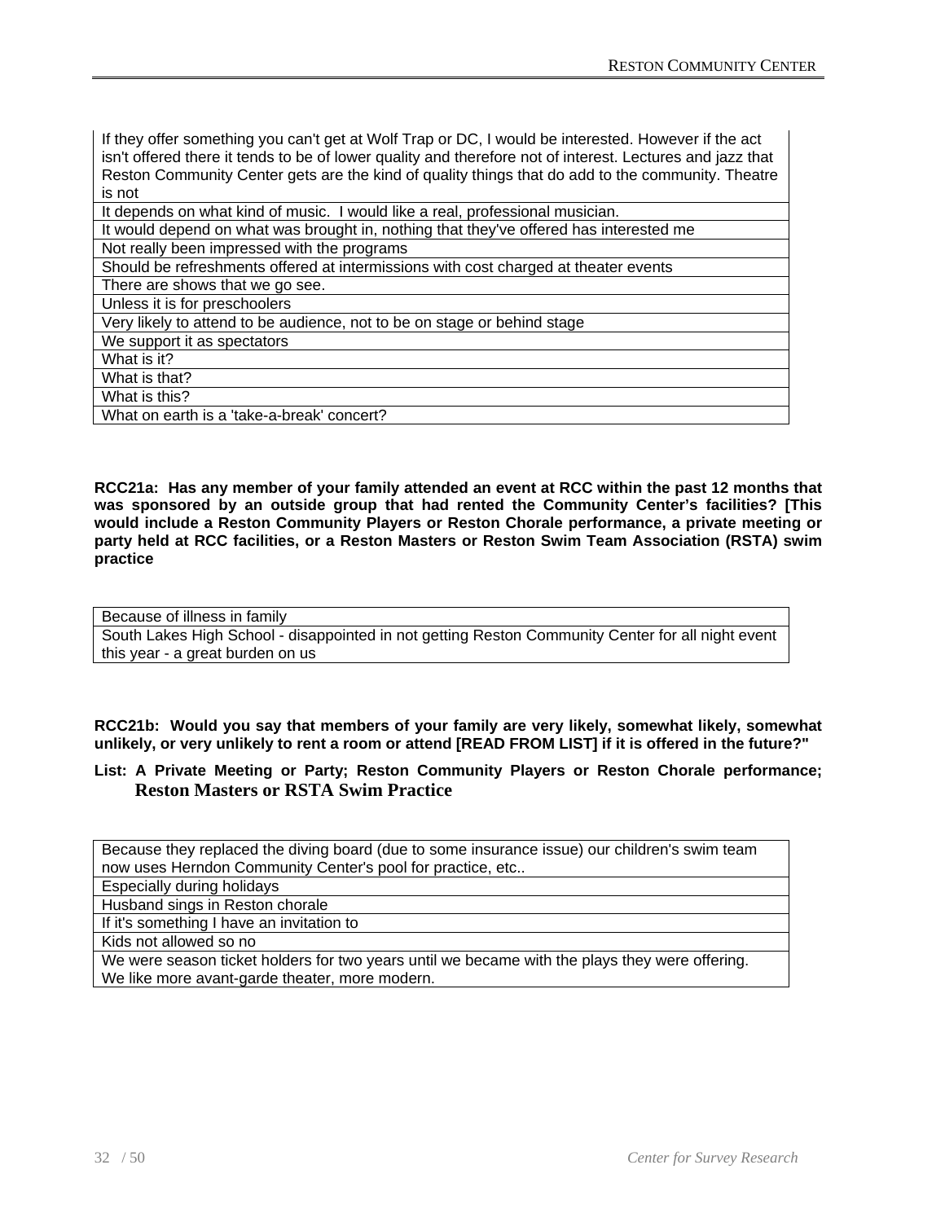| If they offer something you can't get at Wolf Trap or DC, I would be interested. However if the act isn't offered there it tends to be of lower quality and therefore not of interest. Lectures and jazz that Reston Community Center gets are the kind of quality things that do add to the community. Theatre is not |
|---|
| It depends on what kind of music. I would like a real, professional musician. |
| It would depend on what was brought in, nothing that they've offered has interested me |
| Not really been impressed with the programs |
| Should be refreshments offered at intermissions with cost charged at theater events |
| There are shows that we go see. |
| Unless it is for preschoolers |
| Very likely to attend to be audience, not to be on stage or behind stage |
| We support it as spectators |
| What is it? |
| What is that? |
| What is this? |
| What on earth is a 'take-a-break' concert? |

**RCC21a: Has any member of your family attended an event at RCC within the past 12 months that was sponsored by an outside group that had rented the Community Center's facilities? [This would include a Reston Community Players or Reston Chorale performance, a private meeting or party held at RCC facilities, or a Reston Masters or Reston Swim Team Association (RSTA) swim practice**

| Because of illness in family |
|---|
| South Lakes High School - disappointed in not getting Reston Community Center for all night event this year - a great burden on us |

**RCC21b: Would you say that members of your family are very likely, somewhat likely, somewhat unlikely, or very unlikely to rent a room or attend [READ FROM LIST] if it is offered in the future?"**

**List: A Private Meeting or Party; Reston Community Players or Reston Chorale performance; Reston Masters or RSTA Swim Practice**

| Because they replaced the diving board (due to some insurance issue) our children's swim team now uses Herndon Community Center's pool for practice, etc.. |
|---|
| Especially during holidays |
| Husband sings in Reston chorale |
| If it's something I have an invitation to |
| Kids not allowed so no |
| We were season ticket holders for two years until we became with the plays they were offering. We like more avant-garde theater, more modern. |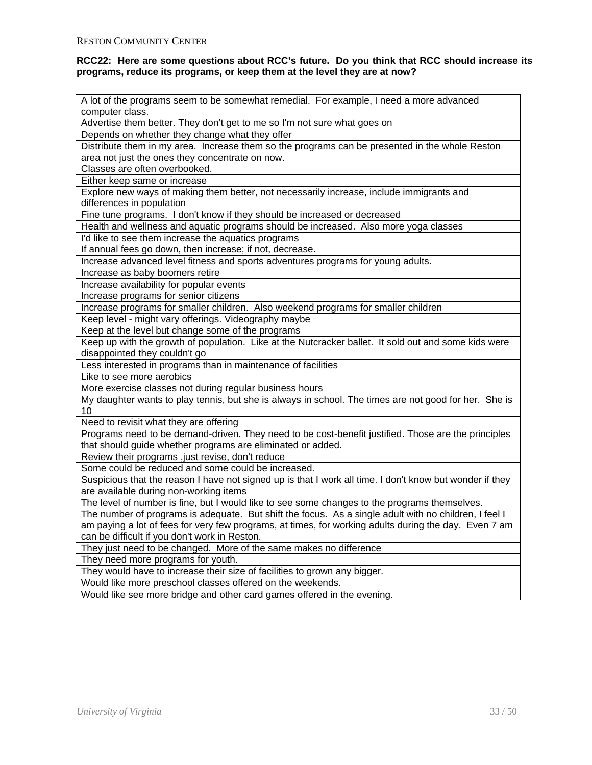**RCC22: Here are some questions about RCC's future. Do you think that RCC should increase its programs, reduce its programs, or keep them at the level they are at now?**

| |
|---|
| A lot of the programs seem to be somewhat remedial. For example, I need a more advanced computer class. |
| Advertise them better. They don't get to me so I'm not sure what goes on |
| Depends on whether they change what they offer |
| Distribute them in my area. Increase them so the programs can be presented in the whole Reston area not just the ones they concentrate on now. |
| Classes are often overbooked. |
| Either keep same or increase |
| Explore new ways of making them better, not necessarily increase, include immigrants and differences in population |
| Fine tune programs. I don't know if they should be increased or decreased |
| Health and wellness and aquatic programs should be increased. Also more yoga classes |
| I'd like to see them increase the aquatics programs |
| If annual fees go down, then increase; if not, decrease. |
| Increase advanced level fitness and sports adventures programs for young adults. |
| Increase as baby boomers retire |
| Increase availability for popular events |
| Increase programs for senior citizens |
| Increase programs for smaller children. Also weekend programs for smaller children |
| Keep level - might vary offerings. Videography maybe |
| Keep at the level but change some of the programs |
| Keep up with the growth of population. Like at the Nutcracker ballet. It sold out and some kids were disappointed they couldn't go |
| Less interested in programs than in maintenance of facilities |
| Like to see more aerobics |
| More exercise classes not during regular business hours |
| My daughter wants to play tennis, but she is always in school. The times are not good for her. She is 10 |
| Need to revisit what they are offering |
| Programs need to be demand-driven. They need to be cost-benefit justified. Those are the principles that should guide whether programs are eliminated or added. |
| Review their programs ,just revise, don't reduce |
| Some could be reduced and some could be increased. |
| Suspicious that the reason I have not signed up is that I work all time. I don't know but wonder if they are available during non-working items |
| The level of number is fine, but I would like to see some changes to the programs themselves. |
| The number of programs is adequate. But shift the focus. As a single adult with no children, I feel I am paying a lot of fees for very few programs, at times, for working adults during the day. Even 7 am can be difficult if you don't work in Reston. |
| They just need to be changed. More of the same makes no difference |
| They need more programs for youth. |
| They would have to increase their size of facilities to grown any bigger. |
| Would like more preschool classes offered on the weekends. |
| Would like see more bridge and other card games offered in the evening. |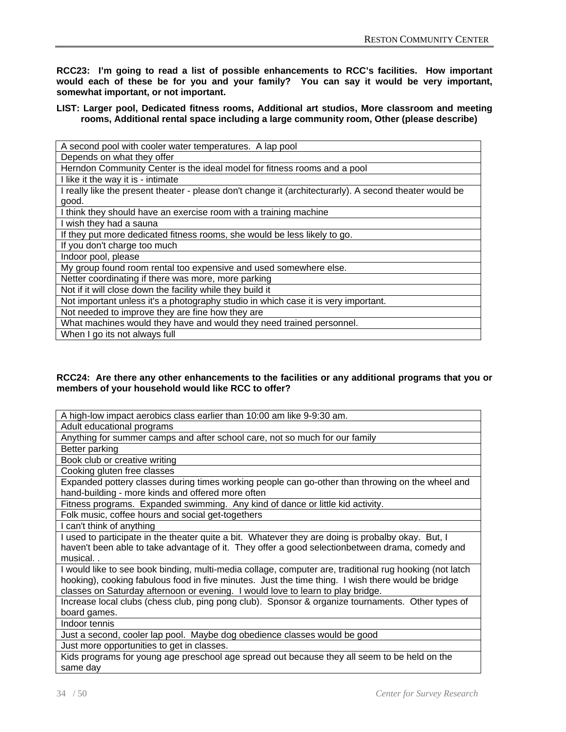**RCC23: I'm going to read a list of possible enhancements to RCC's facilities. How important would each of these be for you and your family? You can say it would be very important, somewhat important, or not important.**

**LIST: Larger pool, Dedicated fitness rooms, Additional art studios, More classroom and meeting rooms, Additional rental space including a large community room, Other (please describe)**

| |
|---|
| A second pool with cooler water temperatures. A lap pool |
| Depends on what they offer |
| Herndon Community Center is the ideal model for fitness rooms and a pool |
| I like it the way it is - intimate |
| I really like the present theater - please don't change it (architecturarly). A second theater would be good. |
| I think they should have an exercise room with a training machine |
| I wish they had a sauna |
| If they put more dedicated fitness rooms, she would be less likely to go. |
| If you don't charge too much |
| Indoor pool, please |
| My group found room rental too expensive and used somewhere else. |
| Netter coordinating if there was more, more parking |
| Not if it will close down the facility while they build it |
| Not important unless it's a photography studio in which case it is very important. |
| Not needed to improve they are fine how they are |
| What machines would they have and would they need trained personnel. |
| When I go its not always full |

**RCC24: Are there any other enhancements to the facilities or any additional programs that you or members of your household would like RCC to offer?**

| |
|---|
| A high-low impact aerobics class earlier than 10:00 am like 9-9:30 am. |
| Adult educational programs |
| Anything for summer camps and after school care, not so much for our family |
| Better parking |
| Book club or creative writing |
| Cooking gluten free classes |
| Expanded pottery classes during times working people can go-other than throwing on the wheel and hand-building - more kinds and offered more often |
| Fitness programs. Expanded swimming. Any kind of dance or little kid activity. |
| Folk music, coffee hours and social get-togethers |
| I can't think of anything |
| I used to participate in the theater quite a bit. Whatever they are doing is probalby okay. But, I haven't been able to take advantage of it. They offer a good selectionbetween drama, comedy and musical. . |
| I would like to see book binding, multi-media collage, computer are, traditional rug hooking (not latch hooking), cooking fabulous food in five minutes. Just the time thing. I wish there would be bridge classes on Saturday afternoon or evening. I would love to learn to play bridge. |
| Increase local clubs (chess club, ping pong club). Sponsor & organize tournaments. Other types of board games. |
| Indoor tennis |
| Just a second, cooler lap pool. Maybe dog obedience classes would be good |
| Just more opportunities to get in classes. |
| Kids programs for young age preschool age spread out because they all seem to be held on the same day |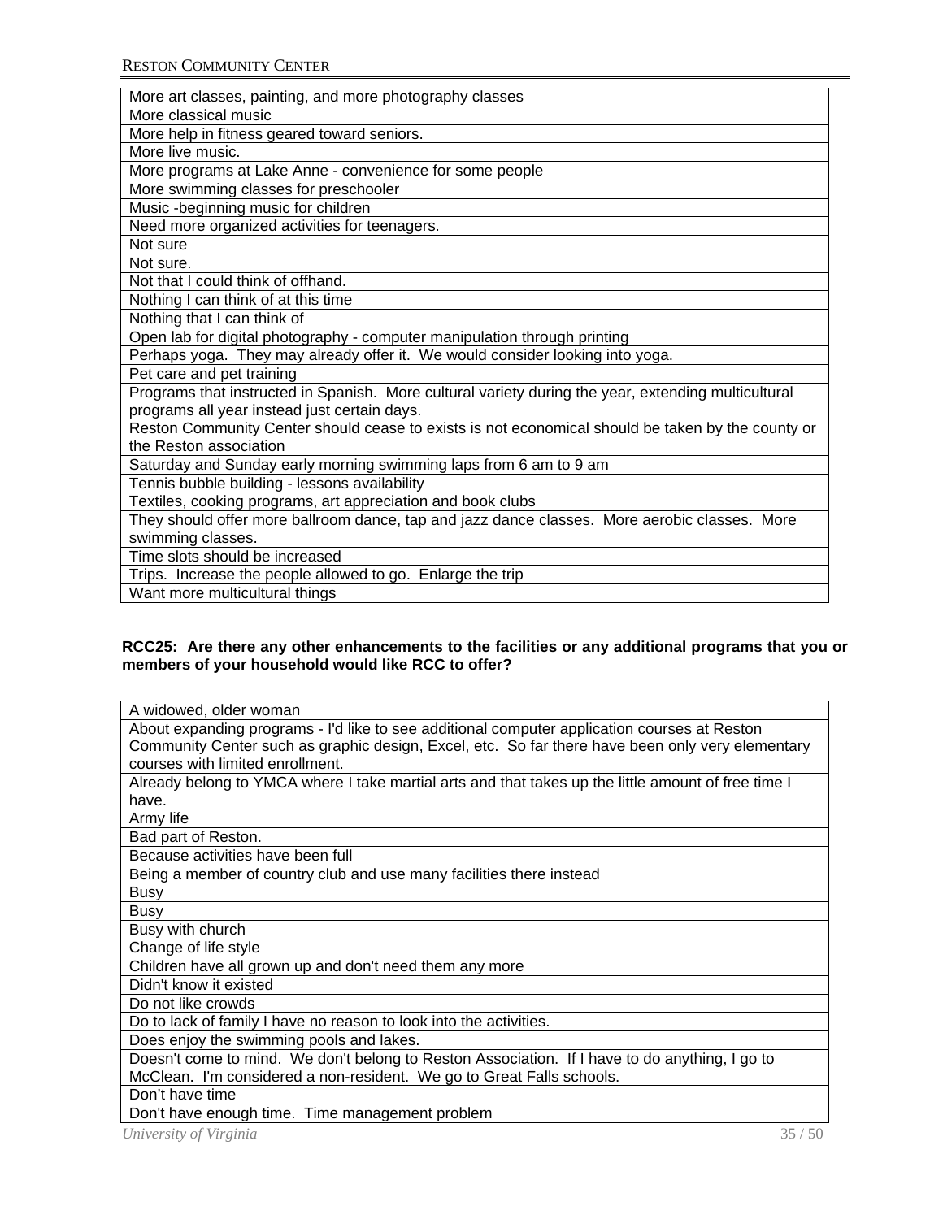| |
|---|
| More art classes, painting, and more photography classes |
| More classical music |
| More help in fitness geared toward seniors. |
| More live music. |
| More programs at Lake Anne - convenience for some people |
| More swimming classes for preschooler |
| Music -beginning music for children |
| Need more organized activities for teenagers. |
| Not sure |
| Not sure. |
| Not that I could think of offhand. |
| Nothing I can think of at this time |
| Nothing that I can think of |
| Open lab for digital photography - computer manipulation through printing |
| Perhaps yoga. They may already offer it. We would consider looking into yoga. |
| Pet care and pet training |
| Programs that instructed in Spanish. More cultural variety during the year, extending multicultural programs all year instead just certain days. |
| Reston Community Center should cease to exists is not economical should be taken by the county or the Reston association |
| Saturday and Sunday early morning swimming laps from 6 am to 9 am |
| Tennis bubble building - lessons availability |
| Textiles, cooking programs, art appreciation and book clubs |
| They should offer more ballroom dance, tap and jazz dance classes. More aerobic classes. More swimming classes. |
| Time slots should be increased |
| Trips. Increase the people allowed to go. Enlarge the trip |
| Want more multicultural things |

**RCC25: Are there any other enhancements to the facilities or any additional programs that you or members of your household would like RCC to offer?**

| |
|---|
| A widowed, older woman |
| About expanding programs - I'd like to see additional computer application courses at Reston Community Center such as graphic design, Excel, etc. So far there have been only very elementary courses with limited enrollment. |
| Already belong to YMCA where I take martial arts and that takes up the little amount of free time I have. |
| Army life |
| Bad part of Reston. |
| Because activities have been full |
| Being a member of country club and use many facilities there instead |
| Busy |
| Busy |
| Busy with church |
| Change of life style |
| Children have all grown up and don't need them any more |
| Didn't know it existed |
| Do not like crowds |
| Do to lack of family I have no reason to look into the activities. |
| Does enjoy the swimming pools and lakes. |
| Doesn't come to mind. We don't belong to Reston Association. If I have to do anything, I go to McClean. I'm considered a non-resident. We go to Great Falls schools. |
| Don't have time |
| Don't have enough time. Time management problem |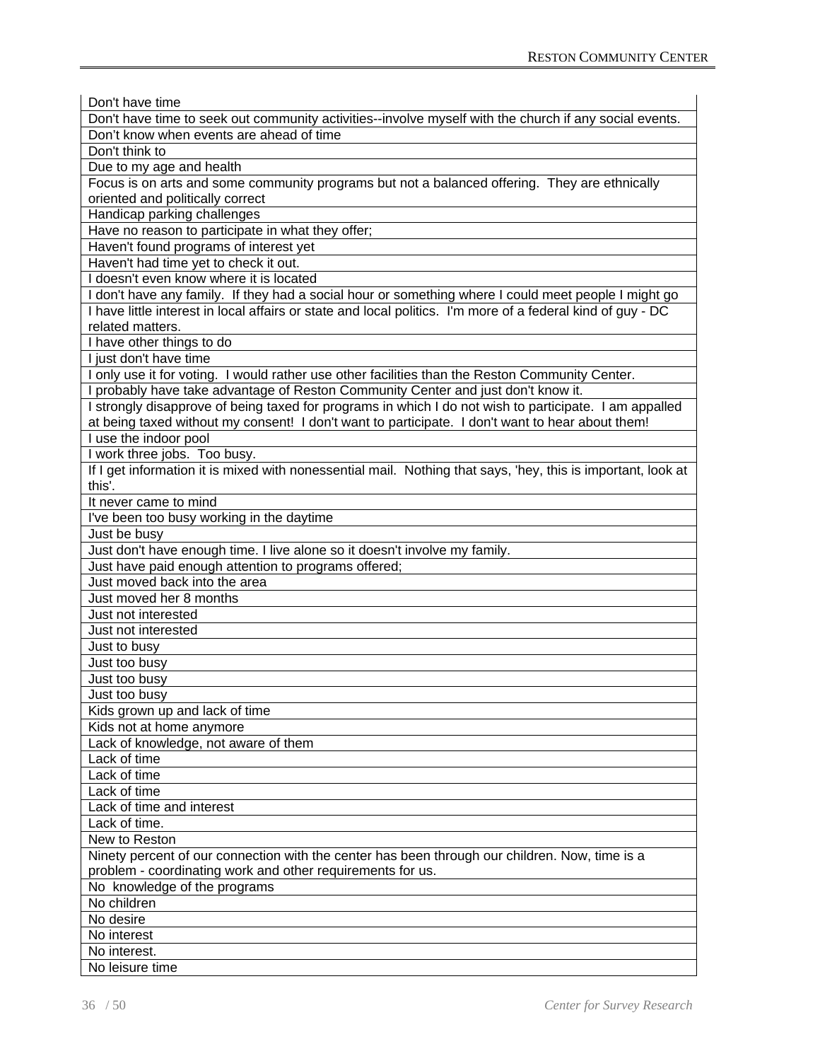| Don't have time |
|---|
| Don't have time to seek out community activities--involve myself with the church if any social events. |
| Don't know when events are ahead of time |
| Don't think to |
| Due to my age and health |
| Focus is on arts and some community programs but not a balanced offering. They are ethnically oriented and politically correct |
| Handicap parking challenges |
| Have no reason to participate in what they offer; |
| Haven't found programs of interest yet |
| Haven't had time yet to check it out. |
| I doesn't even know where it is located |
| I don't have any family. If they had a social hour or something where I could meet people I might go |
| I have little interest in local affairs or state and local politics. I'm more of a federal kind of guy - DC related matters. |
| I have other things to do |
| I just don't have time |
| I only use it for voting. I would rather use other facilities than the Reston Community Center. |
| I probably have take advantage of Reston Community Center and just don't know it. |
| I strongly disapprove of being taxed for programs in which I do not wish to participate. I am appalled at being taxed without my consent! I don't want to participate. I don't want to hear about them! |
| I use the indoor pool |
| I work three jobs. Too busy. |
| If I get information it is mixed with nonessential mail. Nothing that says, 'hey, this is important, look at this'. |
| It never came to mind |
| I've been too busy working in the daytime |
| Just be busy |
| Just don't have enough time. I live alone so it doesn't involve my family. |
| Just have paid enough attention to programs offered; |
| Just moved back into the area |
| Just moved her 8 months |
| Just not interested |
| Just not interested |
| Just to busy |
| Just too busy |
| Just too busy |
| Just too busy |
| Kids grown up and lack of time |
| Kids not at home anymore |
| Lack of knowledge, not aware of them |
| Lack of time |
| Lack of time |
| Lack of time |
| Lack of time and interest |
| Lack of time. |
| New to Reston |
| Ninety percent of our connection with the center has been through our children. Now, time is a problem - coordinating work and other requirements for us. |
| No knowledge of the programs |
| No children |
| No desire |
| No interest |
| No interest. |
| No leisure time |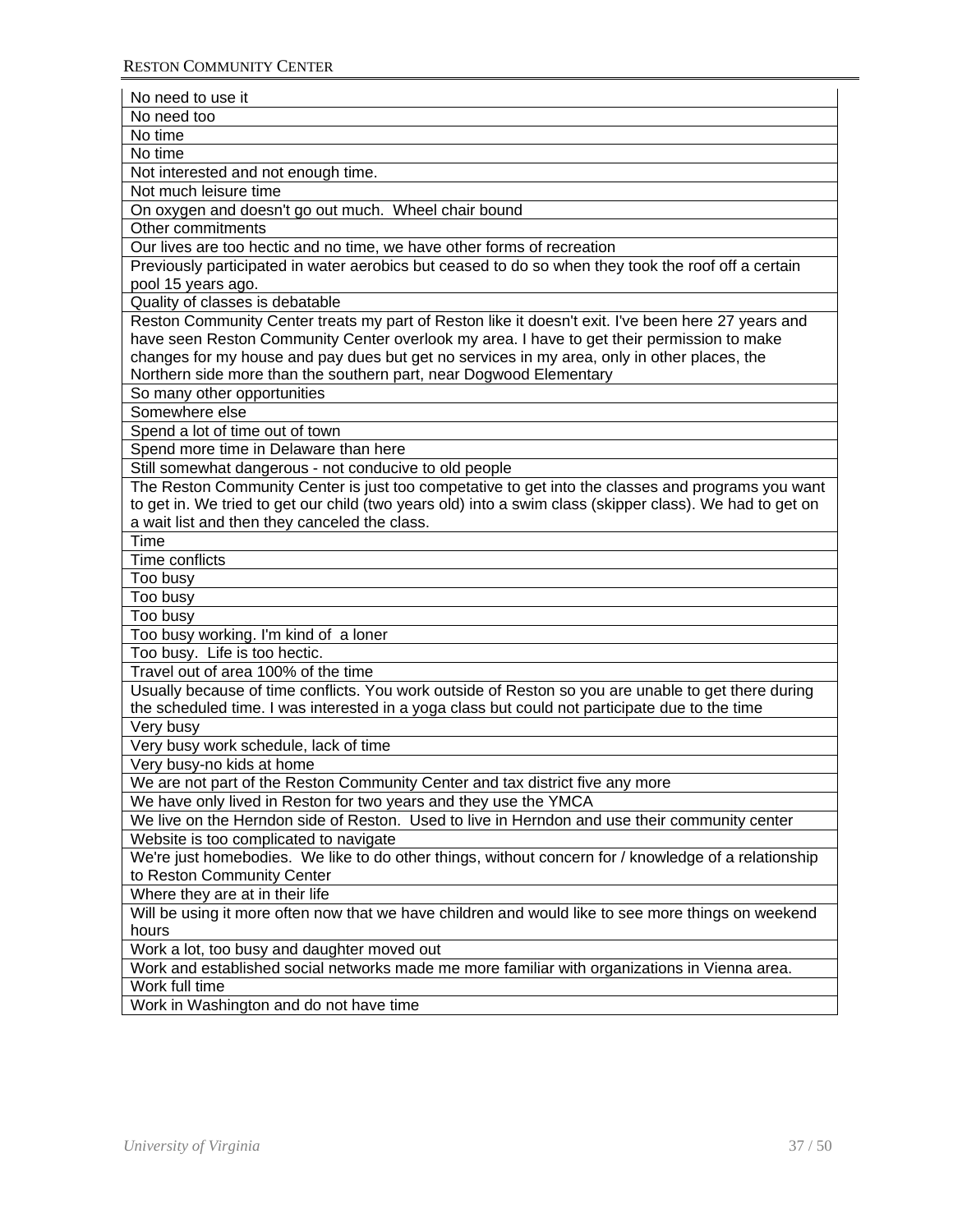| No need to use it |
|---|
| No need too |
| No time |
| No time |
| Not interested and not enough time. |
| Not much leisure time |
| On oxygen and doesn't go out much.  Wheel chair bound |
| Other commitments |
| Our lives are too hectic and no time, we have other forms of recreation |
| Previously participated in water aerobics but ceased to do so when they took the roof off a certain pool 15 years ago. |
| Quality of classes is debatable |
| Reston Community Center treats my part of Reston like it doesn't exit. I've been here 27 years and have seen Reston Community Center overlook my area. I have to get their permission to make changes for my house and pay dues but get no services in my area, only in other places, the Northern side more than the southern part, near Dogwood Elementary |
| So many other opportunities |
| Somewhere else |
| Spend a lot of time out of town |
| Spend more time in Delaware than here |
| Still somewhat dangerous - not conducive to old people |
| The Reston Community Center is just too competative to get into the classes and programs you want to get in. We tried to get our child (two years old) into a swim class (skipper class). We had to get on a wait list and then they canceled the class. |
| Time |
| Time conflicts |
| Too busy |
| Too busy |
| Too busy |
| Too busy working. I'm kind of  a loner |
| Too busy.  Life is too hectic. |
| Travel out of area 100% of the time |
| Usually because of time conflicts. You work outside of Reston so you are unable to get there during the scheduled time. I was interested in a yoga class but could not participate due to the time |
| Very busy |
| Very busy work schedule, lack of time |
| Very busy-no kids at home |
| We are not part of the Reston Community Center and tax district five any more |
| We have only lived in Reston for two years and they use the YMCA |
| We live on the Herndon side of Reston.  Used to live in Herndon and use their community center |
| Website is too complicated to navigate |
| We're just homebodies.  We like to do other things, without concern for / knowledge of a relationship to Reston Community Center |
| Where they are at in their life |
| Will be using it more often now that we have children and would like to see more things on weekend hours |
| Work a lot, too busy and daughter moved out |
| Work and established social networks made me more familiar with organizations in Vienna area. |
| Work full time |
| Work in Washington and do not have time |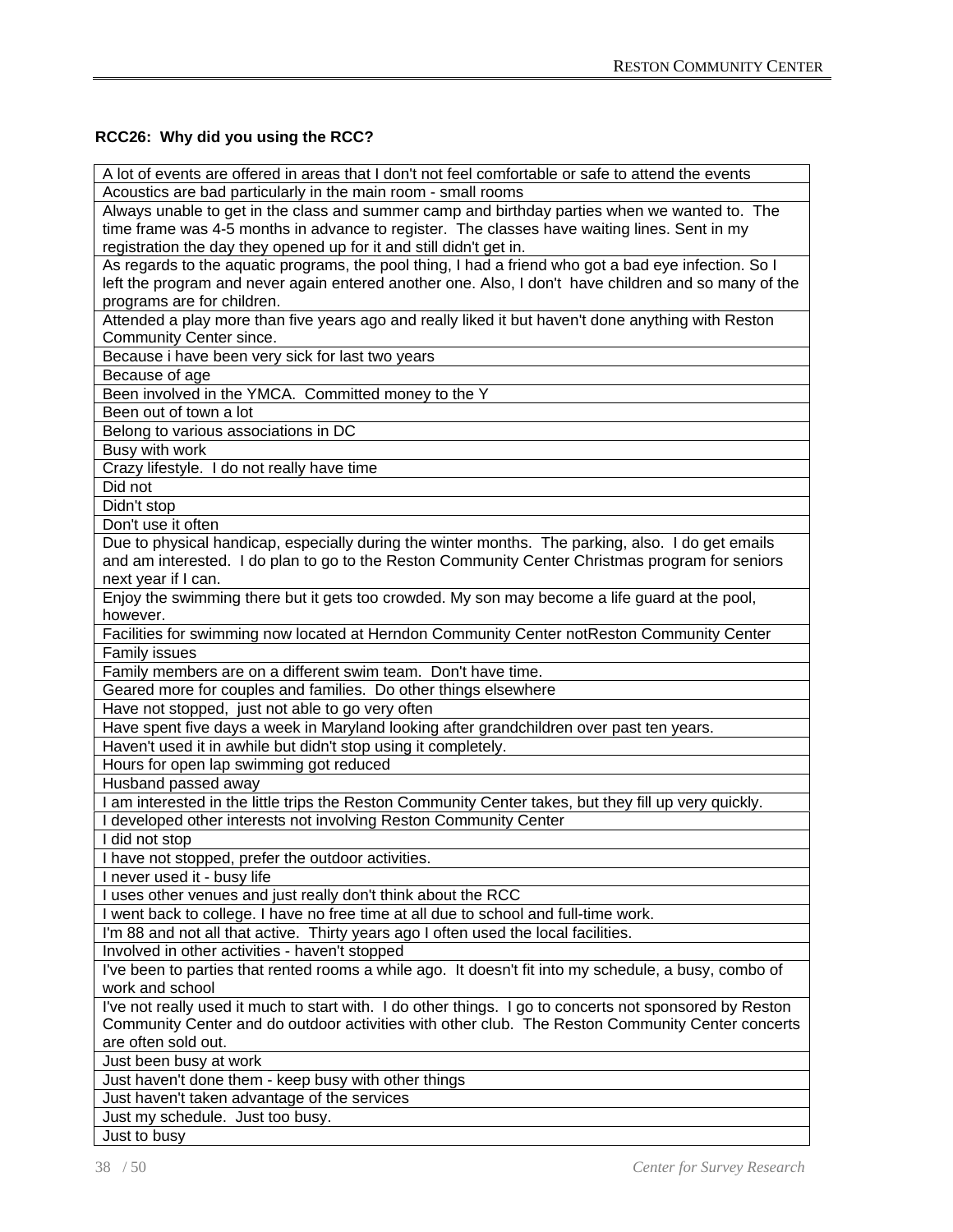**RCC26: Why did you using the RCC?**

| |
|---|
| A lot of events are offered in areas that I don't not feel comfortable or safe to attend the events |
| Acoustics are bad particularly in the main room - small rooms |
| Always unable to get in the class and summer camp and birthday parties when we wanted to. The time frame was 4-5 months in advance to register. The classes have waiting lines. Sent in my registration the day they opened up for it and still didn't get in. |
| As regards to the aquatic programs, the pool thing, I had a friend who got a bad eye infection. So I left the program and never again entered another one. Also, I don't have children and so many of the programs are for children. |
| Attended a play more than five years ago and really liked it but haven't done anything with Reston Community Center since. |
| Because i have been very sick for last two years |
| Because of age |
| Been involved in the YMCA. Committed money to the Y |
| Been out of town a lot |
| Belong to various associations in DC |
| Busy with work |
| Crazy lifestyle. I do not really have time |
| Did not |
| Didn't stop |
| Don't use it often |
| Due to physical handicap, especially during the winter months. The parking, also. I do get emails and am interested. I do plan to go to the Reston Community Center Christmas program for seniors next year if I can. |
| Enjoy the swimming there but it gets too crowded. My son may become a life guard at the pool, however. |
| Facilities for swimming now located at Herndon Community Center notReston Community Center |
| Family issues |
| Family members are on a different swim team. Don't have time. |
| Geared more for couples and families. Do other things elsewhere |
| Have not stopped, just not able to go very often |
| Have spent five days a week in Maryland looking after grandchildren over past ten years. |
| Haven't used it in awhile but didn't stop using it completely. |
| Hours for open lap swimming got reduced |
| Husband passed away |
| I am interested in the little trips the Reston Community Center takes, but they fill up very quickly. |
| I developed other interests not involving Reston Community Center |
| I did not stop |
| I have not stopped, prefer the outdoor activities. |
| I never used it - busy life |
| I uses other venues and just really don't think about the RCC |
| I went back to college. I have no free time at all due to school and full-time work. |
| I'm 88 and not all that active. Thirty years ago I often used the local facilities. |
| Involved in other activities - haven't stopped |
| I've been to parties that rented rooms a while ago. It doesn't fit into my schedule, a busy, combo of work and school |
| I've not really used it much to start with. I do other things. I go to concerts not sponsored by Reston Community Center and do outdoor activities with other club. The Reston Community Center concerts are often sold out. |
| Just been busy at work |
| Just haven't done them - keep busy with other things |
| Just haven't taken advantage of the services |
| Just my schedule. Just too busy. |
| Just to busy |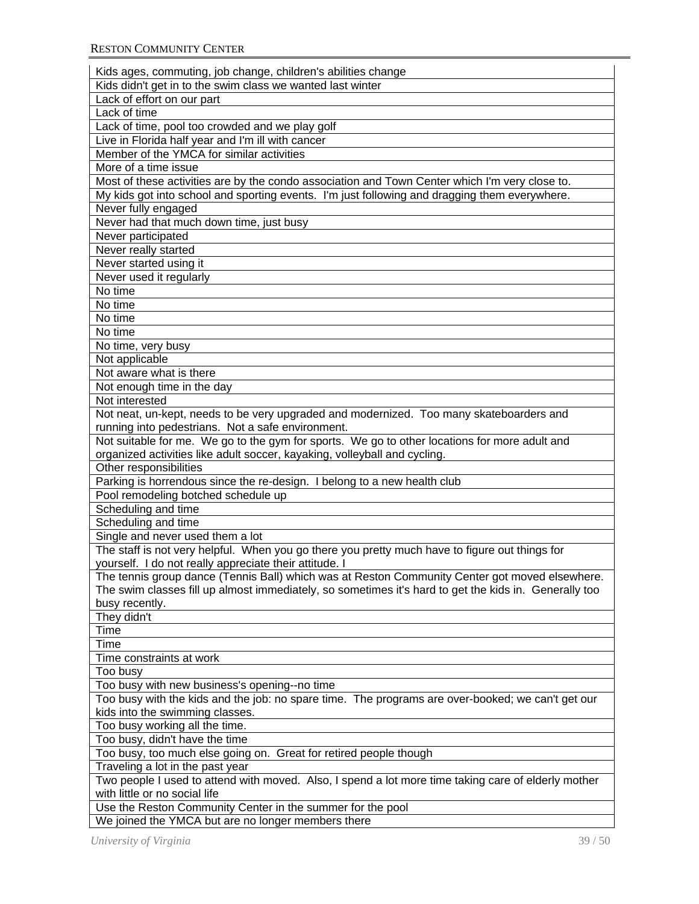| Kids ages, commuting, job change, children's abilities change |
|---|
| Kids didn't get in to the swim class we wanted last winter |
| Lack of effort on our part |
| Lack of time |
| Lack of time, pool too crowded and we play golf |
| Live in Florida half year and I'm ill with cancer |
| Member of the YMCA for similar activities |
| More of a time issue |
| Most of these activities are by the condo association and Town Center which I'm very close to. |
| My kids got into school and sporting events. I'm just following and dragging them everywhere. |
| Never fully engaged |
| Never had that much down time, just busy |
| Never participated |
| Never really started |
| Never started using it |
| Never used it regularly |
| No time |
| No time |
| No time |
| No time |
| No time, very busy |
| Not applicable |
| Not aware what is there |
| Not enough time in the day |
| Not interested |
| Not neat, un-kept, needs to be very upgraded and modernized. Too many skateboarders and running into pedestrians. Not a safe environment. |
| Not suitable for me. We go to the gym for sports. We go to other locations for more adult and organized activities like adult soccer, kayaking, volleyball and cycling. |
| Other responsibilities |
| Parking is horrendous since the re-design. I belong to a new health club |
| Pool remodeling botched schedule up |
| Scheduling and time |
| Scheduling and time |
| Single and never used them a lot |
| The staff is not very helpful. When you go there you pretty much have to figure out things for yourself. I do not really appreciate their attitude. I |
| The tennis group dance (Tennis Ball) which was at Reston Community Center got moved elsewhere. The swim classes fill up almost immediately, so sometimes it's hard to get the kids in. Generally too busy recently. |
| They didn't |
| Time |
| Time |
| Time constraints at work |
| Too busy |
| Too busy with new business's opening--no time |
| Too busy with the kids and the job: no spare time. The programs are over-booked; we can't get our kids into the swimming classes. |
| Too busy working all the time. |
| Too busy, didn't have the time |
| Too busy, too much else going on. Great for retired people though |
| Traveling a lot in the past year |
| Two people I used to attend with moved. Also, I spend a lot more time taking care of elderly mother with little or no social life |
| Use the Reston Community Center in the summer for the pool |
| We joined the YMCA but are no longer members there |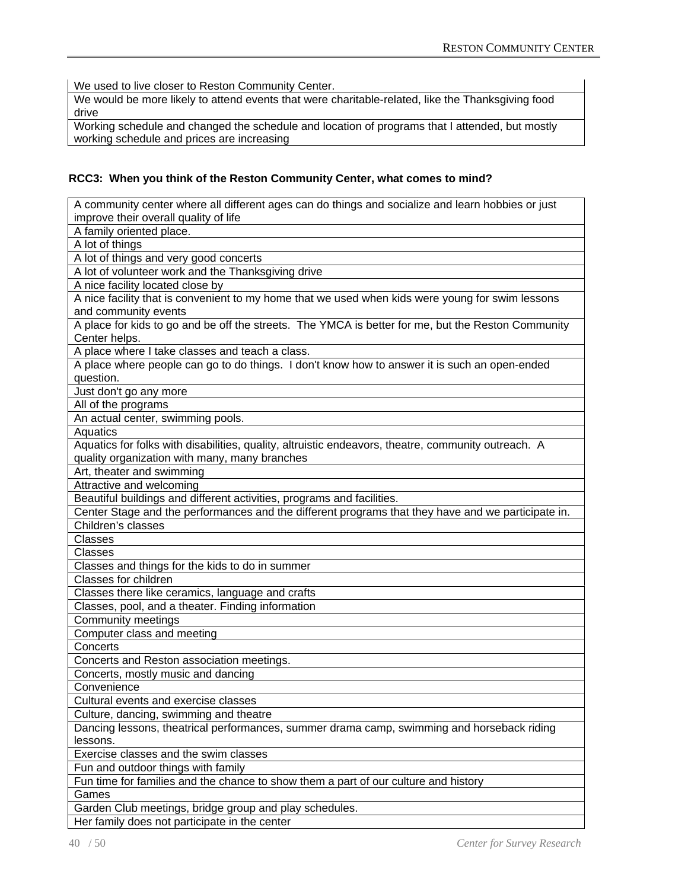| We used to live closer to Reston Community Center. |
|---|
| We would be more likely to attend events that were charitable-related, like the Thanksgiving food drive |
| Working schedule and changed the schedule and location of programs that I attended, but mostly working schedule and prices are increasing |

**RCC3: When you think of the Reston Community Center, what comes to mind?**

| A community center where all different ages can do things and socialize and learn hobbies or just improve their overall quality of life |
|---|
| A family oriented place. |
| A lot of things |
| A lot of things and very good concerts |
| A lot of volunteer work and the Thanksgiving drive |
| A nice facility located close by |
| A nice facility that is convenient to my home that we used when kids were young for swim lessons and community events |
| A place for kids to go and be off the streets. The YMCA is better for me, but the Reston Community Center helps. |
| A place where I take classes and teach a class. |
| A place where people can go to do things. I don't know how to answer it is such an open-ended question. |
| Just don't go any more |
| All of the programs |
| An actual center, swimming pools. |
| Aquatics |
| Aquatics for folks with disabilities, quality, altruistic endeavors, theatre, community outreach. A quality organization with many, many branches |
| Art, theater and swimming |
| Attractive and welcoming |
| Beautiful buildings and different activities, programs and facilities. |
| Center Stage and the performances and the different programs that they have and we participate in. |
| Children's classes |
| Classes |
| Classes |
| Classes and things for the kids to do in summer |
| Classes for children |
| Classes there like ceramics, language and crafts |
| Classes, pool, and a theater. Finding information |
| Community meetings |
| Computer class and meeting |
| Concerts |
| Concerts and Reston association meetings. |
| Concerts, mostly music and dancing |
| Convenience |
| Cultural events and exercise classes |
| Culture, dancing, swimming and theatre |
| Dancing lessons, theatrical performances, summer drama camp, swimming and horseback riding lessons. |
| Exercise classes and the swim classes |
| Fun and outdoor things with family |
| Fun time for families and the chance to show them a part of our culture and history |
| Games |
| Garden Club meetings, bridge group and play schedules. |
| Her family does not participate in the center |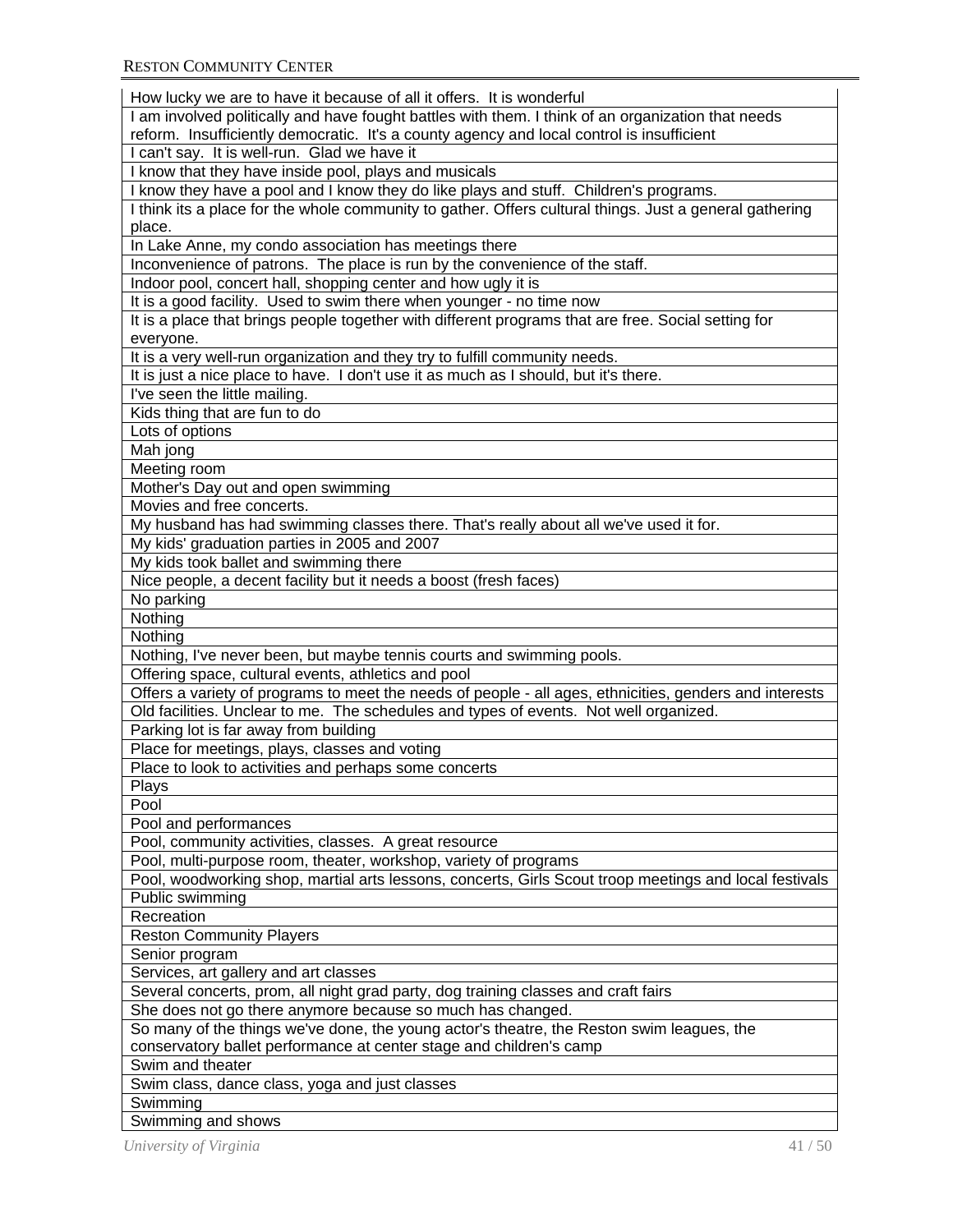| How lucky we are to have it because of all it offers. It is wonderful |
|---|
| I am involved politically and have fought battles with them. I think of an organization that needs reform. Insufficiently democratic. It's a county agency and local control is insufficient |
| I can't say. It is well-run. Glad we have it |
| I know that they have inside pool, plays and musicals |
| I know they have a pool and I know they do like plays and stuff. Children's programs. |
| I think its a place for the whole community to gather. Offers cultural things. Just a general gathering place. |
| In Lake Anne, my condo association has meetings there |
| Inconvenience of patrons. The place is run by the convenience of the staff. |
| Indoor pool, concert hall, shopping center and how ugly it is |
| It is a good facility. Used to swim there when younger - no time now |
| It is a place that brings people together with different programs that are free. Social setting for everyone. |
| It is a very well-run organization and they try to fulfill community needs. |
| It is just a nice place to have. I don't use it as much as I should, but it's there. |
| I've seen the little mailing. |
| Kids thing that are fun to do |
| Lots of options |
| Mah jong |
| Meeting room |
| Mother's Day out and open swimming |
| Movies and free concerts. |
| My husband has had swimming classes there. That's really about all we've used it for. |
| My kids' graduation parties in 2005 and 2007 |
| My kids took ballet and swimming there |
| Nice people, a decent facility but it needs a boost (fresh faces) |
| No parking |
| Nothing |
| Nothing |
| Nothing, I've never been, but maybe tennis courts and swimming pools. |
| Offering space, cultural events, athletics and pool |
| Offers a variety of programs to meet the needs of people - all ages, ethnicities, genders and interests |
| Old facilities. Unclear to me. The schedules and types of events. Not well organized. |
| Parking lot is far away from building |
| Place for meetings, plays, classes and voting |
| Place to look to activities and perhaps some concerts |
| Plays |
| Pool |
| Pool and performances |
| Pool, community activities, classes. A great resource |
| Pool, multi-purpose room, theater, workshop, variety of programs |
| Pool, woodworking shop, martial arts lessons, concerts, Girls Scout troop meetings and local festivals |
| Public swimming |
| Recreation |
| Reston Community Players |
| Senior program |
| Services, art gallery and art classes |
| Several concerts, prom, all night grad party, dog training classes and craft fairs |
| She does not go there anymore because so much has changed. |
| So many of the things we've done, the young actor's theatre, the Reston swim leagues, the conservatory ballet performance at center stage and children's camp |
| Swim and theater |
| Swim class, dance class, yoga and just classes |
| Swimming |
| Swimming and shows |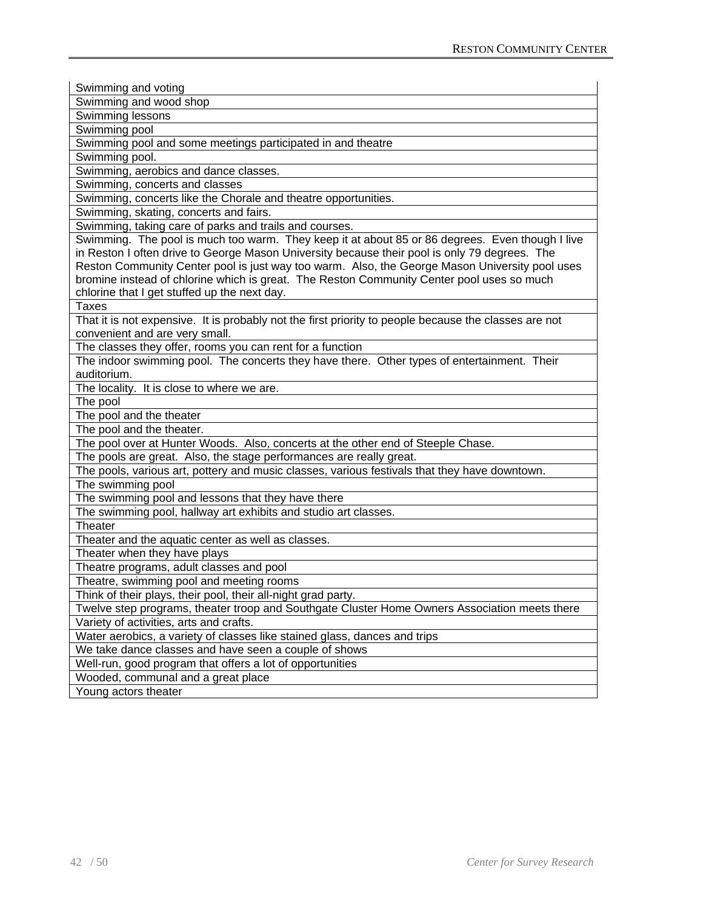| Swimming and voting |
|---|
| Swimming and wood shop |
| Swimming lessons |
| Swimming pool |
| Swimming pool and some meetings participated in and theatre |
| Swimming pool. |
| Swimming, aerobics and dance classes. |
| Swimming, concerts and classes |
| Swimming, concerts like the Chorale and theatre opportunities. |
| Swimming, skating, concerts and fairs. |
| Swimming, taking care of parks and trails and courses. |
| Swimming. The pool is much too warm. They keep it at about 85 or 86 degrees. Even though I live in Reston I often drive to George Mason University because their pool is only 79 degrees. The Reston Community Center pool is just way too warm. Also, the George Mason University pool uses bromine instead of chlorine which is great. The Reston Community Center pool uses so much chlorine that I get stuffed up the next day. |
| Taxes |
| That it is not expensive. It is probably not the first priority to people because the classes are not convenient and are very small. |
| The classes they offer, rooms you can rent for a function |
| The indoor swimming pool. The concerts they have there. Other types of entertainment. Their auditorium. |
| The locality. It is close to where we are. |
| The pool |
| The pool and the theater |
| The pool and the theater. |
| The pool over at Hunter Woods. Also, concerts at the other end of Steeple Chase. |
| The pools are great. Also, the stage performances are really great. |
| The pools, various art, pottery and music classes, various festivals that they have downtown. |
| The swimming pool |
| The swimming pool and lessons that they have there |
| The swimming pool, hallway art exhibits and studio art classes. |
| Theater |
| Theater and the aquatic center as well as classes. |
| Theater when they have plays |
| Theatre programs, adult classes and pool |
| Theatre, swimming pool and meeting rooms |
| Think of their plays, their pool, their all-night grad party. |
| Twelve step programs, theater troop and Southgate Cluster Home Owners Association meets there |
| Variety of activities, arts and crafts. |
| Water aerobics, a variety of classes like stained glass, dances and trips |
| We take dance classes and have seen a couple of shows |
| Well-run, good program that offers a lot of opportunities |
| Wooded, communal and a great place |
| Young actors theater |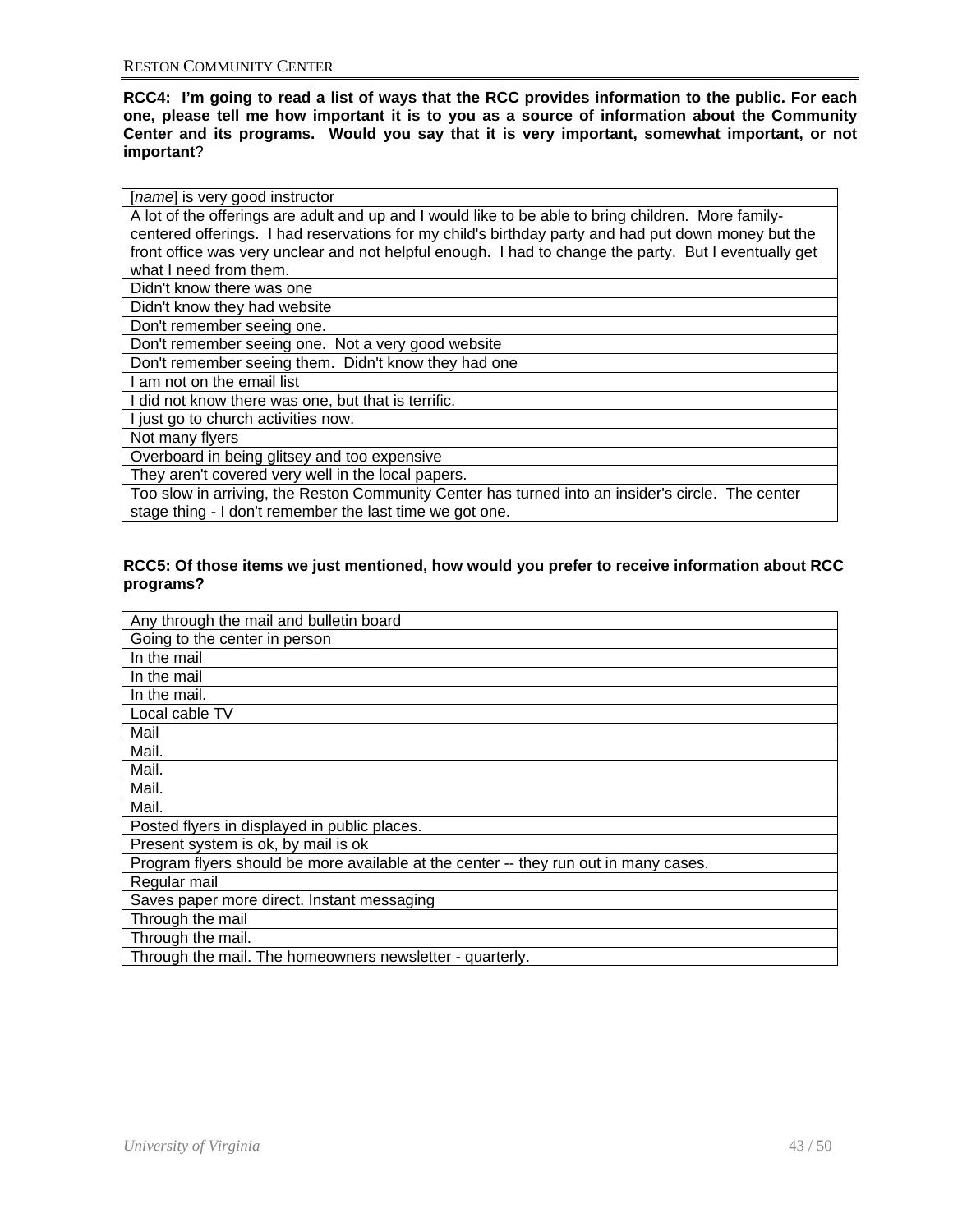**RCC4: I'm going to read a list of ways that the RCC provides information to the public. For each one, please tell me how important it is to you as a source of information about the Community Center and its programs. Would you say that it is very important, somewhat important, or not important**?

| |
|---|
| [*name*] is very good instructor |
| A lot of the offerings are adult and up and I would like to be able to bring children. More family-centered offerings. I had reservations for my child's birthday party and had put down money but the front office was very unclear and not helpful enough. I had to change the party. But I eventually get what I need from them. |
| Didn't know there was one |
| Didn't know they had website |
| Don't remember seeing one. |
| Don't remember seeing one. Not a very good website |
| Don't remember seeing them. Didn't know they had one |
| I am not on the email list |
| I did not know there was one, but that is terrific. |
| I just go to church activities now. |
| Not many flyers |
| Overboard in being glitsey and too expensive |
| They aren't covered very well in the local papers. |
| Too slow in arriving, the Reston Community Center has turned into an insider's circle. The center stage thing - I don't remember the last time we got one. |

**RCC5: Of those items we just mentioned, how would you prefer to receive information about RCC programs?**

| |
|---|
| Any through the mail and bulletin board |
| Going to the center in person |
| In the mail |
| In the mail |
| In the mail. |
| Local cable TV |
| Mail |
| Mail. |
| Mail. |
| Mail. |
| Mail. |
| Posted flyers in displayed in public places. |
| Present system is ok, by mail is ok |
| Program flyers should be more available at the center -- they run out in many cases. |
| Regular mail |
| Saves paper more direct. Instant messaging |
| Through the mail |
| Through the mail. |
| Through the mail. The homeowners newsletter - quarterly. |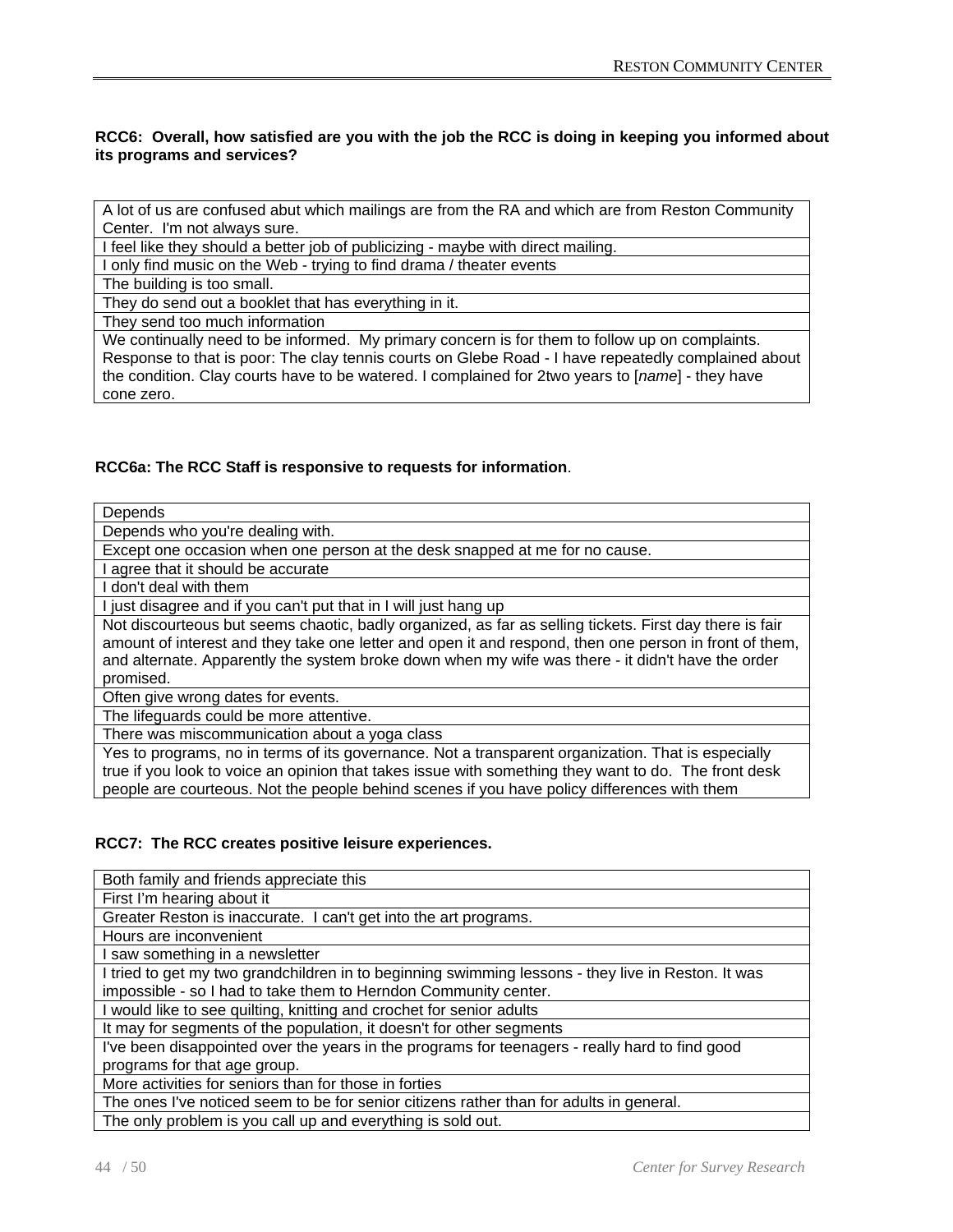**RCC6: Overall, how satisfied are you with the job the RCC is doing in keeping you informed about its programs and services?**

| |
|---|
| A lot of us are confused abut which mailings are from the RA and which are from Reston Community Center. I'm not always sure. |
| I feel like they should a better job of publicizing - maybe with direct mailing. |
| I only find music on the Web - trying to find drama / theater events |
| The building is too small. |
| They do send out a booklet that has everything in it. |
| They send too much information |
| We continually need to be informed. My primary concern is for them to follow up on complaints. Response to that is poor: The clay tennis courts on Glebe Road - I have repeatedly complained about the condition. Clay courts have to be watered. I complained for 2two years to [*name*] - they have cone zero. |

**RCC6a: The RCC Staff is responsive to requests for information**.

| |
|---|
| Depends |
| Depends who you're dealing with. |
| Except one occasion when one person at the desk snapped at me for no cause. |
| I agree that it should be accurate |
| I don't deal with them |
| I just disagree and if you can't put that in I will just hang up |
| Not discourteous but seems chaotic, badly organized, as far as selling tickets. First day there is fair amount of interest and they take one letter and open it and respond, then one person in front of them, and alternate. Apparently the system broke down when my wife was there - it didn't have the order promised. |
| Often give wrong dates for events. |
| The lifeguards could be more attentive. |
| There was miscommunication about a yoga class |
| Yes to programs, no in terms of its governance. Not a transparent organization. That is especially true if you look to voice an opinion that takes issue with something they want to do. The front desk people are courteous. Not the people behind scenes if you have policy differences with them |

**RCC7: The RCC creates positive leisure experiences.**

| |
|---|
| Both family and friends appreciate this |
| First I'm hearing about it |
| Greater Reston is inaccurate. I can't get into the art programs. |
| Hours are inconvenient |
| I saw something in a newsletter |
| I tried to get my two grandchildren in to beginning swimming lessons - they live in Reston. It was impossible - so I had to take them to Herndon Community center. |
| I would like to see quilting, knitting and crochet for senior adults |
| It may for segments of the population, it doesn't for other segments |
| I've been disappointed over the years in the programs for teenagers - really hard to find good programs for that age group. |
| More activities for seniors than for those in forties |
| The ones I've noticed seem to be for senior citizens rather than for adults in general. |
| The only problem is you call up and everything is sold out. |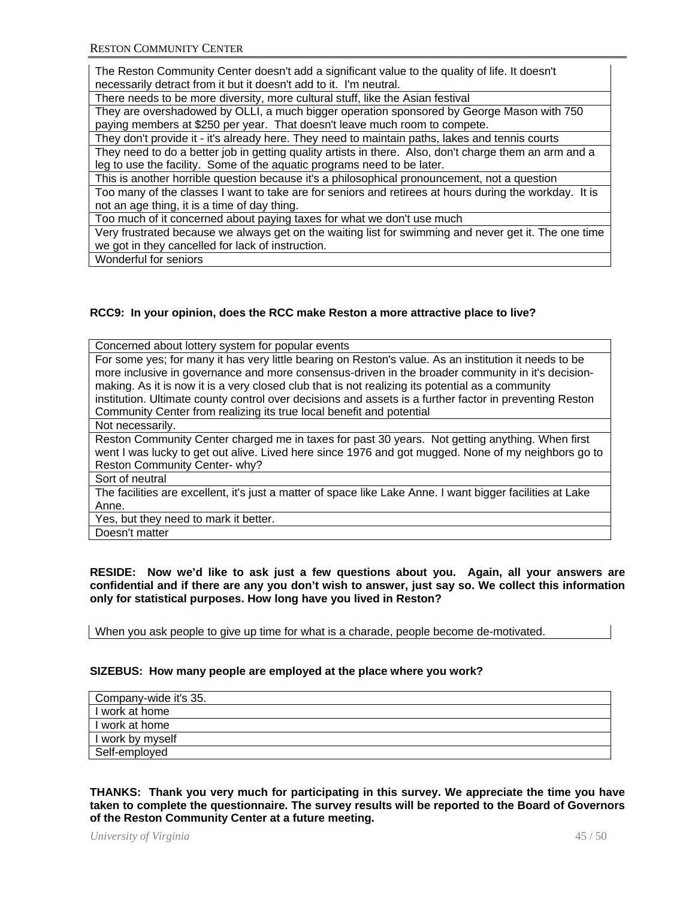| The Reston Community Center doesn't add a significant value to the quality of life. It doesn't necessarily detract from it but it doesn't add to it. I'm neutral. |
|---|
| There needs to be more diversity, more cultural stuff, like the Asian festival |
| They are overshadowed by OLLI, a much bigger operation sponsored by George Mason with 750 paying members at $250 per year. That doesn't leave much room to compete. |
| They don't provide it - it's already here. They need to maintain paths, lakes and tennis courts |
| They need to do a better job in getting quality artists in there. Also, don't charge them an arm and a leg to use the facility. Some of the aquatic programs need to be later. |
| This is another horrible question because it's a philosophical pronouncement, not a question |
| Too many of the classes I want to take are for seniors and retirees at hours during the workday. It is not an age thing, it is a time of day thing. |
| Too much of it concerned about paying taxes for what we don't use much |
| Very frustrated because we always get on the waiting list for swimming and never get it. The one time we got in they cancelled for lack of instruction. |
| Wonderful for seniors |

**RCC9: In your opinion, does the RCC make Reston a more attractive place to live?**

| Concerned about lottery system for popular events |
|---|
| For some yes; for many it has very little bearing on Reston's value. As an institution it needs to be more inclusive in governance and more consensus-driven in the broader community in it's decision-making. As it is now it is a very closed club that is not realizing its potential as a community institution. Ultimate county control over decisions and assets is a further factor in preventing Reston Community Center from realizing its true local benefit and potential |
| Not necessarily. |
| Reston Community Center charged me in taxes for past 30 years. Not getting anything. When first went I was lucky to get out alive. Lived here since 1976 and got mugged. None of my neighbors go to Reston Community Center- why? |
| Sort of neutral |
| The facilities are excellent, it's just a matter of space like Lake Anne. I want bigger facilities at Lake Anne. |
| Yes, but they need to mark it better. |
| Doesn't matter |

**RESIDE: Now we'd like to ask just a few questions about you. Again, all your answers are confidential and if there are any you don't wish to answer, just say so. We collect this information only for statistical purposes. How long have you lived in Reston?**

| When you ask people to give up time for what is a charade, people become de-motivated. |
|---|

**SIZEBUS: How many people are employed at the place where you work?**

| Company-wide it's 35. |
|---|
| I work at home |
| I work at home |
| I work by myself |
| Self-employed |

**THANKS: Thank you very much for participating in this survey. We appreciate the time you have taken to complete the questionnaire. The survey results will be reported to the Board of Governors of the Reston Community Center at a future meeting.**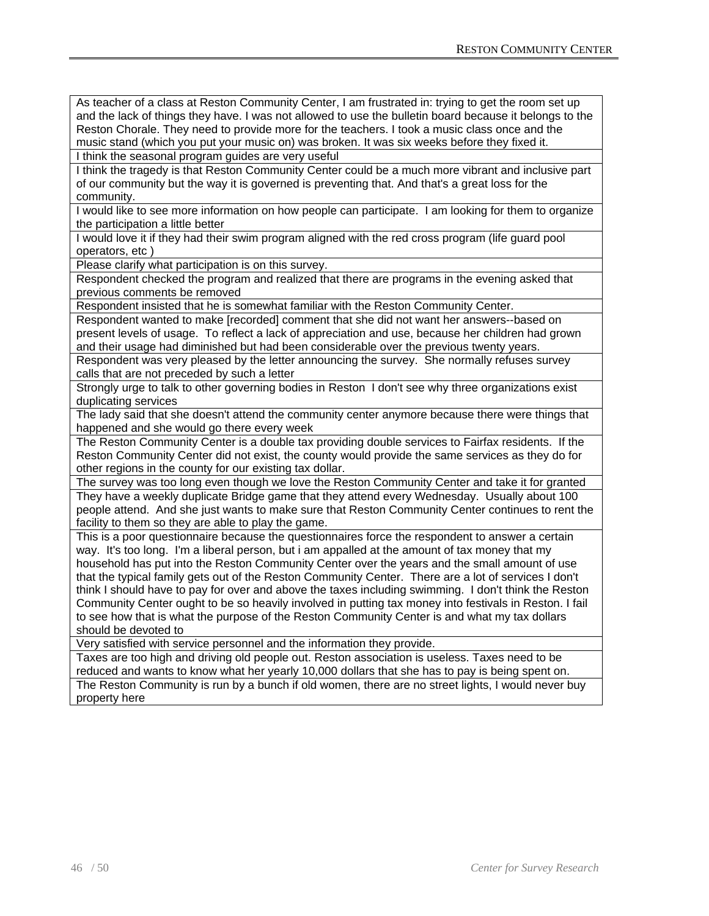| As teacher of a class at Reston Community Center, I am frustrated in: trying to get the room set up and the lack of things they have. I was not allowed to use the bulletin board because it belongs to the Reston Chorale. They need to provide more for the teachers. I took a music class once and the music stand (which you put your music on) was broken. It was six weeks before they fixed it. |
|---|
| I think the seasonal program guides are very useful |
| I think the tragedy is that Reston Community Center could be a much more vibrant and inclusive part of our community but the way it is governed is preventing that. And that's a great loss for the community. |
| I would like to see more information on how people can participate. I am looking for them to organize the participation a little better |
| I would love it if they had their swim program aligned with the red cross program (life guard pool operators, etc ) |
| Please clarify what participation is on this survey. |
| Respondent checked the program and realized that there are programs in the evening asked that previous comments be removed |
| Respondent insisted that he is somewhat familiar with the Reston Community Center. |
| Respondent wanted to make [recorded] comment that she did not want her answers--based on present levels of usage. To reflect a lack of appreciation and use, because her children had grown and their usage had diminished but had been considerable over the previous twenty years. |
| Respondent was very pleased by the letter announcing the survey. She normally refuses survey calls that are not preceded by such a letter |
| Strongly urge to talk to other governing bodies in Reston I don't see why three organizations exist duplicating services |
| The lady said that she doesn't attend the community center anymore because there were things that happened and she would go there every week |
| The Reston Community Center is a double tax providing double services to Fairfax residents. If the Reston Community Center did not exist, the county would provide the same services as they do for other regions in the county for our existing tax dollar. |
| The survey was too long even though we love the Reston Community Center and take it for granted |
| They have a weekly duplicate Bridge game that they attend every Wednesday. Usually about 100 people attend. And she just wants to make sure that Reston Community Center continues to rent the facility to them so they are able to play the game. |
| This is a poor questionnaire because the questionnaires force the respondent to answer a certain way. It's too long. I'm a liberal person, but i am appalled at the amount of tax money that my household has put into the Reston Community Center over the years and the small amount of use that the typical family gets out of the Reston Community Center. There are a lot of services I don't think I should have to pay for over and above the taxes including swimming. I don't think the Reston Community Center ought to be so heavily involved in putting tax money into festivals in Reston. I fail to see how that is what the purpose of the Reston Community Center is and what my tax dollars should be devoted to |
| Very satisfied with service personnel and the information they provide. |
| Taxes are too high and driving old people out. Reston association is useless. Taxes need to be reduced and wants to know what her yearly 10,000 dollars that she has to pay is being spent on. |
| The Reston Community is run by a bunch if old women, there are no street lights, I would never buy property here |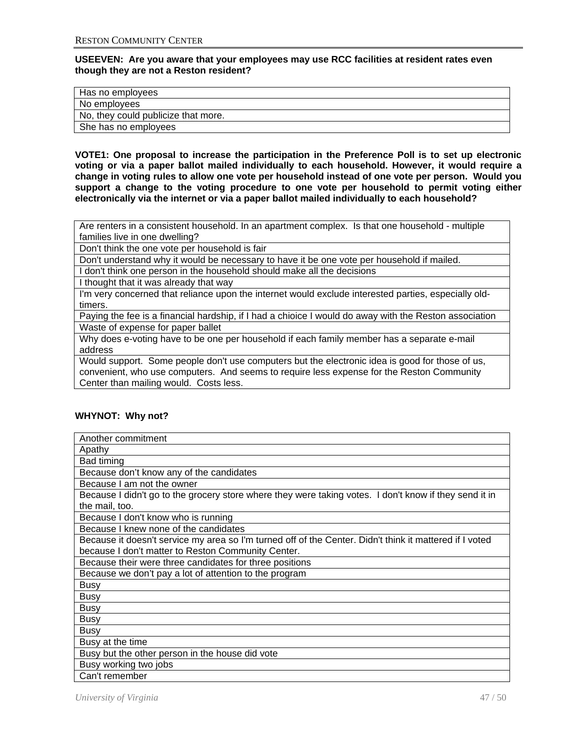**USEEVEN: Are you aware that your employees may use RCC facilities at resident rates even though they are not a Reston resident?**

| Has no employees |
|---|
| No employees |
| No, they could publicize that more. |
| She has no employees |

**VOTE1: One proposal to increase the participation in the Preference Poll is to set up electronic voting or via a paper ballot mailed individually to each household. However, it would require a change in voting rules to allow one vote per household instead of one vote per person. Would you support a change to the voting procedure to one vote per household to permit voting either electronically via the internet or via a paper ballot mailed individually to each household?**

| Are renters in a consistent household. In an apartment complex. Is that one household - multiple families live in one dwelling? |
|---|
| Don't think the one vote per household is fair |
| Don't understand why it would be necessary to have it be one vote per household if mailed. |
| I don't think one person in the household should make all the decisions |
| I thought that it was already that way |
| I'm very concerned that reliance upon the internet would exclude interested parties, especially old-timers. |
| Paying the fee is a financial hardship, if I had a chioice I would do away with the Reston association |
| Waste of expense for paper ballot |
| Why does e-voting have to be one per household if each family member has a separate e-mail address |
| Would support. Some people don't use computers but the electronic idea is good for those of us, convenient, who use computers. And seems to require less expense for the Reston Community Center than mailing would. Costs less. |

**WHYNOT: Why not?**

| Another commitment |
|---|
| Apathy |
| Bad timing |
| Because don't know any of the candidates |
| Because I am not the owner |
| Because I didn't go to the grocery store where they were taking votes. I don't know if they send it in the mail, too. |
| Because I don't know who is running |
| Because I knew none of the candidates |
| Because it doesn't service my area so I'm turned off of the Center. Didn't think it mattered if I voted because I don't matter to Reston Community Center. |
| Because their were three candidates for three positions |
| Because we don't pay a lot of attention to the program |
| Busy |
| Busy |
| Busy |
| Busy |
| Busy |
| Busy at the time |
| Busy but the other person in the house did vote |
| Busy working two jobs |
| Can't remember |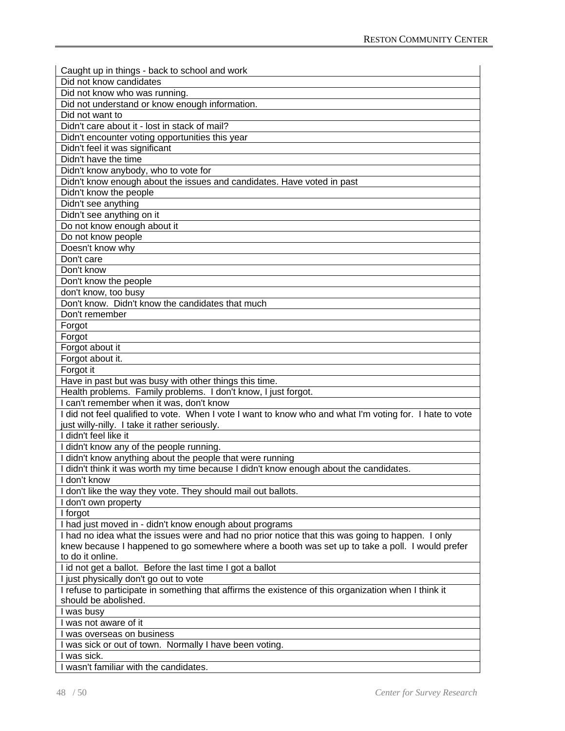| |
|---|
| Caught up in things - back to school and work |
| Did not know candidates |
| Did not know who was running. |
| Did not understand or know enough information. |
| Did not want to |
| Didn't care about it - lost in stack of mail? |
| Didn't encounter voting opportunities this year |
| Didn't feel it was significant |
| Didn't have the time |
| Didn't know anybody, who to vote for |
| Didn't know enough about the issues and candidates. Have voted in past |
| Didn't know the people |
| Didn't see anything |
| Didn’t see anything on it |
| Do not know enough about it |
| Do not know people |
| Doesn't know why |
| Don't care |
| Don't know |
| Don't know the people |
| don't know, too busy |
| Don't know. Didn't know the candidates that much |
| Don't remember |
| Forgot |
| Forgot |
| Forgot about it |
| Forgot about it. |
| Forgot it |
| Have in past but was busy with other things this time. |
| Health problems. Family problems. I don't know, I just forgot. |
| I can't remember when it was, don't know |
| I did not feel qualified to vote. When I vote I want to know who and what I'm voting for. I hate to vote just willy-nilly. I take it rather seriously. |
| I didn't feel like it |
| I didn't know any of the people running. |
| I didn't know anything about the people that were running |
| I didn't think it was worth my time because I didn't know enough about the candidates. |
| I don't know |
| I don't like the way they vote. They should mail out ballots. |
| I don't own property |
| I forgot |
| I had just moved in - didn't know enough about programs |
| I had no idea what the issues were and had no prior notice that this was going to happen. I only knew because I happened to go somewhere where a booth was set up to take a poll. I would prefer to do it online. |
| I id not get a ballot. Before the last time I got a ballot |
| I just physically don't go out to vote |
| I refuse to participate in something that affirms the existence of this organization when I think it should be abolished. |
| I was busy |
| I was not aware of it |
| I was overseas on business |
| I was sick or out of town. Normally I have been voting. |
| I was sick. |
| I wasn't familiar with the candidates. |